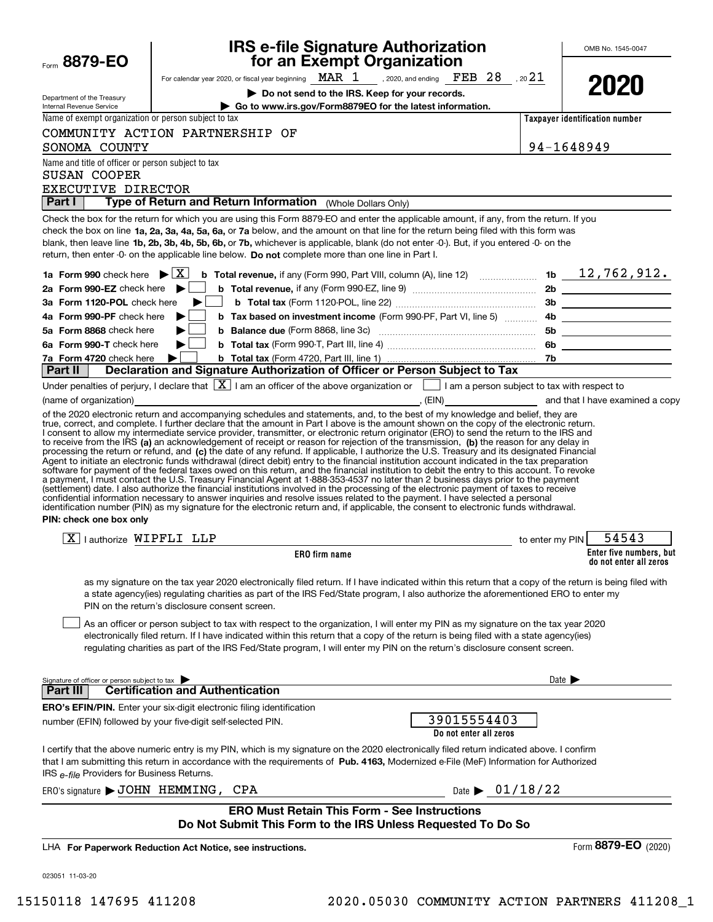Form **8879-EO**

Department of the Treasury
Internal Revenue Service

# IRS e-file Signature Authorization for an Exempt Organization

For calendar year 2020, or fiscal year beginning MAR 1 , 2020, and ending FEB 28 , 20 21

▶ **Do not send to the IRS. Keep for your records.**

▶ **Go to www.irs.gov/Form8879EO for the latest information.**

OMB No. 1545-0047

**2020**

Name of exempt organization or person subject to tax: COMMUNITY ACTION PARTNERSHIP OF SONOMA COUNTY

**Taxpayer identification number:** 94-1648949

Name and title of officer or person subject to tax: SUSAN COOPER, EXECUTIVE DIRECTOR

## Part I — Type of Return and Return Information (Whole Dollars Only)

Check the box for the return for which you are using this Form 8879-EO and enter the applicable amount, if any, from the return. If you check the box on line **1a, 2a, 3a, 4a, 5a, 6a,** or **7a** below, and the amount on that line for the return being filed with this form was blank, then leave line **1b, 2b, 3b, 4b, 5b, 6b,** or **7b,** whichever is applicable, blank (do not enter -0-). But, if you entered -0- on the return, then enter -0- on the applicable line below. **Do not** complete more than one line in Part I.

| | | | |
|---|---|---|---|
| **1a Form 990** check here ▶ [X] | **b Total revenue,** if any (Form 990, Part VIII, column (A), line 12) | 1b | 12,762,912. |
| **2a Form 990-EZ** check here ▶ [ ] | **b Total revenue,** if any (Form 990-EZ, line 9) | 2b | |
| **3a Form 1120-POL** check here ▶ [ ] | **b Total tax** (Form 1120-POL, line 22) | 3b | |
| **4a Form 990-PF** check here ▶ [ ] | **b Tax based on investment income** (Form 990-PF, Part VI, line 5) | 4b | |
| **5a Form 8868** check here ▶ [ ] | **b Balance due** (Form 8868, line 3c) | 5b | |
| **6a Form 990-T** check here ▶ [ ] | **b Total tax** (Form 990-T, Part III, line 4) | 6b | |
| **7a Form 4720** check here ▶ [ ] | **b Total tax** (Form 4720, Part III, line 1) | 7b | |

## Part II — Declaration and Signature Authorization of Officer or Person Subject to Tax

Under penalties of perjury, I declare that [X] I am an officer of the above organization or [ ] I am a person subject to tax with respect to (name of organization) ________________, (EIN) ________________ and that I have examined a copy of the 2020 electronic return and accompanying schedules and statements, and, to the best of my knowledge and belief, they are true, correct, and complete. I further declare that the amount in Part I above is the amount shown on the copy of the electronic return. I consent to allow my intermediate service provider, transmitter, or electronic return originator (ERO) to send the return to the IRS and to receive from the IRS **(a)** an acknowledgement of receipt or reason for rejection of the transmission, **(b)** the reason for any delay in processing the return or refund, and **(c)** the date of any refund. If applicable, I authorize the U.S. Treasury and its designated Financial Agent to initiate an electronic funds withdrawal (direct debit) entry to the financial institution account indicated in the tax preparation software for payment of the federal taxes owed on this return, and the financial institution to debit the entry to this account. To revoke a payment, I must contact the U.S. Treasury Financial Agent at 1-888-353-4537 no later than 2 business days prior to the payment (settlement) date. I also authorize the financial institutions involved in the processing of the electronic payment of taxes to receive confidential information necessary to answer inquiries and resolve issues related to the payment. I have selected a personal identification number (PIN) as my signature for the electronic return and, if applicable, the consent to electronic funds withdrawal.

**PIN: check one box only**

[X] I authorize WIPFLI LLP (**ERO firm name**) to enter my PIN 54543 (**Enter five numbers, but do not enter all zeros**)

as my signature on the tax year 2020 electronically filed return. If I have indicated within this return that a copy of the return is being filed with a state agency(ies) regulating charities as part of the IRS Fed/State program, I also authorize the aforementioned ERO to enter my PIN on the return's disclosure consent screen.

[ ] As an officer or person subject to tax with respect to the organization, I will enter my PIN as my signature on the tax year 2020 electronically filed return. If I have indicated within this return that a copy of the return is being filed with a state agency(ies) regulating charities as part of the IRS Fed/State program, I will enter my PIN on the return's disclosure consent screen.

Signature of officer or person subject to tax ▶ ________________ Date ▶ ________

## Part III — Certification and Authentication

**ERO's EFIN/PIN.** Enter your six-digit electronic filing identification number (EFIN) followed by your five-digit self-selected PIN.

39015554403 (**Do not enter all zeros**)

I certify that the above numeric entry is my PIN, which is my signature on the 2020 electronically filed return indicated above. I confirm that I am submitting this return in accordance with the requirements of **Pub. 4163,** Modernized e-File (MeF) Information for Authorized IRS *e-file* Providers for Business Returns.

ERO's signature ▶ JOHN HEMMING, CPA Date ▶ 01/18/22

**ERO Must Retain This Form - See Instructions**
**Do Not Submit This Form to the IRS Unless Requested To Do So**

LHA **For Paperwork Reduction Act Notice, see instructions.**

Form **8879-EO** (2020)

023051 11-03-20

15150118 147695 411208 2020.05030 COMMUNITY ACTION PARTNERS 411208_1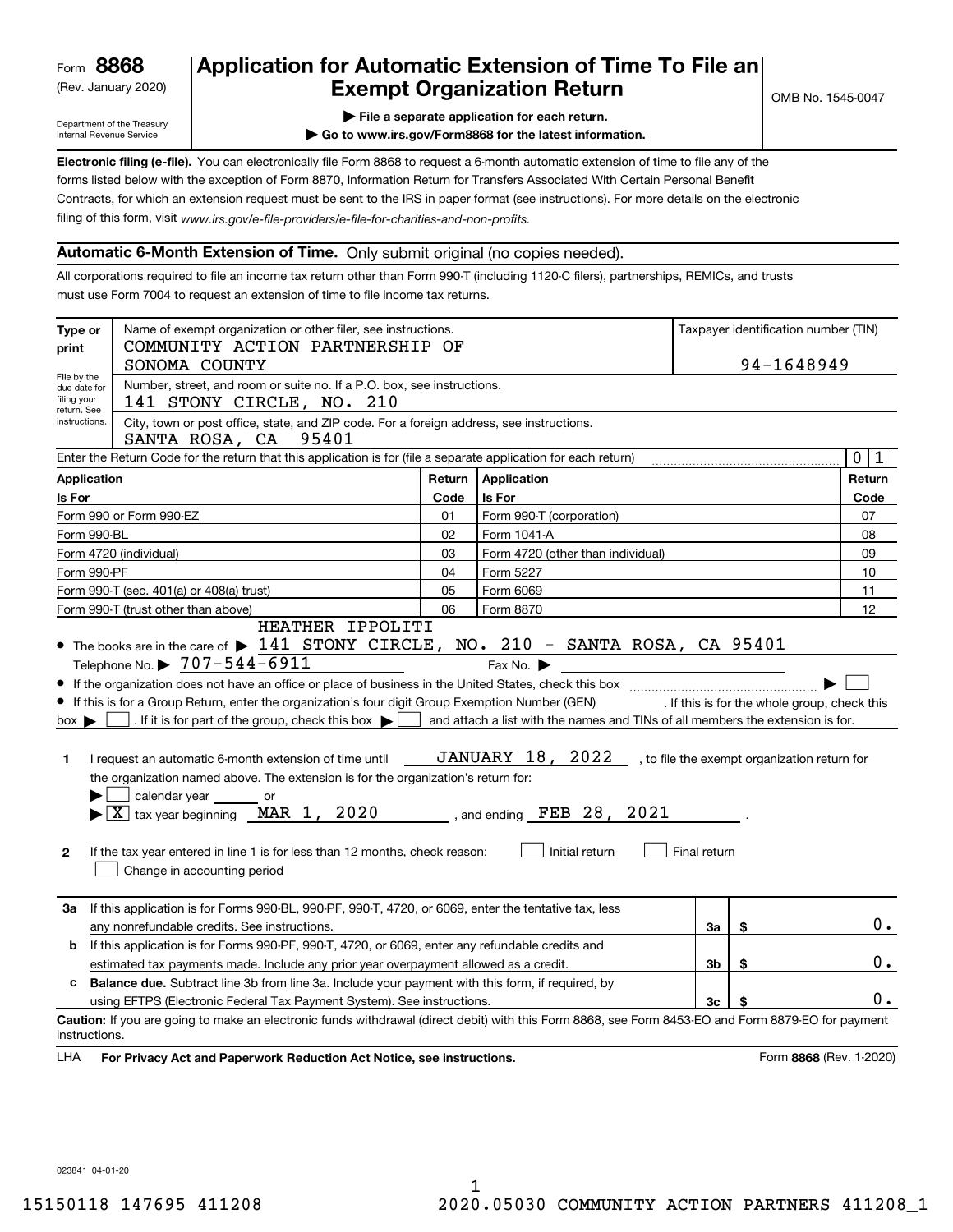Form **8868**
(Rev. January 2020)

Department of the Treasury
Internal Revenue Service

# Application for Automatic Extension of Time To File an Exempt Organization Return

OMB No. 1545-0047

▶ File a separate application for each return.

▶ Go to www.irs.gov/Form8868 for the latest information.

**Electronic filing (e-file).** You can electronically file Form 8868 to request a 6-month automatic extension of time to file any of the forms listed below with the exception of Form 8870, Information Return for Transfers Associated With Certain Personal Benefit Contracts, for which an extension request must be sent to the IRS in paper format (see instructions). For more details on the electronic filing of this form, visit *www.irs.gov/e-file-providers/e-file-for-charities-and-non-profits.*

## Automatic 6-Month Extension of Time. Only submit original (no copies needed).

All corporations required to file an income tax return other than Form 990-T (including 1120-C filers), partnerships, REMICs, and trusts must use Form 7004 to request an extension of time to file income tax returns.

| **Type or print** | Name of exempt organization or other filer, see instructions. COMMUNITY ACTION PARTNERSHIP OF SONOMA COUNTY | Taxpayer identification number (TIN) 94-1648949 |
|---|---|---|
| File by the due date for filing your return. See instructions. | Number, street, and room or suite no. If a P.O. box, see instructions. 141 STONY CIRCLE, NO. 210 | |
| | City, town or post office, state, and ZIP code. For a foreign address, see instructions. SANTA ROSA, CA 95401 | |

Enter the Return Code for the return that this application is for (file a separate application for each return) ..... 0 1

| Application Is For | Return Code | Application Is For | Return Code |
|---|---|---|---|
| Form 990 or Form 990-EZ | 01 | Form 990-T (corporation) | 07 |
| Form 990-BL | 02 | Form 1041-A | 08 |
| Form 4720 (individual) | 03 | Form 4720 (other than individual) | 09 |
| Form 990-PF | 04 | Form 5227 | 10 |
| Form 990-T (sec. 401(a) or 408(a) trust) | 05 | Form 6069 | 11 |
| Form 990-T (trust other than above) | 06 | Form 8870 | 12 |

- The books are in the care of ▶ HEATHER IPPOLITI 141 STONY CIRCLE, NO. 210 - SANTA ROSA, CA 95401
  Telephone No. ▶ 707-544-6911 Fax No. ▶
- If the organization does not have an office or place of business in the United States, check this box ..... ▶ ☐
- If this is for a Group Return, enter the organization's four digit Group Exemption Number (GEN) _______ . If this is for the whole group, check this box ▶ ☐ . If it is for part of the group, check this box ▶ ☐ and attach a list with the names and TINs of all members the extension is for.

**1** I request an automatic 6-month extension of time until JANUARY 18, 2022 , to file the exempt organization return for the organization named above. The extension is for the organization's return for:
▶ ☐ calendar year _______ or
▶ ☒ tax year beginning MAR 1, 2020 , and ending FEB 28, 2021 .

**2** If the tax year entered in line 1 is for less than 12 months, check reason: ☐ Initial return ☐ Final return
☐ Change in accounting period

| | | | |
|---|---|---|---|
| **3a** | If this application is for Forms 990-BL, 990-PF, 990-T, 4720, or 6069, enter the tentative tax, less any nonrefundable credits. See instructions. | 3a | $ 0. |
| **b** | If this application is for Forms 990-PF, 990-T, 4720, or 6069, enter any refundable credits and estimated tax payments made. Include any prior year overpayment allowed as a credit. | 3b | $ 0. |
| **c** | **Balance due.** Subtract line 3b from line 3a. Include your payment with this form, if required, by using EFTPS (Electronic Federal Tax Payment System). See instructions. | 3c | $ 0. |

**Caution:** If you are going to make an electronic funds withdrawal (direct debit) with this Form 8868, see Form 8453-EO and Form 8879-EO for payment instructions.

LHA **For Privacy Act and Paperwork Reduction Act Notice, see instructions.** Form **8868** (Rev. 1-2020)

023841 04-01-20

15150118 147695 411208 2020.05030 COMMUNITY ACTION PARTNERS 411208_1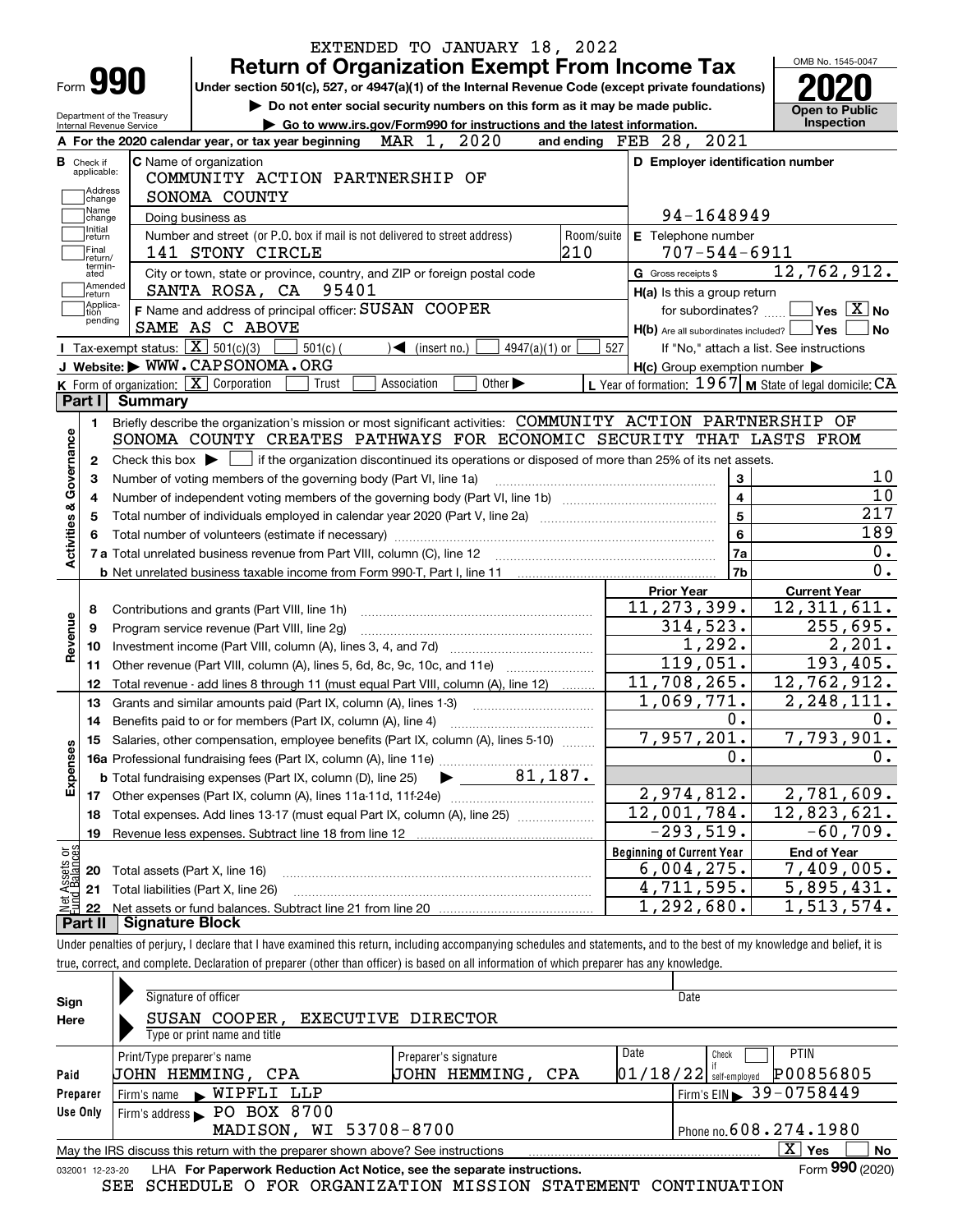EXTENDED TO JANUARY 18, 2022

# Form 990 — Return of Organization Exempt From Income Tax

Under section 501(c), 527, or 4947(a)(1) of the Internal Revenue Code (except private foundations)

▶ Do not enter social security numbers on this form as it may be made public.

▶ Go to www.irs.gov/Form990 for instructions and the latest information.

Department of the Treasury
Internal Revenue Service

OMB No. 1545-0047

**2020**

Open to Public Inspection

**A** For the 2020 calendar year, or tax year beginning MAR 1, 2020 and ending FEB 28, 2021

**B** Check if applicable: Address change, Name change, Initial return, Final return/terminated, Amended return, Application pending

**C** Name of organization: COMMUNITY ACTION PARTNERSHIP OF SONOMA COUNTY

Doing business as

Number and street (or P.O. box if mail is not delivered to street address): 141 STONY CIRCLE — Room/suite: 210

City or town, state or province, country, and ZIP or foreign postal code: SANTA ROSA, CA 95401

**D** Employer identification number: 94-1648949

**E** Telephone number: 707-544-6911

**G** Gross receipts $ 12,762,912.

**F** Name and address of principal officer: SUSAN COOPER, SAME AS C ABOVE

**H(a)** Is this a group return for subordinates? ☐ Yes ☒ No

**H(b)** Are all subordinates included? ☐ Yes ☐ No — If "No," attach a list. See instructions

**H(c)** Group exemption number ▶

**I** Tax-exempt status: ☒ 501(c)(3) ☐ 501(c) ( ) ◀ (insert no.) ☐ 4947(a)(1) or ☐ 527

**J** Website: ▶ WWW.CAPSONOMA.ORG

**K** Form of organization: ☒ Corporation ☐ Trust ☐ Association ☐ Other ▶

**L** Year of formation: 1967 **M** State of legal domicile: CA

## Part I Summary

**Activities & Governance**

1 Briefly describe the organization's mission or most significant activities: COMMUNITY ACTION PARTNERSHIP OF SONOMA COUNTY CREATES PATHWAYS FOR ECONOMIC SECURITY THAT LASTS FROM

2 Check this box ▶ ☐ if the organization discontinued its operations or disposed of more than 25% of its net assets.

| Line | Description | | Value |
|---|---|---|---|
| 3 | Number of voting members of the governing body (Part VI, line 1a) | 3 | 10 |
| 4 | Number of independent voting members of the governing body (Part VI, line 1b) | 4 | 10 |
| 5 | Total number of individuals employed in calendar year 2020 (Part V, line 2a) | 5 | 217 |
| 6 | Total number of volunteers (estimate if necessary) | 6 | 189 |
| 7a | Total unrelated business revenue from Part VIII, column (C), line 12 | 7a | 0. |
| 7b | Net unrelated business taxable income from Form 990-T, Part I, line 11 | 7b | 0. |

| | Line | Description | Prior Year | Current Year |
|---|---|---|---|---|
| Revenue | 8 | Contributions and grants (Part VIII, line 1h) | 11,273,399. | 12,311,611. |
| | 9 | Program service revenue (Part VIII, line 2g) | 314,523. | 255,695. |
| | 10 | Investment income (Part VIII, column (A), lines 3, 4, and 7d) | 1,292. | 2,201. |
| | 11 | Other revenue (Part VIII, column (A), lines 5, 6d, 8c, 9c, 10c, and 11e) | 119,051. | 193,405. |
| | 12 | Total revenue - add lines 8 through 11 (must equal Part VIII, column (A), line 12) | 11,708,265. | 12,762,912. |
| Expenses | 13 | Grants and similar amounts paid (Part IX, column (A), lines 1-3) | 1,069,771. | 2,248,111. |
| | 14 | Benefits paid to or for members (Part IX, column (A), line 4) | 0. | 0. |
| | 15 | Salaries, other compensation, employee benefits (Part IX, column (A), lines 5-10) | 7,957,201. | 7,793,901. |
| | 16a | Professional fundraising fees (Part IX, column (A), line 11e) | 0. | 0. |
| | b | Total fundraising expenses (Part IX, column (D), line 25) ▶ 81,187. | | |
| | 17 | Other expenses (Part IX, column (A), lines 11a-11d, 11f-24e) | 2,974,812. | 2,781,609. |
| | 18 | Total expenses. Add lines 13-17 (must equal Part IX, column (A), line 25) | 12,001,784. | 12,823,621. |
| | 19 | Revenue less expenses. Subtract line 18 from line 12 | -293,519. | -60,709. |

| | Line | Description | Beginning of Current Year | End of Year |
|---|---|---|---|---|
| Net Assets or Fund Balances | 20 | Total assets (Part X, line 16) | 6,004,275. | 7,409,005. |
| | 21 | Total liabilities (Part X, line 26) | 4,711,595. | 5,895,431. |
| | 22 | Net assets or fund balances. Subtract line 21 from line 20 | 1,292,680. | 1,513,574. |

## Part II Signature Block

Under penalties of perjury, I declare that I have examined this return, including accompanying schedules and statements, and to the best of my knowledge and belief, it is true, correct, and complete. Declaration of preparer (other than officer) is based on all information of which preparer has any knowledge.

**Sign Here**

Signature of officer — Date

SUSAN COOPER, EXECUTIVE DIRECTOR
Type or print name and title

**Paid Preparer Use Only**

| Print/Type preparer's name | Preparer's signature | Date | Check if self-employed | PTIN |
|---|---|---|---|---|
| JOHN HEMMING, CPA | JOHN HEMMING, CPA | 01/18/22 | ☐ | P00856805 |

Firm's name ▶ WIPFLI LLP — Firm's EIN ▶ 39-0758449

Firm's address ▶ PO BOX 8700, MADISON, WI 53708-8700 — Phone no. 608.274.1980

May the IRS discuss this return with the preparer shown above? See instructions ☒ Yes ☐ No

032001 12-23-20 LHA For Paperwork Reduction Act Notice, see the separate instructions. Form 990 (2020)

SEE SCHEDULE O FOR ORGANIZATION MISSION STATEMENT CONTINUATION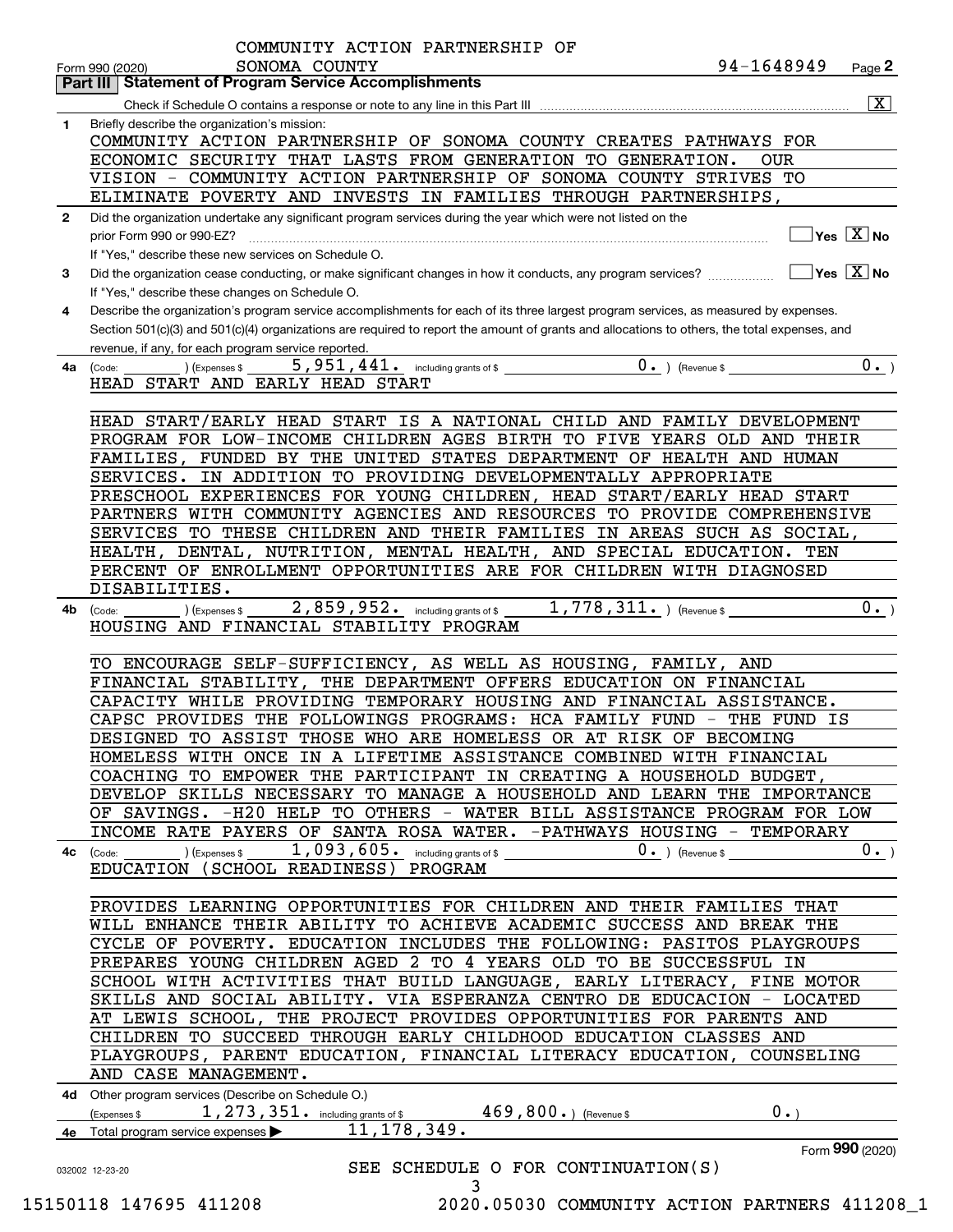COMMUNITY ACTION PARTNERSHIP OF SONOMA COUNTY 94-1648949

Form 990 (2020) Page **2**

## Part III Statement of Program Service Accomplishments

Check if Schedule O contains a response or note to any line in this Part III [X]

**1** Briefly describe the organization's mission:

COMMUNITY ACTION PARTNERSHIP OF SONOMA COUNTY CREATES PATHWAYS FOR ECONOMIC SECURITY THAT LASTS FROM GENERATION TO GENERATION. OUR VISION - COMMUNITY ACTION PARTNERSHIP OF SONOMA COUNTY STRIVES TO ELIMINATE POVERTY AND INVESTS IN FAMILIES THROUGH PARTNERSHIPS,

**2** Did the organization undertake any significant program services during the year which were not listed on the prior Form 990 or 990-EZ? [ ] Yes [X] No

If "Yes," describe these new services on Schedule O.

**3** Did the organization cease conducting, or make significant changes in how it conducts, any program services? [ ] Yes [X] No

If "Yes," describe these changes on Schedule O.

**4** Describe the organization's program service accomplishments for each of its three largest program services, as measured by expenses. Section 501(c)(3) and 501(c)(4) organizations are required to report the amount of grants and allocations to others, the total expenses, and revenue, if any, for each program service reported.

**4a** (Code: ) (Expenses $ 5,951,441. including grants of $ 0. ) (Revenue $ 0. )

HEAD START AND EARLY HEAD START

HEAD START/EARLY HEAD START IS A NATIONAL CHILD AND FAMILY DEVELOPMENT PROGRAM FOR LOW-INCOME CHILDREN AGES BIRTH TO FIVE YEARS OLD AND THEIR FAMILIES, FUNDED BY THE UNITED STATES DEPARTMENT OF HEALTH AND HUMAN SERVICES. IN ADDITION TO PROVIDING DEVELOPMENTALLY APPROPRIATE PRESCHOOL EXPERIENCES FOR YOUNG CHILDREN, HEAD START/EARLY HEAD START PARTNERS WITH COMMUNITY AGENCIES AND RESOURCES TO PROVIDE COMPREHENSIVE SERVICES TO THESE CHILDREN AND THEIR FAMILIES IN AREAS SUCH AS SOCIAL, HEALTH, DENTAL, NUTRITION, MENTAL HEALTH, AND SPECIAL EDUCATION. TEN PERCENT OF ENROLLMENT OPPORTUNITIES ARE FOR CHILDREN WITH DIAGNOSED DISABILITIES.

**4b** (Code: ) (Expenses $ 2,859,952. including grants of $ 1,778,311. ) (Revenue $ 0. )

HOUSING AND FINANCIAL STABILITY PROGRAM

TO ENCOURAGE SELF-SUFFICIENCY, AS WELL AS HOUSING, FAMILY, AND FINANCIAL STABILITY, THE DEPARTMENT OFFERS EDUCATION ON FINANCIAL CAPACITY WHILE PROVIDING TEMPORARY HOUSING AND FINANCIAL ASSISTANCE. CAPSC PROVIDES THE FOLLOWINGS PROGRAMS: HCA FAMILY FUND - THE FUND IS DESIGNED TO ASSIST THOSE WHO ARE HOMELESS OR AT RISK OF BECOMING HOMELESS WITH ONCE IN A LIFETIME ASSISTANCE COMBINED WITH FINANCIAL COACHING TO EMPOWER THE PARTICIPANT IN CREATING A HOUSEHOLD BUDGET, DEVELOP SKILLS NECESSARY TO MANAGE A HOUSEHOLD AND LEARN THE IMPORTANCE OF SAVINGS. -H20 HELP TO OTHERS - WATER BILL ASSISTANCE PROGRAM FOR LOW INCOME RATE PAYERS OF SANTA ROSA WATER. -PATHWAYS HOUSING - TEMPORARY

**4c** (Code: ) (Expenses $ 1,093,605. including grants of $ 0. ) (Revenue $ 0. )

EDUCATION (SCHOOL READINESS) PROGRAM

PROVIDES LEARNING OPPORTUNITIES FOR CHILDREN AND THEIR FAMILIES THAT WILL ENHANCE THEIR ABILITY TO ACHIEVE ACADEMIC SUCCESS AND BREAK THE CYCLE OF POVERTY. EDUCATION INCLUDES THE FOLLOWING: PASITOS PLAYGROUPS PREPARES YOUNG CHILDREN AGED 2 TO 4 YEARS OLD TO BE SUCCESSFUL IN SCHOOL WITH ACTIVITIES THAT BUILD LANGUAGE, EARLY LITERACY, FINE MOTOR SKILLS AND SOCIAL ABILITY. VIA ESPERANZA CENTRO DE EDUCACION - LOCATED AT LEWIS SCHOOL, THE PROJECT PROVIDES OPPORTUNITIES FOR PARENTS AND CHILDREN TO SUCCEED THROUGH EARLY CHILDHOOD EDUCATION CLASSES AND PLAYGROUPS, PARENT EDUCATION, FINANCIAL LITERACY EDUCATION, COUNSELING AND CASE MANAGEMENT.

**4d** Other program services (Describe on Schedule O.)

(Expenses $ 1,273,351. including grants of $ 469,800. ) (Revenue $ 0. )

**4e** Total program service expenses ▶ 11,178,349.

Form **990** (2020)

SEE SCHEDULE O FOR CONTINUATION(S)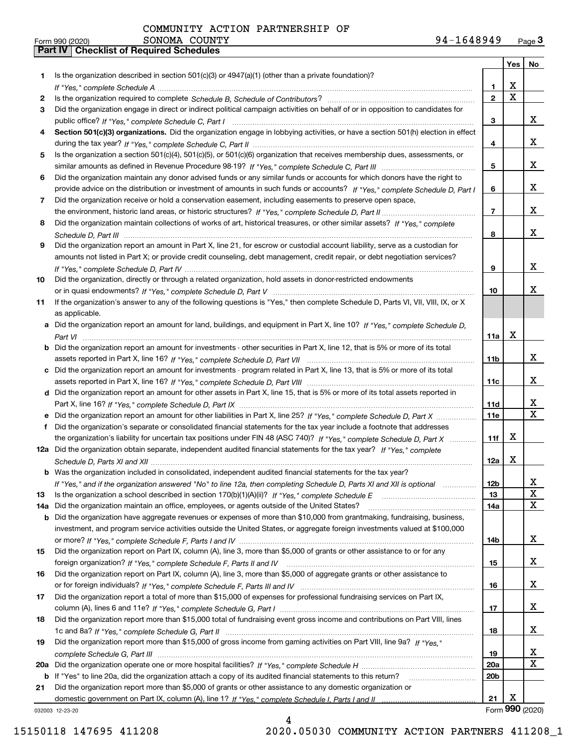COMMUNITY ACTION PARTNERSHIP OF SONOMA COUNTY 94-1648949

Form 990 (2020) Page 3

## Part IV Checklist of Required Schedules

| | | | Yes | No |
|---|---|---|---|---|
| 1 | Is the organization described in section 501(c)(3) or 4947(a)(1) (other than a private foundation)? *If "Yes," complete Schedule A* | 1 | X | |
| 2 | Is the organization required to complete *Schedule B, Schedule of Contributors*? | 2 | X | |
| 3 | Did the organization engage in direct or indirect political campaign activities on behalf of or in opposition to candidates for public office? *If "Yes," complete Schedule C, Part I* | 3 | | X |
| 4 | **Section 501(c)(3) organizations.** Did the organization engage in lobbying activities, or have a section 501(h) election in effect during the tax year? *If "Yes," complete Schedule C, Part II* | 4 | | X |
| 5 | Is the organization a section 501(c)(4), 501(c)(5), or 501(c)(6) organization that receives membership dues, assessments, or similar amounts as defined in Revenue Procedure 98-19? *If "Yes," complete Schedule C, Part III* | 5 | | X |
| 6 | Did the organization maintain any donor advised funds or any similar funds or accounts for which donors have the right to provide advice on the distribution or investment of amounts in such funds or accounts? *If "Yes," complete Schedule D, Part I* | 6 | | X |
| 7 | Did the organization receive or hold a conservation easement, including easements to preserve open space, the environment, historic land areas, or historic structures? *If "Yes," complete Schedule D, Part II* | 7 | | X |
| 8 | Did the organization maintain collections of works of art, historical treasures, or other similar assets? *If "Yes," complete Schedule D, Part III* | 8 | | X |
| 9 | Did the organization report an amount in Part X, line 21, for escrow or custodial account liability, serve as a custodian for amounts not listed in Part X; or provide credit counseling, debt management, credit repair, or debt negotiation services? *If "Yes," complete Schedule D, Part IV* | 9 | | X |
| 10 | Did the organization, directly or through a related organization, hold assets in donor-restricted endowments or in quasi endowments? *If "Yes," complete Schedule D, Part V* | 10 | | X |
| 11 | If the organization's answer to any of the following questions is "Yes," then complete Schedule D, Parts VI, VII, VIII, IX, or X as applicable. | | | |
| a | Did the organization report an amount for land, buildings, and equipment in Part X, line 10? *If "Yes," complete Schedule D, Part VI* | 11a | X | |
| b | Did the organization report an amount for investments - other securities in Part X, line 12, that is 5% or more of its total assets reported in Part X, line 16? *If "Yes," complete Schedule D, Part VII* | 11b | | X |
| c | Did the organization report an amount for investments - program related in Part X, line 13, that is 5% or more of its total assets reported in Part X, line 16? *If "Yes," complete Schedule D, Part VIII* | 11c | | X |
| d | Did the organization report an amount for other assets in Part X, line 15, that is 5% or more of its total assets reported in Part X, line 16? *If "Yes," complete Schedule D, Part IX* | 11d | | X |
| e | Did the organization report an amount for other liabilities in Part X, line 25? *If "Yes," complete Schedule D, Part X* | 11e | | X |
| f | Did the organization's separate or consolidated financial statements for the tax year include a footnote that addresses the organization's liability for uncertain tax positions under FIN 48 (ASC 740)? *If "Yes," complete Schedule D, Part X* | 11f | X | |
| 12a | Did the organization obtain separate, independent audited financial statements for the tax year? *If "Yes," complete Schedule D, Parts XI and XII* | 12a | X | |
| b | Was the organization included in consolidated, independent audited financial statements for the tax year? *If "Yes," and if the organization answered "No" to line 12a, then completing Schedule D, Parts XI and XII is optional* | 12b | | X |
| 13 | Is the organization a school described in section 170(b)(1)(A)(ii)? *If "Yes," complete Schedule E* | 13 | | X |
| 14a | Did the organization maintain an office, employees, or agents outside of the United States? | 14a | | X |
| b | Did the organization have aggregate revenues or expenses of more than $10,000 from grantmaking, fundraising, business, investment, and program service activities outside the United States, or aggregate foreign investments valued at $100,000 or more? *If "Yes," complete Schedule F, Parts I and IV* | 14b | | X |
| 15 | Did the organization report on Part IX, column (A), line 3, more than $5,000 of grants or other assistance to or for any foreign organization? *If "Yes," complete Schedule F, Parts II and IV* | 15 | | X |
| 16 | Did the organization report on Part IX, column (A), line 3, more than $5,000 of aggregate grants or other assistance to or for foreign individuals? *If "Yes," complete Schedule F, Parts III and IV* | 16 | | X |
| 17 | Did the organization report a total of more than $15,000 of expenses for professional fundraising services on Part IX, column (A), lines 6 and 11e? *If "Yes," complete Schedule G, Part I* | 17 | | X |
| 18 | Did the organization report more than $15,000 total of fundraising event gross income and contributions on Part VIII, lines 1c and 8a? *If "Yes," complete Schedule G, Part II* | 18 | | X |
| 19 | Did the organization report more than $15,000 of gross income from gaming activities on Part VIII, line 9a? *If "Yes," complete Schedule G, Part III* | 19 | | X |
| 20a | Did the organization operate one or more hospital facilities? *If "Yes," complete Schedule H* | 20a | | X |
| b | If "Yes" to line 20a, did the organization attach a copy of its audited financial statements to this return? | 20b | | |
| 21 | Did the organization report more than $5,000 of grants or other assistance to any domestic organization or domestic government on Part IX, column (A), line 1? *If "Yes," complete Schedule I, Parts I and II* | 21 | X | |

032003 12-23-20 Form **990** (2020)

15150118 147695 411208 2020.05030 COMMUNITY ACTION PARTNERS 411208_1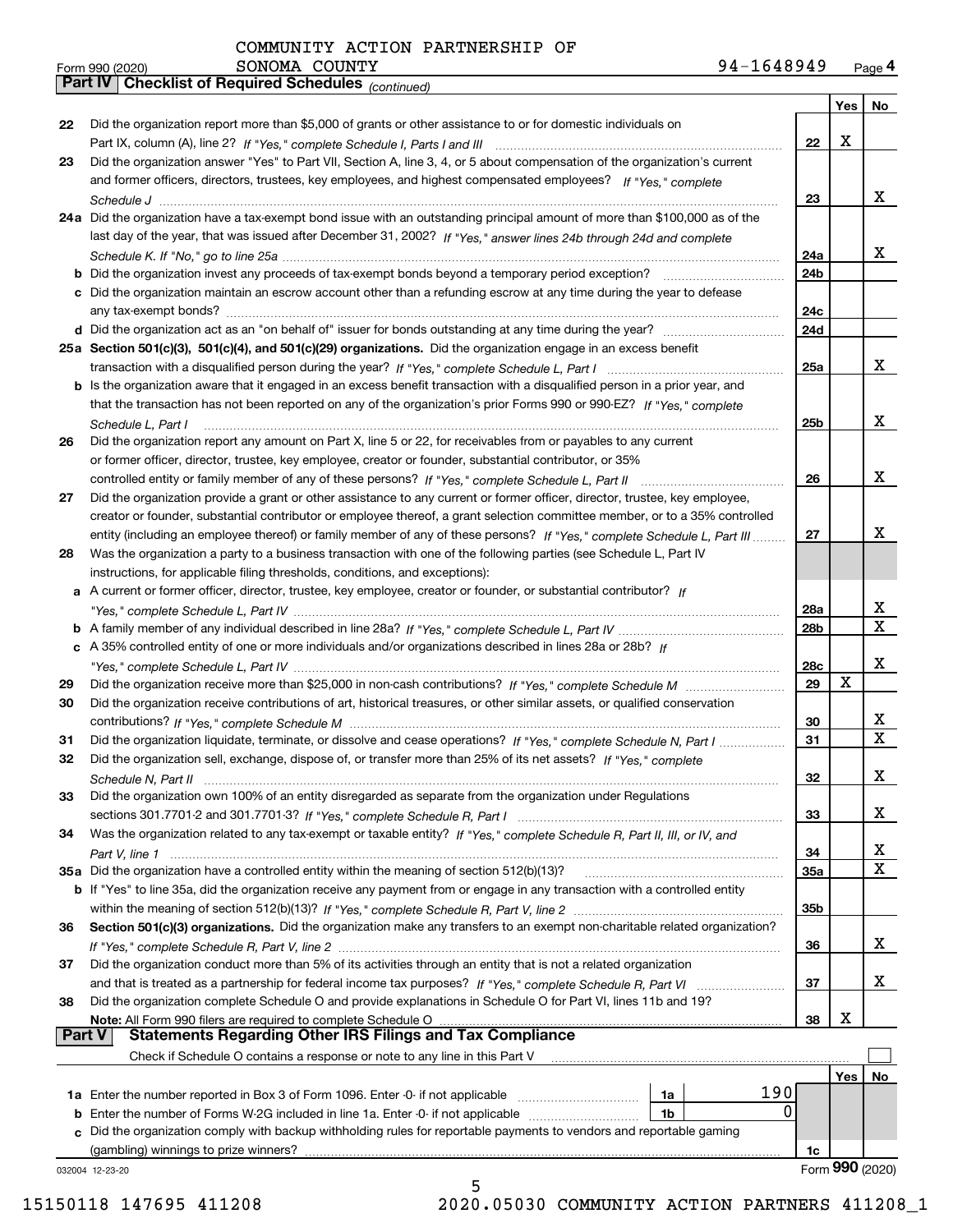COMMUNITY ACTION PARTNERSHIP OF SONOMA COUNTY 94-1648949

Form 990 (2020)

## Part IV Checklist of Required Schedules *(continued)*

| | | | Yes | No |
|---|---|---|---|---|
| 22 | Did the organization report more than $5,000 of grants or other assistance to or for domestic individuals on Part IX, column (A), line 2? *If "Yes," complete Schedule I, Parts I and III* | 22 | X | |
| 23 | Did the organization answer "Yes" to Part VII, Section A, line 3, 4, or 5 about compensation of the organization's current and former officers, directors, trustees, key employees, and highest compensated employees? *If "Yes," complete Schedule J* | 23 | | X |
| 24a | Did the organization have a tax-exempt bond issue with an outstanding principal amount of more than $100,000 as of the last day of the year, that was issued after December 31, 2002? *If "Yes," answer lines 24b through 24d and complete Schedule K. If "No," go to line 25a* | 24a | | X |
| b | Did the organization invest any proceeds of tax-exempt bonds beyond a temporary period exception? | 24b | | |
| c | Did the organization maintain an escrow account other than a refunding escrow at any time during the year to defease any tax-exempt bonds? | 24c | | |
| d | Did the organization act as an "on behalf of" issuer for bonds outstanding at any time during the year? | 24d | | |
| 25a | **Section 501(c)(3), 501(c)(4), and 501(c)(29) organizations.** Did the organization engage in an excess benefit transaction with a disqualified person during the year? *If "Yes," complete Schedule L, Part I* | 25a | | X |
| b | Is the organization aware that it engaged in an excess benefit transaction with a disqualified person in a prior year, and that the transaction has not been reported on any of the organization's prior Forms 990 or 990-EZ? *If "Yes," complete Schedule L, Part I* | 25b | | X |
| 26 | Did the organization report any amount on Part X, line 5 or 22, for receivables from or payables to any current or former officer, director, trustee, key employee, creator or founder, substantial contributor, or 35% controlled entity or family member of any of these persons? *If "Yes," complete Schedule L, Part II* | 26 | | X |
| 27 | Did the organization provide a grant or other assistance to any current or former officer, director, trustee, key employee, creator or founder, substantial contributor or employee thereof, a grant selection committee member, or to a 35% controlled entity (including an employee thereof) or family member of any of these persons? *If "Yes," complete Schedule L, Part III* | 27 | | X |
| 28 | Was the organization a party to a business transaction with one of the following parties (see Schedule L, Part IV instructions, for applicable filing thresholds, conditions, and exceptions): | | | |
| a | A current or former officer, director, trustee, key employee, creator or founder, or substantial contributor? *If "Yes," complete Schedule L, Part IV* | 28a | | X |
| b | A family member of any individual described in line 28a? *If "Yes," complete Schedule L, Part IV* | 28b | | X |
| c | A 35% controlled entity of one or more individuals and/or organizations described in lines 28a or 28b? *If "Yes," complete Schedule L, Part IV* | 28c | | X |
| 29 | Did the organization receive more than $25,000 in non-cash contributions? *If "Yes," complete Schedule M* | 29 | X | |
| 30 | Did the organization receive contributions of art, historical treasures, or other similar assets, or qualified conservation contributions? *If "Yes," complete Schedule M* | 30 | | X |
| 31 | Did the organization liquidate, terminate, or dissolve and cease operations? *If "Yes," complete Schedule N, Part I* | 31 | | X |
| 32 | Did the organization sell, exchange, dispose of, or transfer more than 25% of its net assets? *If "Yes," complete Schedule N, Part II* | 32 | | X |
| 33 | Did the organization own 100% of an entity disregarded as separate from the organization under Regulations sections 301.7701-2 and 301.7701-3? *If "Yes," complete Schedule R, Part I* | 33 | | X |
| 34 | Was the organization related to any tax-exempt or taxable entity? *If "Yes," complete Schedule R, Part II, III, or IV, and Part V, line 1* | 34 | | X |
| 35a | Did the organization have a controlled entity within the meaning of section 512(b)(13)? | 35a | | X |
| b | If "Yes" to line 35a, did the organization receive any payment from or engage in any transaction with a controlled entity within the meaning of section 512(b)(13)? *If "Yes," complete Schedule R, Part V, line 2* | 35b | | |
| 36 | **Section 501(c)(3) organizations.** Did the organization make any transfers to an exempt non-charitable related organization? *If "Yes," complete Schedule R, Part V, line 2* | 36 | | X |
| 37 | Did the organization conduct more than 5% of its activities through an entity that is not a related organization and that is treated as a partnership for federal income tax purposes? *If "Yes," complete Schedule R, Part VI* | 37 | | X |
| 38 | Did the organization complete Schedule O and provide explanations in Schedule O for Part VI, lines 11b and 19? **Note:** All Form 990 filers are required to complete Schedule O | 38 | X | |

## Part V Statements Regarding Other IRS Filings and Tax Compliance

Check if Schedule O contains a response or note to any line in this Part V ☐

| | | | | | Yes | No |
|---|---|---|---|---|---|---|
| 1a | Enter the number reported in Box 3 of Form 1096. Enter -0- if not applicable | 1a | 190 | | | |
| b | Enter the number of Forms W-2G included in line 1a. Enter -0- if not applicable | 1b | 0 | | | |
| c | Did the organization comply with backup withholding rules for reportable payments to vendors and reportable gaming (gambling) winnings to prize winners? | | | 1c | | |

032004 12-23-20

Form **990** (2020)

15150118 147695 411208 2020.05030 COMMUNITY ACTION PARTNERS 411208_1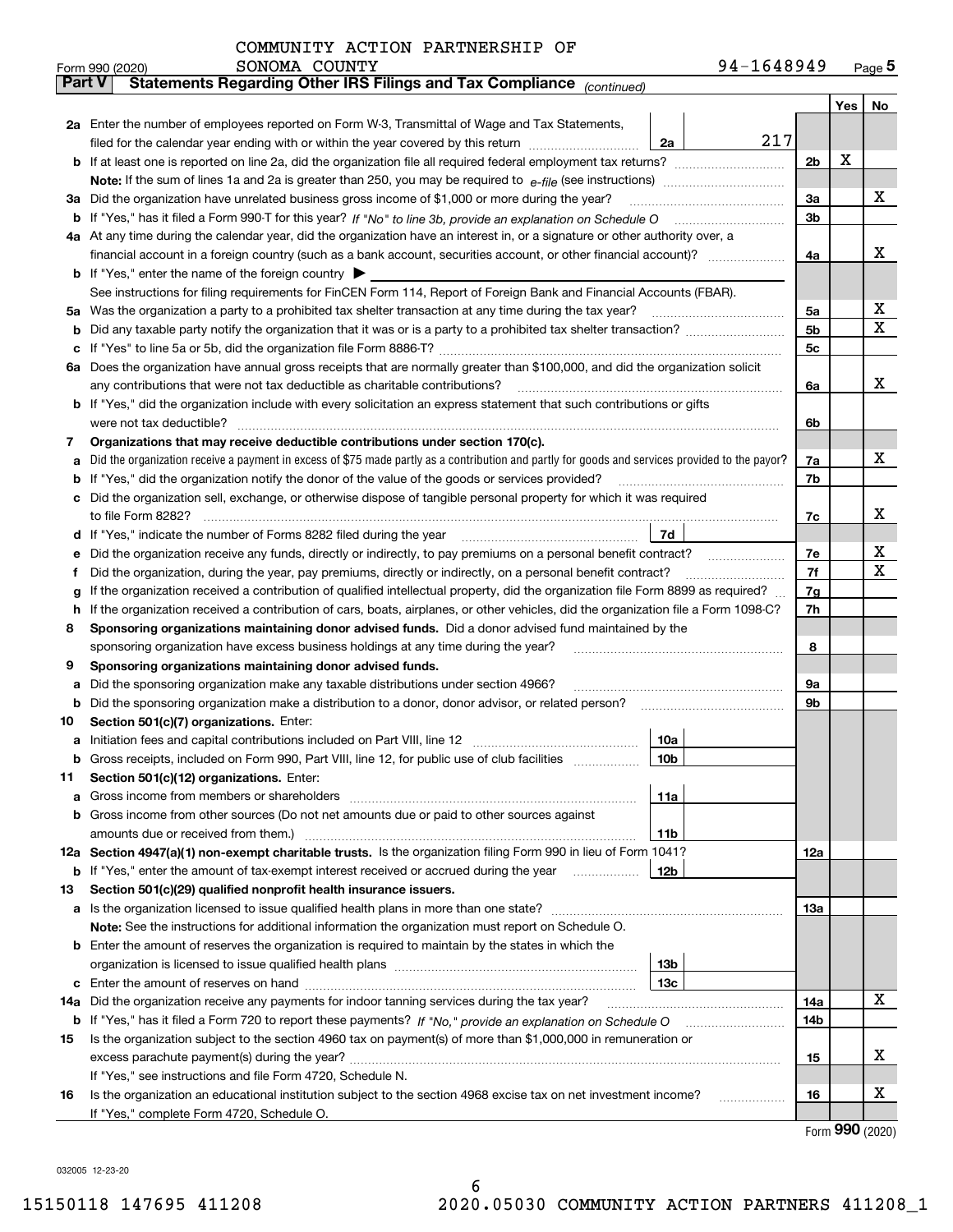COMMUNITY ACTION PARTNERSHIP OF SONOMA COUNTY 94-1648949

Form 990 (2020) Page **5**

**Part V Statements Regarding Other IRS Filings and Tax Compliance** *(continued)*

| | | | | Yes | No |
|---|---|---|---|---|---|
| **2a** | Enter the number of employees reported on Form W-3, Transmittal of Wage and Tax Statements, filed for the calendar year ending with or within the year covered by this return | 2a | 217 | | |
| **b** | If at least one is reported on line 2a, did the organization file all required federal employment tax returns? | | 2b | X | |
| | **Note:** If the sum of lines 1a and 2a is greater than 250, you may be required to *e-file* (see instructions) | | | | |
| **3a** | Did the organization have unrelated business gross income of $1,000 or more during the year? | | 3a | | X |
| **b** | If "Yes," has it filed a Form 990-T for this year? *If "No" to line 3b, provide an explanation on Schedule O* | | 3b | | |
| **4a** | At any time during the calendar year, did the organization have an interest in, or a signature or other authority over, a financial account in a foreign country (such as a bank account, securities account, or other financial account)? | | 4a | | X |
| **b** | If "Yes," enter the name of the foreign country ▶ | | | | |
| | See instructions for filing requirements for FinCEN Form 114, Report of Foreign Bank and Financial Accounts (FBAR). | | | | |
| **5a** | Was the organization a party to a prohibited tax shelter transaction at any time during the tax year? | | 5a | | X |
| **b** | Did any taxable party notify the organization that it was or is a party to a prohibited tax shelter transaction? | | 5b | | X |
| **c** | If "Yes" to line 5a or 5b, did the organization file Form 8886-T? | | 5c | | |
| **6a** | Does the organization have annual gross receipts that are normally greater than $100,000, and did the organization solicit any contributions that were not tax deductible as charitable contributions? | | 6a | | X |
| **b** | If "Yes," did the organization include with every solicitation an express statement that such contributions or gifts were not tax deductible? | | 6b | | |
| **7** | **Organizations that may receive deductible contributions under section 170(c).** | | | | |
| **a** | Did the organization receive a payment in excess of $75 made partly as a contribution and partly for goods and services provided to the payor? | | 7a | | X |
| **b** | If "Yes," did the organization notify the donor of the value of the goods or services provided? | | 7b | | |
| **c** | Did the organization sell, exchange, or otherwise dispose of tangible personal property for which it was required to file Form 8282? | | 7c | | X |
| **d** | If "Yes," indicate the number of Forms 8282 filed during the year | 7d | | | |
| **e** | Did the organization receive any funds, directly or indirectly, to pay premiums on a personal benefit contract? | | 7e | | X |
| **f** | Did the organization, during the year, pay premiums, directly or indirectly, on a personal benefit contract? | | 7f | | X |
| **g** | If the organization received a contribution of qualified intellectual property, did the organization file Form 8899 as required? | | 7g | | |
| **h** | If the organization received a contribution of cars, boats, airplanes, or other vehicles, did the organization file a Form 1098-C? | | 7h | | |
| **8** | **Sponsoring organizations maintaining donor advised funds.** Did a donor advised fund maintained by the sponsoring organization have excess business holdings at any time during the year? | | 8 | | |
| **9** | **Sponsoring organizations maintaining donor advised funds.** | | | | |
| **a** | Did the sponsoring organization make any taxable distributions under section 4966? | | 9a | | |
| **b** | Did the sponsoring organization make a distribution to a donor, donor advisor, or related person? | | 9b | | |
| **10** | **Section 501(c)(7) organizations.** Enter: | | | | |
| **a** | Initiation fees and capital contributions included on Part VIII, line 12 | 10a | | | |
| **b** | Gross receipts, included on Form 990, Part VIII, line 12, for public use of club facilities | 10b | | | |
| **11** | **Section 501(c)(12) organizations.** Enter: | | | | |
| **a** | Gross income from members or shareholders | 11a | | | |
| **b** | Gross income from other sources (Do not net amounts due or paid to other sources against amounts due or received from them.) | 11b | | | |
| **12a** | **Section 4947(a)(1) non-exempt charitable trusts.** Is the organization filing Form 990 in lieu of Form 1041? | | 12a | | |
| **b** | If "Yes," enter the amount of tax-exempt interest received or accrued during the year | 12b | | | |
| **13** | **Section 501(c)(29) qualified nonprofit health insurance issuers.** | | | | |
| **a** | Is the organization licensed to issue qualified health plans in more than one state? | | 13a | | |
| | **Note:** See the instructions for additional information the organization must report on Schedule O. | | | | |
| **b** | Enter the amount of reserves the organization is required to maintain by the states in which the organization is licensed to issue qualified health plans | 13b | | | |
| **c** | Enter the amount of reserves on hand | 13c | | | |
| **14a** | Did the organization receive any payments for indoor tanning services during the tax year? | | 14a | | X |
| **b** | If "Yes," has it filed a Form 720 to report these payments? *If "No," provide an explanation on Schedule O* | | 14b | | |
| **15** | Is the organization subject to the section 4960 tax on payment(s) of more than $1,000,000 in remuneration or excess parachute payment(s) during the year? | | 15 | | X |
| | If "Yes," see instructions and file Form 4720, Schedule N. | | | | |
| **16** | Is the organization an educational institution subject to the section 4968 excise tax on net investment income? | | 16 | | X |
| | If "Yes," complete Form 4720, Schedule O. | | | | |

Form **990** (2020)

032005 12-23-20

15150118 147695 411208 2020.05030 COMMUNITY ACTION PARTNERS 411208_1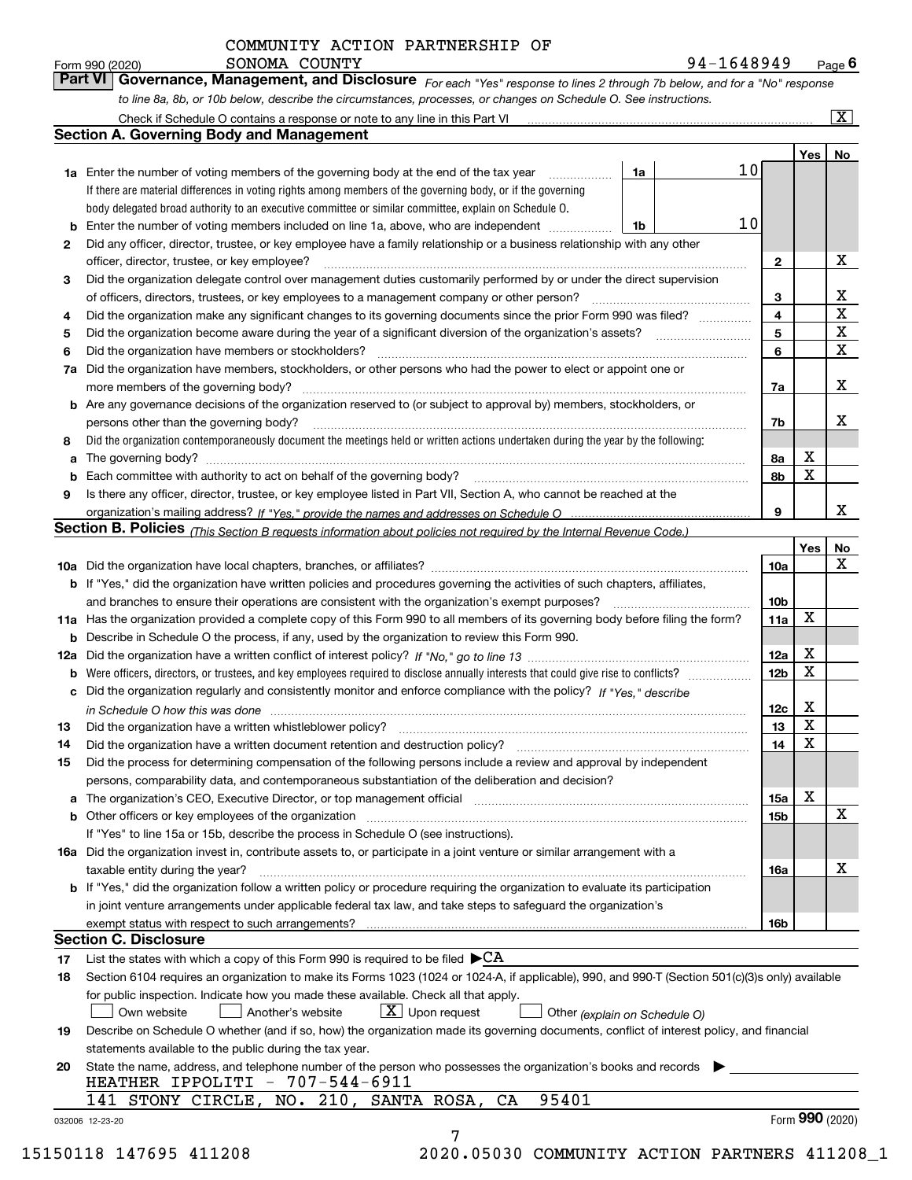COMMUNITY ACTION PARTNERSHIP OF SONOMA COUNTY 94-1648949

Form 990 (2020) Page 6

## Part VI Governance, Management, and Disclosure

*For each "Yes" response to lines 2 through 7b below, and for a "No" response to line 8a, 8b, or 10b below, describe the circumstances, processes, or changes on Schedule O. See instructions.*

Check if Schedule O contains a response or note to any line in this Part VI [X]

### Section A. Governing Body and Management

| | | | | Yes | No |
|---|---|---|---|---|---|
| 1a | Enter the number of voting members of the governing body at the end of the tax year. If there are material differences in voting rights among members of the governing body, or if the governing body delegated broad authority to an executive committee or similar committee, explain on Schedule O. | 1a: 10 | | | |
| b | Enter the number of voting members included on line 1a, above, who are independent | 1b: 10 | | | |
| 2 | Did any officer, director, trustee, or key employee have a family relationship or a business relationship with any other officer, director, trustee, or key employee? | | 2 | | X |
| 3 | Did the organization delegate control over management duties customarily performed by or under the direct supervision of officers, directors, trustees, or key employees to a management company or other person? | | 3 | | X |
| 4 | Did the organization make any significant changes to its governing documents since the prior Form 990 was filed? | | 4 | | X |
| 5 | Did the organization become aware during the year of a significant diversion of the organization's assets? | | 5 | | X |
| 6 | Did the organization have members or stockholders? | | 6 | | X |
| 7a | Did the organization have members, stockholders, or other persons who had the power to elect or appoint one or more members of the governing body? | | 7a | | X |
| b | Are any governance decisions of the organization reserved to (or subject to approval by) members, stockholders, or persons other than the governing body? | | 7b | | X |
| 8 | Did the organization contemporaneously document the meetings held or written actions undertaken during the year by the following: | | | | |
| a | The governing body? | | 8a | X | |
| b | Each committee with authority to act on behalf of the governing body? | | 8b | X | |
| 9 | Is there any officer, director, trustee, or key employee listed in Part VII, Section A, who cannot be reached at the organization's mailing address? *If "Yes," provide the names and addresses on Schedule O* | | 9 | | X |

### Section B. Policies *(This Section B requests information about policies not required by the Internal Revenue Code.)*

| | | | Yes | No |
|---|---|---|---|---|
| 10a | Did the organization have local chapters, branches, or affiliates? | 10a | | X |
| b | If "Yes," did the organization have written policies and procedures governing the activities of such chapters, affiliates, and branches to ensure their operations are consistent with the organization's exempt purposes? | 10b | | |
| 11a | Has the organization provided a complete copy of this Form 990 to all members of its governing body before filing the form? | 11a | X | |
| b | Describe in Schedule O the process, if any, used by the organization to review this Form 990. | | | |
| 12a | Did the organization have a written conflict of interest policy? *If "No," go to line 13* | 12a | X | |
| b | Were officers, directors, or trustees, and key employees required to disclose annually interests that could give rise to conflicts? | 12b | X | |
| c | Did the organization regularly and consistently monitor and enforce compliance with the policy? *If "Yes," describe in Schedule O how this was done* | 12c | X | |
| 13 | Did the organization have a written whistleblower policy? | 13 | X | |
| 14 | Did the organization have a written document retention and destruction policy? | 14 | X | |
| 15 | Did the process for determining compensation of the following persons include a review and approval by independent persons, comparability data, and contemporaneous substantiation of the deliberation and decision? | | | |
| a | The organization's CEO, Executive Director, or top management official | 15a | X | |
| b | Other officers or key employees of the organization | 15b | | X |
| | If "Yes" to line 15a or 15b, describe the process in Schedule O (see instructions). | | | |
| 16a | Did the organization invest in, contribute assets to, or participate in a joint venture or similar arrangement with a taxable entity during the year? | 16a | | X |
| b | If "Yes," did the organization follow a written policy or procedure requiring the organization to evaluate its participation in joint venture arrangements under applicable federal tax law, and take steps to safeguard the organization's exempt status with respect to such arrangements? | 16b | | |

### Section C. Disclosure

17 List the states with which a copy of this Form 990 is required to be filed ▶CA

18 Section 6104 requires an organization to make its Forms 1023 (1024 or 1024-A, if applicable), 990, and 990-T (Section 501(c)(3)s only) available for public inspection. Indicate how you made these available. Check all that apply.

[ ] Own website [ ] Another's website [X] Upon request [ ] Other *(explain on Schedule O)*

19 Describe on Schedule O whether (and if so, how) the organization made its governing documents, conflict of interest policy, and financial statements available to the public during the tax year.

20 State the name, address, and telephone number of the person who possesses the organization's books and records ▶

HEATHER IPPOLITI - 707-544-6911

141 STONY CIRCLE, NO. 210, SANTA ROSA, CA 95401

032006 12-23-20 Form **990** (2020)

15150118 147695 411208 2020.05030 COMMUNITY ACTION PARTNERS 411208_1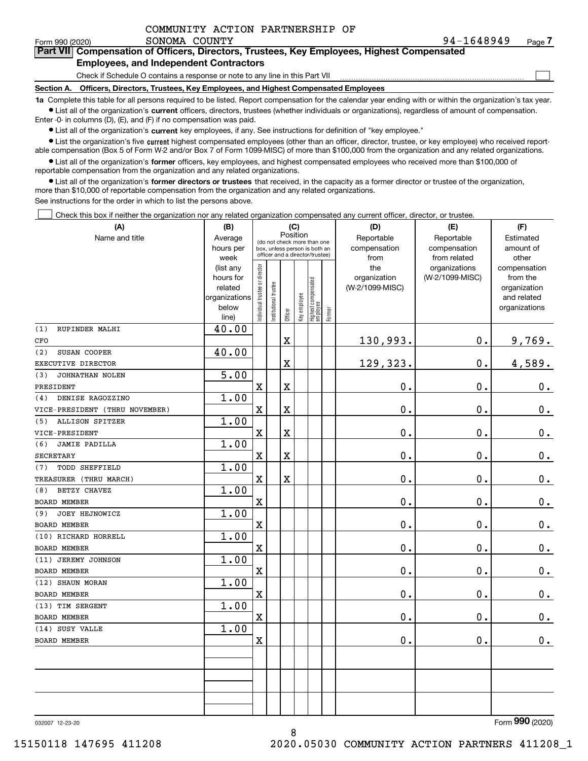COMMUNITY ACTION PARTNERSHIP OF SONOMA COUNTY 94-1648949

Form 990 (2020) Page 7

## Part VII Compensation of Officers, Directors, Trustees, Key Employees, Highest Compensated Employees, and Independent Contractors

Check if Schedule O contains a response or note to any line in this Part VII

### Section A. Officers, Directors, Trustees, Key Employees, and Highest Compensated Employees

**1a** Complete this table for all persons required to be listed. Report compensation for the calendar year ending with or within the organization's tax year.

- List all of the organization's **current** officers, directors, trustees (whether individuals or organizations), regardless of amount of compensation. Enter -0- in columns (D), (E), and (F) if no compensation was paid.
- List all of the organization's **current** key employees, if any. See instructions for definition of "key employee."
- List the organization's five **current** highest compensated employees (other than an officer, director, trustee, or key employee) who received reportable compensation (Box 5 of Form W-2 and/or Box 7 of Form 1099-MISC) of more than $100,000 from the organization and any related organizations.
- List all of the organization's **former** officers, key employees, and highest compensated employees who received more than $100,000 of reportable compensation from the organization and any related organizations.
- List all of the organization's **former directors or trustees** that received, in the capacity as a former director or trustee of the organization, more than $10,000 of reportable compensation from the organization and any related organizations.

See instructions for the order in which to list the persons above.

Check this box if neither the organization nor any related organization compensated any current officer, director, or trustee.

| (A) Name and title | (B) Average hours per week (list any hours for related organizations below line) | (C) Position (do not check more than one box, unless person is both an officer and a director/trustee): Individual trustee or director | Institutional trustee | Officer | Key employee | Highest compensated employee | Former | (D) Reportable compensation from the organization (W-2/1099-MISC) | (E) Reportable compensation from related organizations (W-2/1099-MISC) | (F) Estimated amount of other compensation from the organization and related organizations |
|---|---|---|---|---|---|---|---|---|---|---|
| (1) RUPINDER MALHI<br>CFO | 40.00 | | | X | | | | 130,993. | 0. | 9,769. |
| (2) SUSAN COOPER<br>EXECUTIVE DIRECTOR | 40.00 | | | X | | | | 129,323. | 0. | 4,589. |
| (3) JOHNATHAN NOLEN<br>PRESIDENT | 5.00 | X | | X | | | | 0. | 0. | 0. |
| (4) DENISE RAGOZZINO<br>VICE-PRESIDENT (THRU NOVEMBER) | 1.00 | X | | X | | | | 0. | 0. | 0. |
| (5) ALLISON SPITZER<br>VICE-PRESIDENT | 1.00 | X | | X | | | | 0. | 0. | 0. |
| (6) JAMIE PADILLA<br>SECRETARY | 1.00 | X | | X | | | | 0. | 0. | 0. |
| (7) TODD SHEFFIELD<br>TREASURER (THRU MARCH) | 1.00 | X | | X | | | | 0. | 0. | 0. |
| (8) BETZY CHAVEZ<br>BOARD MEMBER | 1.00 | X | | | | | | 0. | 0. | 0. |
| (9) JOEY HEJNOWICZ<br>BOARD MEMBER | 1.00 | X | | | | | | 0. | 0. | 0. |
| (10) RICHARD HORRELL<br>BOARD MEMBER | 1.00 | X | | | | | | 0. | 0. | 0. |
| (11) JEREMY JOHNSON<br>BOARD MEMBER | 1.00 | X | | | | | | 0. | 0. | 0. |
| (12) SHAUN MORAN<br>BOARD MEMBER | 1.00 | X | | | | | | 0. | 0. | 0. |
| (13) TIM SERGENT<br>BOARD MEMBER | 1.00 | X | | | | | | 0. | 0. | 0. |
| (14) SUSY VALLE<br>BOARD MEMBER | 1.00 | X | | | | | | 0. | 0. | 0. |
| | | | | | | | | | | |
| | | | | | | | | | | |
| | | | | | | | | | | |

032007 12-23-20

Form 990 (2020)

15150118 147695 411208 2020.05030 COMMUNITY ACTION PARTNERS 411208_1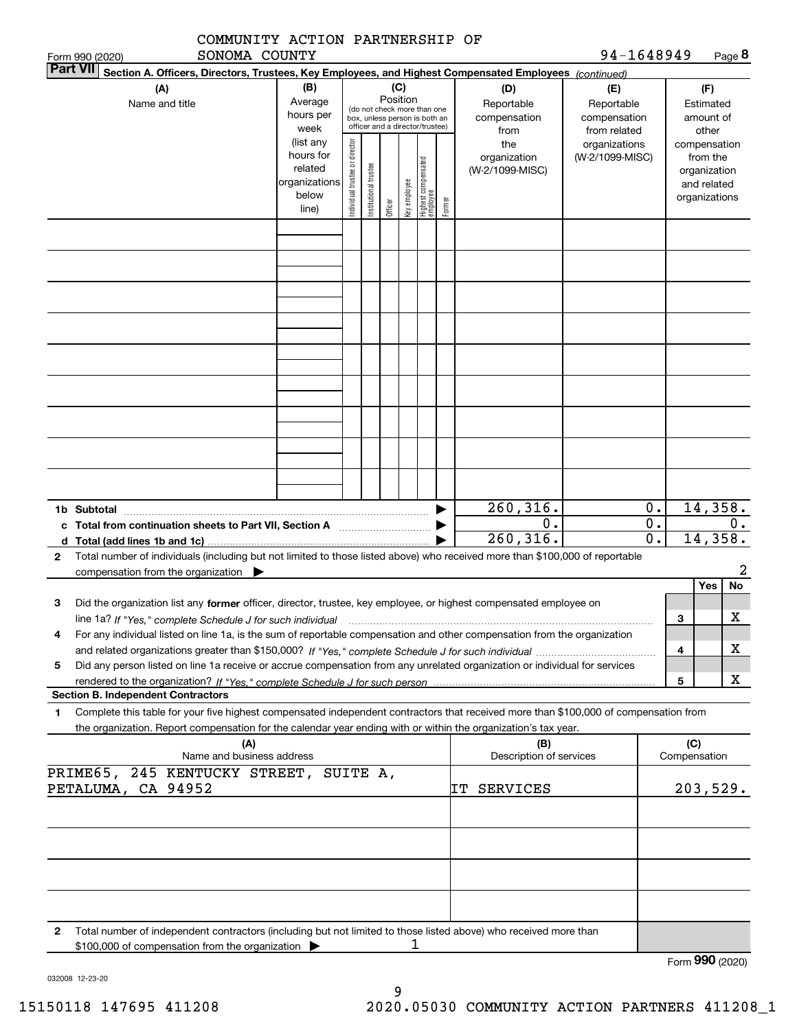COMMUNITY ACTION PARTNERSHIP OF SONOMA COUNTY

Form 990 (2020) 94-1648949 Page **8**

**Part VII** Section A. Officers, Directors, Trustees, Key Employees, and Highest Compensated Employees *(continued)*

| (A) Name and title | (B) Average hours per week (list any hours for related organizations below line) | (C) Position (do not check more than one box, unless person is both an officer and a director/trustee): Individual trustee or director | Institutional trustee | Officer | Key employee | Highest compensated employee | Former | (D) Reportable compensation from the organization (W-2/1099-MISC) | (E) Reportable compensation from related organizations (W-2/1099-MISC) | (F) Estimated amount of other compensation from the organization and related organizations |
|---|---|---|---|---|---|---|---|---|---|---|
| | | | | | | | | | | |
| | | | | | | | | | | |
| | | | | | | | | | | |
| | | | | | | | | | | |
| | | | | | | | | | | |
| | | | | | | | | | | |
| | | | | | | | | | | |
| | | | | | | | | | | |
| | | | | | | | | | | |
| **1b Subtotal** | | | | | | | ▶ | 260,316. | 0. | 14,358. |
| **c Total from continuation sheets to Part VII, Section A** | | | | | | | ▶ | 0. | 0. | 0. |
| **d Total (add lines 1b and 1c)** | | | | | | | ▶ | 260,316. | 0. | 14,358. |

**2** Total number of individuals (including but not limited to those listed above) who received more than $100,000 of reportable compensation from the organization ▶ 2

| | | Yes | No |
|---|---|---|---|
| **3** Did the organization list any **former** officer, director, trustee, key employee, or highest compensated employee on line 1a? *If "Yes," complete Schedule J for such individual* | 3 | | X |
| **4** For any individual listed on line 1a, is the sum of reportable compensation and other compensation from the organization and related organizations greater than $150,000? *If "Yes," complete Schedule J for such individual* | 4 | | X |
| **5** Did any person listed on line 1a receive or accrue compensation from any unrelated organization or individual for services rendered to the organization? *If "Yes," complete Schedule J for such person* | 5 | | X |

**Section B. Independent Contractors**

**1** Complete this table for your five highest compensated independent contractors that received more than $100,000 of compensation from the organization. Report compensation for the calendar year ending with or within the organization's tax year.

| (A) Name and business address | (B) Description of services | (C) Compensation |
|---|---|---|
| PRIME65, 245 KENTUCKY STREET, SUITE A, PETALUMA, CA 94952 | IT SERVICES | 203,529. |
| | | |
| | | |
| | | |
| | | |

**2** Total number of independent contractors (including but not limited to those listed above) who received more than $100,000 of compensation from the organization ▶ 1

Form **990** (2020)

032008 12-23-20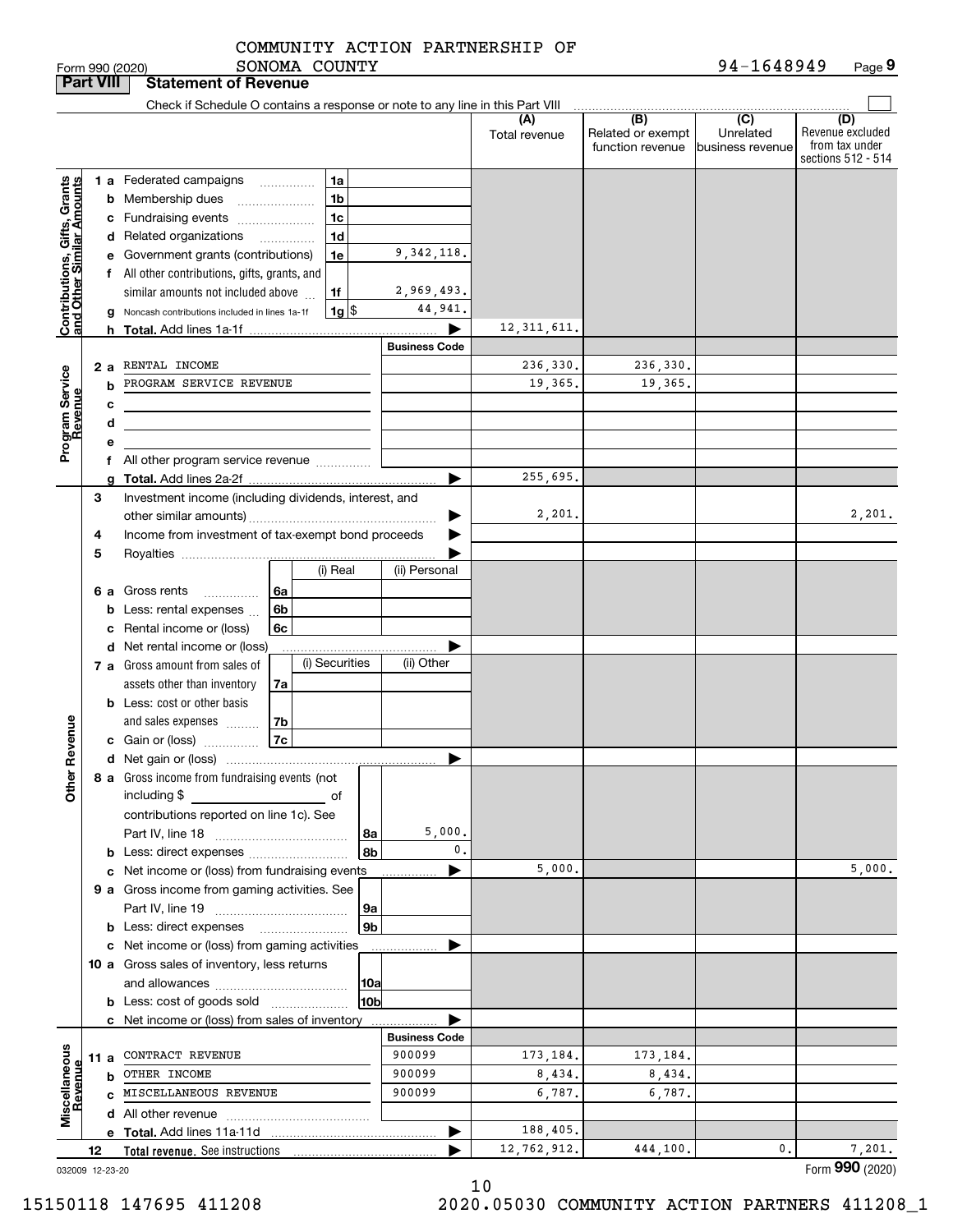COMMUNITY ACTION PARTNERSHIP OF SONOMA COUNTY 94-1648949

Form 990 (2020) Page 9

## Part VIII Statement of Revenue

Check if Schedule O contains a response or note to any line in this Part VIII

| | | | | (A) Total revenue | (B) Related or exempt function revenue | (C) Unrelated business revenue | (D) Revenue excluded from tax under sections 512 - 514 |
|---|---|---|---|---|---|---|---|
| **Contributions, Gifts, Grants and Other Similar Amounts** | 1 a Federated campaigns | 1a | | | | | |
| | b Membership dues | 1b | | | | | |
| | c Fundraising events | 1c | | | | | |
| | d Related organizations | 1d | | | | | |
| | e Government grants (contributions) | 1e | 9,342,118. | | | | |
| | f All other contributions, gifts, grants, and similar amounts not included above | 1f | 2,969,493. | | | | |
| | g Noncash contributions included in lines 1a-1f | 1g $ | 44,941. | | | | |
| | h Total. Add lines 1a-1f | | ▶ | 12,311,611. | | | |
| | | | Business Code | | | | |
| **Program Service Revenue** | 2 a RENTAL INCOME | | | 236,330. | 236,330. | | |
| | b PROGRAM SERVICE REVENUE | | | 19,365. | 19,365. | | |
| | c | | | | | | |
| | d | | | | | | |
| | e | | | | | | |
| | f All other program service revenue | | | | | | |
| | g Total. Add lines 2a-2f | | ▶ | 255,695. | | | |
| **Other Revenue** | 3 Investment income (including dividends, interest, and other similar amounts) | | ▶ | 2,201. | | | 2,201. |
| | 4 Income from investment of tax-exempt bond proceeds | | ▶ | | | | |
| | 5 Royalties | | ▶ | | | | |
| | | (i) Real | (ii) Personal | | | | |
| | 6 a Gross rents 6a | | | | | | |
| | b Less: rental expenses 6b | | | | | | |
| | c Rental income or (loss) 6c | | | | | | |
| | d Net rental income or (loss) | | ▶ | | | | |
| | | (i) Securities | (ii) Other | | | | |
| | 7 a Gross amount from sales of assets other than inventory 7a | | | | | | |
| | b Less: cost or other basis and sales expenses 7b | | | | | | |
| | c Gain or (loss) 7c | | | | | | |
| | d Net gain or (loss) | | ▶ | | | | |
| | 8 a Gross income from fundraising events (not including $ of contributions reported on line 1c). See Part IV, line 18 | 8a | 5,000. | | | | |
| | b Less: direct expenses | 8b | 0. | | | | |
| | c Net income or (loss) from fundraising events | | ▶ | 5,000. | | | 5,000. |
| | 9 a Gross income from gaming activities. See Part IV, line 19 | 9a | | | | | |
| | b Less: direct expenses | 9b | | | | | |
| | c Net income or (loss) from gaming activities | | ▶ | | | | |
| | 10 a Gross sales of inventory, less returns and allowances | 10a | | | | | |
| | b Less: cost of goods sold | 10b | | | | | |
| | c Net income or (loss) from sales of inventory | | ▶ | | | | |
| | | | Business Code | | | | |
| **Miscellaneous Revenue** | 11 a CONTRACT REVENUE | | 900099 | 173,184. | 173,184. | | |
| | b OTHER INCOME | | 900099 | 8,434. | 8,434. | | |
| | c MISCELLANEOUS REVENUE | | 900099 | 6,787. | 6,787. | | |
| | d All other revenue | | | | | | |
| | e Total. Add lines 11a-11d | | ▶ | 188,405. | | | |
| | 12 Total revenue. See instructions | | ▶ | 12,762,912. | 444,100. | 0. | 7,201. |

032009 12-23-20 Form 990 (2020)

15150118 147695 411208 2020.05030 COMMUNITY ACTION PARTNERS 411208_1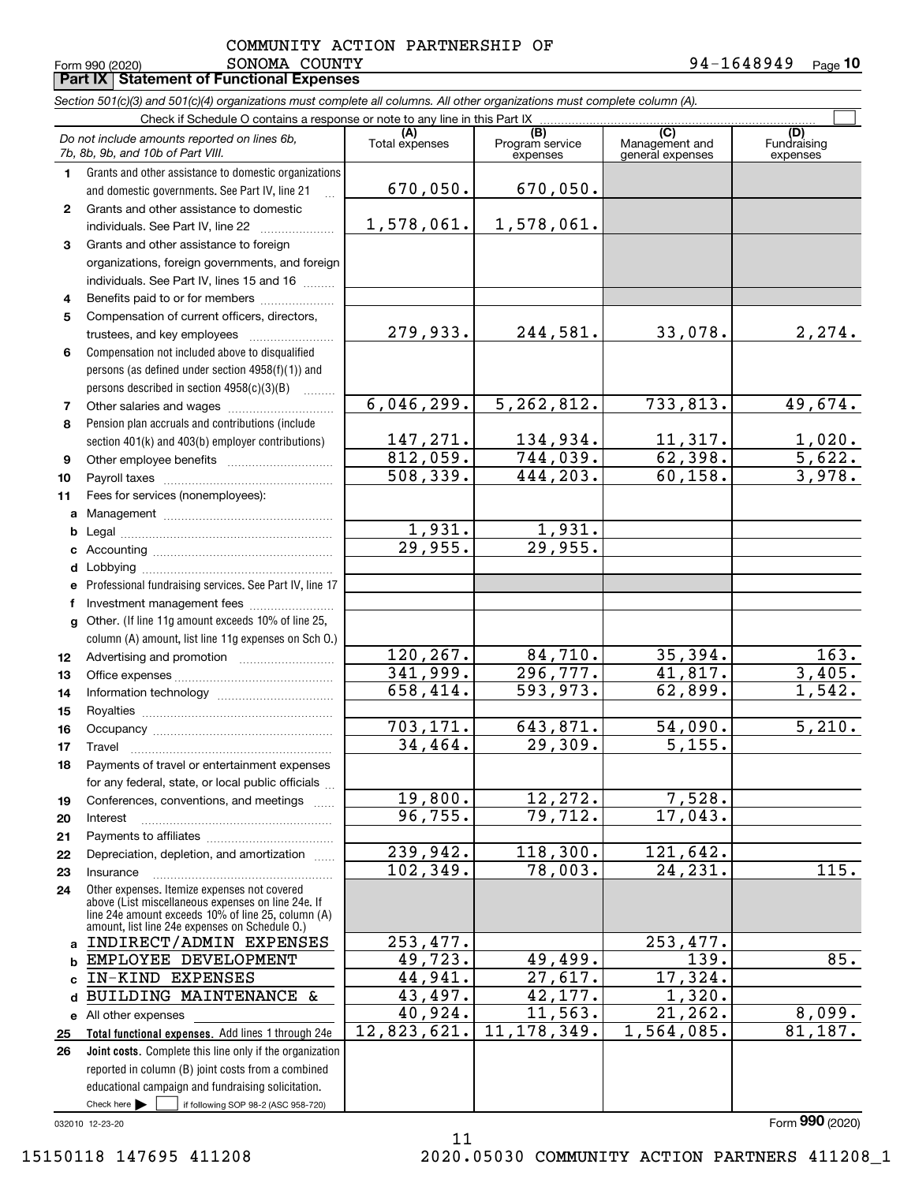COMMUNITY ACTION PARTNERSHIP OF SONOMA COUNTY

Form 990 (2020) 94-1648949 Page **10**

## Part IX Statement of Functional Expenses

*Section 501(c)(3) and 501(c)(4) organizations must complete all columns. All other organizations must complete column (A).*

Check if Schedule O contains a response or note to any line in this Part IX ☐

| | *Do not include amounts reported on lines 6b, 7b, 8b, 9b, and 10b of Part VIII.* | (A) Total expenses | (B) Program service expenses | (C) Management and general expenses | (D) Fundraising expenses |
|---|---|---|---|---|---|
| 1 | Grants and other assistance to domestic organizations and domestic governments. See Part IV, line 21 | 670,050. | 670,050. | | |
| 2 | Grants and other assistance to domestic individuals. See Part IV, line 22 | 1,578,061. | 1,578,061. | | |
| 3 | Grants and other assistance to foreign organizations, foreign governments, and foreign individuals. See Part IV, lines 15 and 16 | | | | |
| 4 | Benefits paid to or for members | | | | |
| 5 | Compensation of current officers, directors, trustees, and key employees | 279,933. | 244,581. | 33,078. | 2,274. |
| 6 | Compensation not included above to disqualified persons (as defined under section 4958(f)(1)) and persons described in section 4958(c)(3)(B) | | | | |
| 7 | Other salaries and wages | 6,046,299. | 5,262,812. | 733,813. | 49,674. |
| 8 | Pension plan accruals and contributions (include section 401(k) and 403(b) employer contributions) | 147,271. | 134,934. | 11,317. | 1,020. |
| 9 | Other employee benefits | 812,059. | 744,039. | 62,398. | 5,622. |
| 10 | Payroll taxes | 508,339. | 444,203. | 60,158. | 3,978. |
| 11 | Fees for services (nonemployees): | | | | |
| a | Management | | | | |
| b | Legal | 1,931. | 1,931. | | |
| c | Accounting | 29,955. | 29,955. | | |
| d | Lobbying | | | | |
| e | Professional fundraising services. See Part IV, line 17 | | | | |
| f | Investment management fees | | | | |
| g | Other. (If line 11g amount exceeds 10% of line 25, column (A) amount, list line 11g expenses on Sch O.) | | | | |
| 12 | Advertising and promotion | 120,267. | 84,710. | 35,394. | 163. |
| 13 | Office expenses | 341,999. | 296,777. | 41,817. | 3,405. |
| 14 | Information technology | 658,414. | 593,973. | 62,899. | 1,542. |
| 15 | Royalties | | | | |
| 16 | Occupancy | 703,171. | 643,871. | 54,090. | 5,210. |
| 17 | Travel | 34,464. | 29,309. | 5,155. | |
| 18 | Payments of travel or entertainment expenses for any federal, state, or local public officials | | | | |
| 19 | Conferences, conventions, and meetings | 19,800. | 12,272. | 7,528. | |
| 20 | Interest | 96,755. | 79,712. | 17,043. | |
| 21 | Payments to affiliates | | | | |
| 22 | Depreciation, depletion, and amortization | 239,942. | 118,300. | 121,642. | |
| 23 | Insurance | 102,349. | 78,003. | 24,231. | 115. |
| 24 | Other expenses. Itemize expenses not covered above (List miscellaneous expenses on line 24e. If line 24e amount exceeds 10% of line 25, column (A) amount, list line 24e expenses on Schedule O.) | | | | |
| a | INDIRECT/ADMIN EXPENSES | 253,477. | | 253,477. | |
| b | EMPLOYEE DEVELOPMENT | 49,723. | 49,499. | 139. | 85. |
| c | IN-KIND EXPENSES | 44,941. | 27,617. | 17,324. | |
| d | BUILDING MAINTENANCE & | 43,497. | 42,177. | 1,320. | |
| e | All other expenses | 40,924. | 11,563. | 21,262. | 8,099. |
| 25 | **Total functional expenses.** Add lines 1 through 24e | 12,823,621. | 11,178,349. | 1,564,085. | 81,187. |
| 26 | **Joint costs.** Complete this line only if the organization reported in column (B) joint costs from a combined educational campaign and fundraising solicitation. Check here ☐ if following SOP 98-2 (ASC 958-720) | | | | |

032010 12-23-20 Form **990** (2020)

15150118 147695 411208 2020.05030 COMMUNITY ACTION PARTNERS 411208_1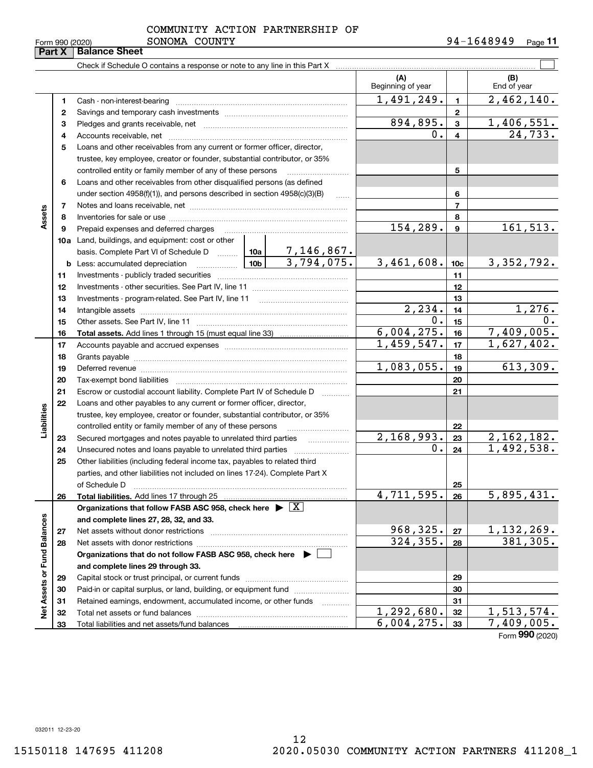COMMUNITY ACTION PARTNERSHIP OF SONOMA COUNTY

Form 990 (2020) 94-1648949

## Part X Balance Sheet

Check if Schedule O contains a response or note to any line in this Part X

| | | | (A) Beginning of year | | (B) End of year |
|---|---|---|---|---|---|
| **Assets** | 1 | Cash - non-interest-bearing | 1,491,249. | 1 | 2,462,140. |
| | 2 | Savings and temporary cash investments | | 2 | |
| | 3 | Pledges and grants receivable, net | 894,895. | 3 | 1,406,551. |
| | 4 | Accounts receivable, net | 0. | 4 | 24,733. |
| | 5 | Loans and other receivables from any current or former officer, director, trustee, key employee, creator or founder, substantial contributor, or 35% controlled entity or family member of any of these persons | | 5 | |
| | 6 | Loans and other receivables from other disqualified persons (as defined under section 4958(f)(1)), and persons described in section 4958(c)(3)(B) | | 6 | |
| | 7 | Notes and loans receivable, net | | 7 | |
| | 8 | Inventories for sale or use | | 8 | |
| | 9 | Prepaid expenses and deferred charges | 154,289. | 9 | 161,513. |
| | 10a | Land, buildings, and equipment: cost or other basis. Complete Part VI of Schedule D ... 10a 7,146,867. | | | |
| | b | Less: accumulated depreciation ... 10b 3,794,075. | 3,461,608. | 10c | 3,352,792. |
| | 11 | Investments - publicly traded securities | | 11 | |
| | 12 | Investments - other securities. See Part IV, line 11 | | 12 | |
| | 13 | Investments - program-related. See Part IV, line 11 | | 13 | |
| | 14 | Intangible assets | 2,234. | 14 | 1,276. |
| | 15 | Other assets. See Part IV, line 11 | 0. | 15 | 0. |
| | 16 | **Total assets.** Add lines 1 through 15 (must equal line 33) | 6,004,275. | 16 | 7,409,005. |
| **Liabilities** | 17 | Accounts payable and accrued expenses | 1,459,547. | 17 | 1,627,402. |
| | 18 | Grants payable | | 18 | |
| | 19 | Deferred revenue | 1,083,055. | 19 | 613,309. |
| | 20 | Tax-exempt bond liabilities | | 20 | |
| | 21 | Escrow or custodial account liability. Complete Part IV of Schedule D | | 21 | |
| | 22 | Loans and other payables to any current or former officer, director, trustee, key employee, creator or founder, substantial contributor, or 35% controlled entity or family member of any of these persons | | 22 | |
| | 23 | Secured mortgages and notes payable to unrelated third parties | 2,168,993. | 23 | 2,162,182. |
| | 24 | Unsecured notes and loans payable to unrelated third parties | 0. | 24 | 1,492,538. |
| | 25 | Other liabilities (including federal income tax, payables to related third parties, and other liabilities not included on lines 17-24). Complete Part X of Schedule D | | 25 | |
| | 26 | **Total liabilities.** Add lines 17 through 25 | 4,711,595. | 26 | 5,895,431. |
| **Net Assets or Fund Balances** | | **Organizations that follow FASB ASC 958, check here** ▶ [X] **and complete lines 27, 28, 32, and 33.** | | | |
| | 27 | Net assets without donor restrictions | 968,325. | 27 | 1,132,269. |
| | 28 | Net assets with donor restrictions | 324,355. | 28 | 381,305. |
| | | **Organizations that do not follow FASB ASC 958, check here** ▶ [ ] **and complete lines 29 through 33.** | | | |
| | 29 | Capital stock or trust principal, or current funds | | 29 | |
| | 30 | Paid-in or capital surplus, or land, building, or equipment fund | | 30 | |
| | 31 | Retained earnings, endowment, accumulated income, or other funds | | 31 | |
| | 32 | Total net assets or fund balances | 1,292,680. | 32 | 1,513,574. |
| | 33 | Total liabilities and net assets/fund balances | 6,004,275. | 33 | 7,409,005. |

Form **990** (2020)

032011 12-23-20

15150118 147695 411208 2020.05030 COMMUNITY ACTION PARTNERS 411208_1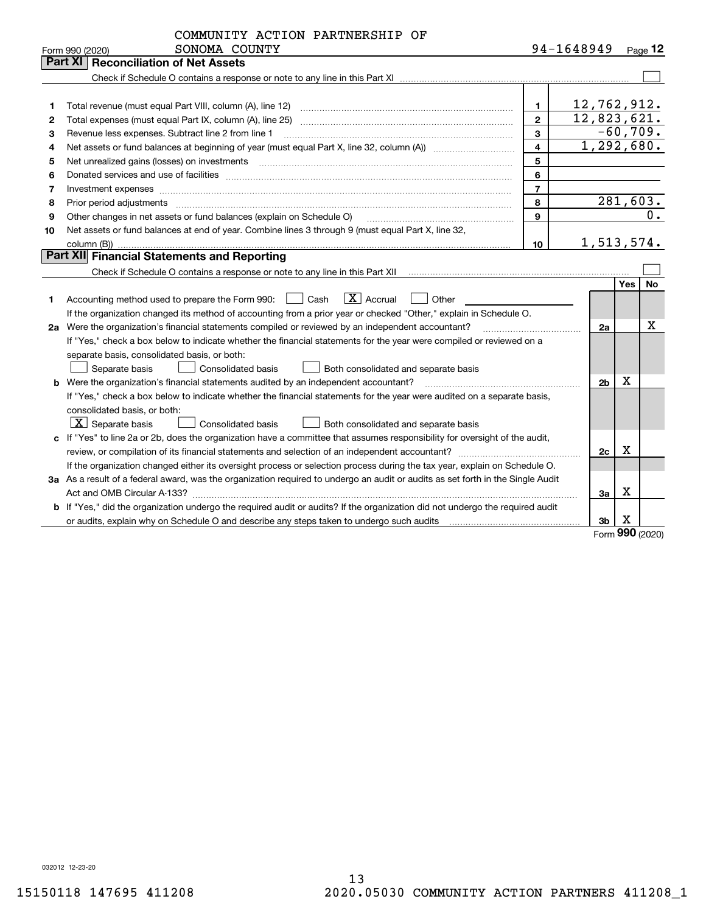COMMUNITY ACTION PARTNERSHIP OF SONOMA COUNTY 94-1648949

Form 990 (2020) Page **12**

## Part XI Reconciliation of Net Assets

Check if Schedule O contains a response or note to any line in this Part XI ☐

| | | | |
|---|---|---|---|
| 1 | Total revenue (must equal Part VIII, column (A), line 12) | 1 | 12,762,912. |
| 2 | Total expenses (must equal Part IX, column (A), line 25) | 2 | 12,823,621. |
| 3 | Revenue less expenses. Subtract line 2 from line 1 | 3 | -60,709. |
| 4 | Net assets or fund balances at beginning of year (must equal Part X, line 32, column (A)) | 4 | 1,292,680. |
| 5 | Net unrealized gains (losses) on investments | 5 | |
| 6 | Donated services and use of facilities | 6 | |
| 7 | Investment expenses | 7 | |
| 8 | Prior period adjustments | 8 | 281,603. |
| 9 | Other changes in net assets or fund balances (explain on Schedule O) | 9 | 0. |
| 10 | Net assets or fund balances at end of year. Combine lines 3 through 9 (must equal Part X, line 32, column (B)) | 10 | 1,513,574. |

## Part XII Financial Statements and Reporting

Check if Schedule O contains a response or note to any line in this Part XII ☐

| | | | Yes | No |
|---|---|---|---|---|
| 1 | Accounting method used to prepare the Form 990: ☐ Cash ☒ Accrual ☐ Other<br>If the organization changed its method of accounting from a prior year or checked "Other," explain in Schedule O. | | | |
| 2a | Were the organization's financial statements compiled or reviewed by an independent accountant?<br>If "Yes," check a box below to indicate whether the financial statements for the year were compiled or reviewed on a separate basis, consolidated basis, or both:<br>☐ Separate basis ☐ Consolidated basis ☐ Both consolidated and separate basis | 2a | | X |
| b | Were the organization's financial statements audited by an independent accountant?<br>If "Yes," check a box below to indicate whether the financial statements for the year were audited on a separate basis, consolidated basis, or both:<br>☒ Separate basis ☐ Consolidated basis ☐ Both consolidated and separate basis | 2b | X | |
| c | If "Yes" to line 2a or 2b, does the organization have a committee that assumes responsibility for oversight of the audit, review, or compilation of its financial statements and selection of an independent accountant?<br>If the organization changed either its oversight process or selection process during the tax year, explain on Schedule O. | 2c | X | |
| 3a | As a result of a federal award, was the organization required to undergo an audit or audits as set forth in the Single Audit Act and OMB Circular A-133? | 3a | X | |
| b | If "Yes," did the organization undergo the required audit or audits? If the organization did not undergo the required audit or audits, explain why on Schedule O and describe any steps taken to undergo such audits | 3b | X | |

Form **990** (2020)

032012 12-23-20

15150118 147695 411208 2020.05030 COMMUNITY ACTION PARTNERS 411208_1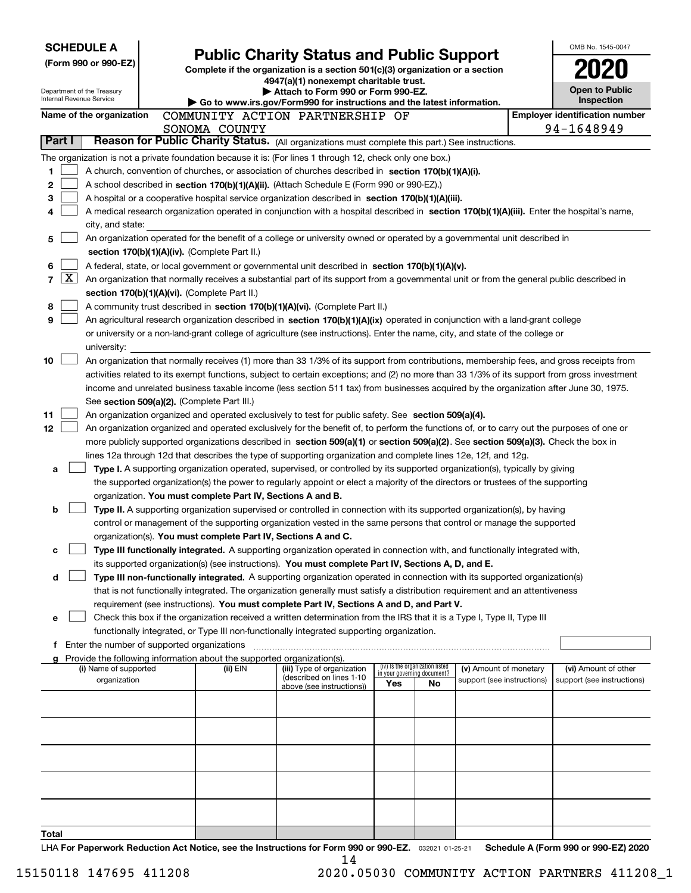**SCHEDULE A**
**(Form 990 or 990-EZ)**

Department of the Treasury
Internal Revenue Service

# Public Charity Status and Public Support

**Complete if the organization is a section 501(c)(3) organization or a section 4947(a)(1) nonexempt charitable trust.**
**▶ Attach to Form 990 or Form 990-EZ.**
**▶ Go to www.irs.gov/Form990 for instructions and the latest information.**

OMB No. 1545-0047
**2020**
**Open to Public Inspection**

**Name of the organization** COMMUNITY ACTION PARTNERSHIP OF SONOMA COUNTY
**Employer identification number** 94-1648949

**Part I** **Reason for Public Charity Status.** (All organizations must complete this part.) See instructions.

The organization is not a private foundation because it is: (For lines 1 through 12, check only one box.)

1 ☐ A church, convention of churches, or association of churches described in **section 170(b)(1)(A)(i).**

2 ☐ A school described in **section 170(b)(1)(A)(ii).** (Attach Schedule E (Form 990 or 990-EZ).)

3 ☐ A hospital or a cooperative hospital service organization described in **section 170(b)(1)(A)(iii).**

4 ☐ A medical research organization operated in conjunction with a hospital described in **section 170(b)(1)(A)(iii).** Enter the hospital's name, city, and state:

5 ☐ An organization operated for the benefit of a college or university owned or operated by a governmental unit described in **section 170(b)(1)(A)(iv).** (Complete Part II.)

6 ☐ A federal, state, or local government or governmental unit described in **section 170(b)(1)(A)(v).**

7 ☒ An organization that normally receives a substantial part of its support from a governmental unit or from the general public described in **section 170(b)(1)(A)(vi).** (Complete Part II.)

8 ☐ A community trust described in **section 170(b)(1)(A)(vi).** (Complete Part II.)

9 ☐ An agricultural research organization described in **section 170(b)(1)(A)(ix)** operated in conjunction with a land-grant college or university or a non-land-grant college of agriculture (see instructions). Enter the name, city, and state of the college or university:

10 ☐ An organization that normally receives (1) more than 33 1/3% of its support from contributions, membership fees, and gross receipts from activities related to its exempt functions, subject to certain exceptions; and (2) no more than 33 1/3% of its support from gross investment income and unrelated business taxable income (less section 511 tax) from businesses acquired by the organization after June 30, 1975. See **section 509(a)(2).** (Complete Part III.)

11 ☐ An organization organized and operated exclusively to test for public safety. See **section 509(a)(4).**

12 ☐ An organization organized and operated exclusively for the benefit of, to perform the functions of, or to carry out the purposes of one or more publicly supported organizations described in **section 509(a)(1)** or **section 509(a)(2)**. See **section 509(a)(3).** Check the box in lines 12a through 12d that describes the type of supporting organization and complete lines 12e, 12f, and 12g.

a ☐ **Type I.** A supporting organization operated, supervised, or controlled by its supported organization(s), typically by giving the supported organization(s) the power to regularly appoint or elect a majority of the directors or trustees of the supporting organization. **You must complete Part IV, Sections A and B.**

b ☐ **Type II.** A supporting organization supervised or controlled in connection with its supported organization(s), by having control or management of the supporting organization vested in the same persons that control or manage the supported organization(s). **You must complete Part IV, Sections A and C.**

c ☐ **Type III functionally integrated.** A supporting organization operated in connection with, and functionally integrated with, its supported organization(s) (see instructions). **You must complete Part IV, Sections A, D, and E.**

d ☐ **Type III non-functionally integrated.** A supporting organization operated in connection with its supported organization(s) that is not functionally integrated. The organization generally must satisfy a distribution requirement and an attentiveness requirement (see instructions). **You must complete Part IV, Sections A and D, and Part V.**

e ☐ Check this box if the organization received a written determination from the IRS that it is a Type I, Type II, Type III functionally integrated, or Type III non-functionally integrated supporting organization.

f Enter the number of supported organizations

g Provide the following information about the supported organization(s).

| (i) Name of supported organization | (ii) EIN | (iii) Type of organization (described on lines 1-10 above (see instructions)) | (iv) Is the organization listed in your governing document? Yes | No | (v) Amount of monetary support (see instructions) | (vi) Amount of other support (see instructions) |
|---|---|---|---|---|---|---|
| | | | | | | |
| | | | | | | |
| | | | | | | |
| | | | | | | |
| | | | | | | |
| **Total** | | | | | | |

LHA **For Paperwork Reduction Act Notice, see the Instructions for Form 990 or 990-EZ.** 032021 01-25-21 **Schedule A (Form 990 or 990-EZ) 2020**

15150118 147695 411208 2020.05030 COMMUNITY ACTION PARTNERS 411208_1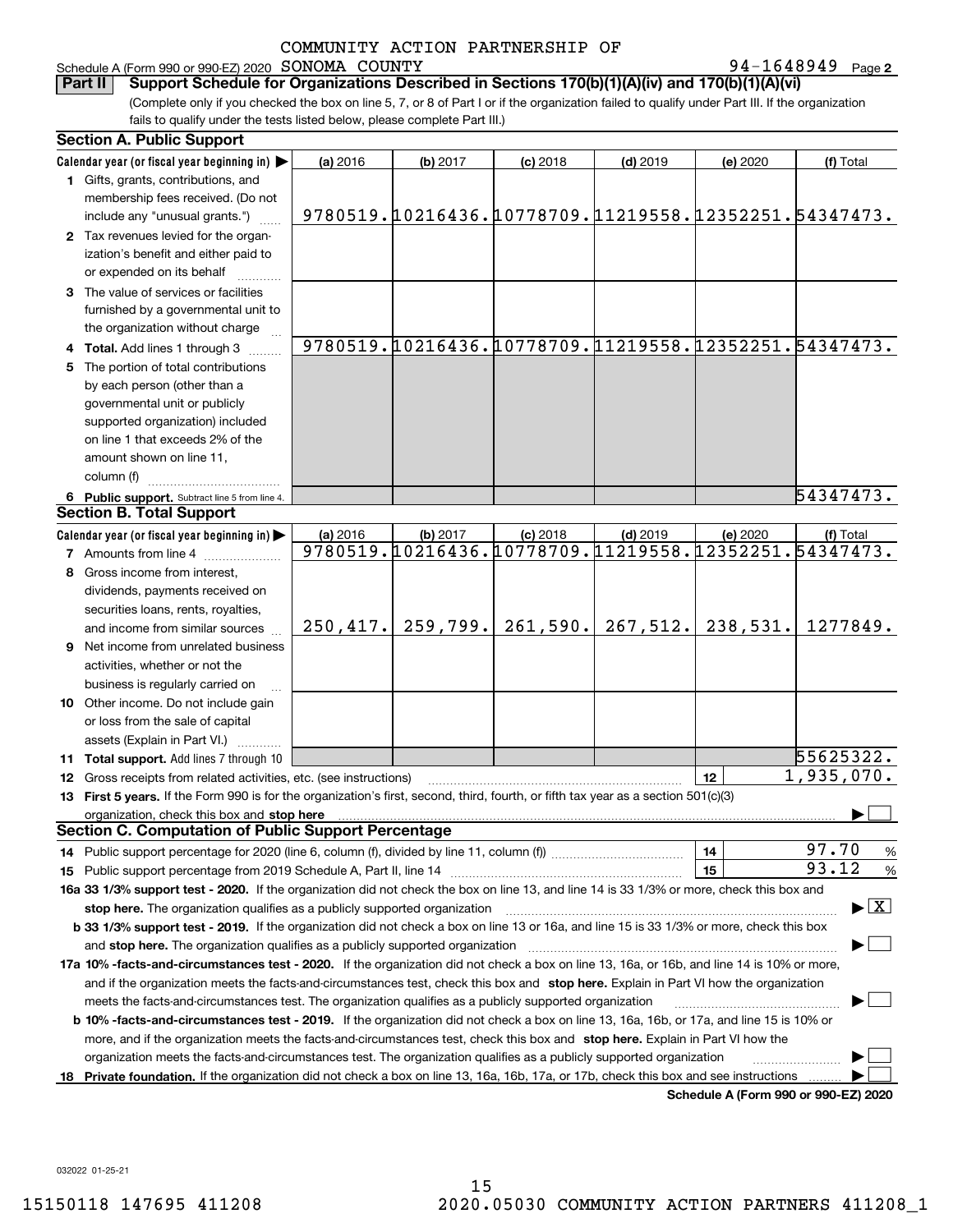COMMUNITY ACTION PARTNERSHIP OF

Schedule A (Form 990 or 990-EZ) 2020 SONOMA COUNTY 94-1648949 Page 2

**Part II** **Support Schedule for Organizations Described in Sections 170(b)(1)(A)(iv) and 170(b)(1)(A)(vi)**

(Complete only if you checked the box on line 5, 7, or 8 of Part I or if the organization failed to qualify under Part III. If the organization fails to qualify under the tests listed below, please complete Part III.)

**Section A. Public Support**

| Calendar year (or fiscal year beginning in) ▶ | (a) 2016 | (b) 2017 | (c) 2018 | (d) 2019 | (e) 2020 | (f) Total |
|---|---|---|---|---|---|---|
| **1** Gifts, grants, contributions, and membership fees received. (Do not include any "unusual grants.") | 9780519. | 10216436. | 10778709. | 11219558. | 12352251. | 54347473. |
| **2** Tax revenues levied for the organization's benefit and either paid to or expended on its behalf | | | | | | |
| **3** The value of services or facilities furnished by a governmental unit to the organization without charge | | | | | | |
| **4 Total.** Add lines 1 through 3 | 9780519. | 10216436. | 10778709. | 11219558. | 12352251. | 54347473. |
| **5** The portion of total contributions by each person (other than a governmental unit or publicly supported organization) included on line 1 that exceeds 2% of the amount shown on line 11, column (f) | | | | | | |
| **6 Public support.** Subtract line 5 from line 4. | | | | | | 54347473. |

**Section B. Total Support**

| Calendar year (or fiscal year beginning in) ▶ | (a) 2016 | (b) 2017 | (c) 2018 | (d) 2019 | (e) 2020 | (f) Total |
|---|---|---|---|---|---|---|
| **7** Amounts from line 4 | 9780519. | 10216436. | 10778709. | 11219558. | 12352251. | 54347473. |
| **8** Gross income from interest, dividends, payments received on securities loans, rents, royalties, and income from similar sources | 250,417. | 259,799. | 261,590. | 267,512. | 238,531. | 1277849. |
| **9** Net income from unrelated business activities, whether or not the business is regularly carried on | | | | | | |
| **10** Other income. Do not include gain or loss from the sale of capital assets (Explain in Part VI.) | | | | | | |
| **11 Total support.** Add lines 7 through 10 | | | | | | 55625322. |

**12** Gross receipts from related activities, etc. (see instructions) — **12** — 1,935,070.

**13 First 5 years.** If the Form 990 is for the organization's first, second, third, fourth, or fifth tax year as a section 501(c)(3) organization, check this box and **stop here** ▶ ☐

**Section C. Computation of Public Support Percentage**

**14** Public support percentage for 2020 (line 6, column (f), divided by line 11, column (f)) — **14** — 97.70 %

**15** Public support percentage from 2019 Schedule A, Part II, line 14 — **15** — 93.12 %

**16a 33 1/3% support test - 2020.** If the organization did not check the box on line 13, and line 14 is 33 1/3% or more, check this box and **stop here.** The organization qualifies as a publicly supported organization ▶ ☒

**b 33 1/3% support test - 2019.** If the organization did not check a box on line 13 or 16a, and line 15 is 33 1/3% or more, check this box and **stop here.** The organization qualifies as a publicly supported organization ▶ ☐

**17a 10% -facts-and-circumstances test - 2020.** If the organization did not check a box on line 13, 16a, or 16b, and line 14 is 10% or more, and if the organization meets the facts-and-circumstances test, check this box and **stop here.** Explain in Part VI how the organization meets the facts-and-circumstances test. The organization qualifies as a publicly supported organization ▶ ☐

**b 10% -facts-and-circumstances test - 2019.** If the organization did not check a box on line 13, 16a, 16b, or 17a, and line 15 is 10% or more, and if the organization meets the facts-and-circumstances test, check this box and **stop here.** Explain in Part VI how the organization meets the facts-and-circumstances test. The organization qualifies as a publicly supported organization ▶ ☐

**18 Private foundation.** If the organization did not check a box on line 13, 16a, 16b, 17a, or 17b, check this box and see instructions ▶ ☐

**Schedule A (Form 990 or 990-EZ) 2020**

032022 01-25-21

15150118 147695 411208 2020.05030 COMMUNITY ACTION PARTNERS 411208_1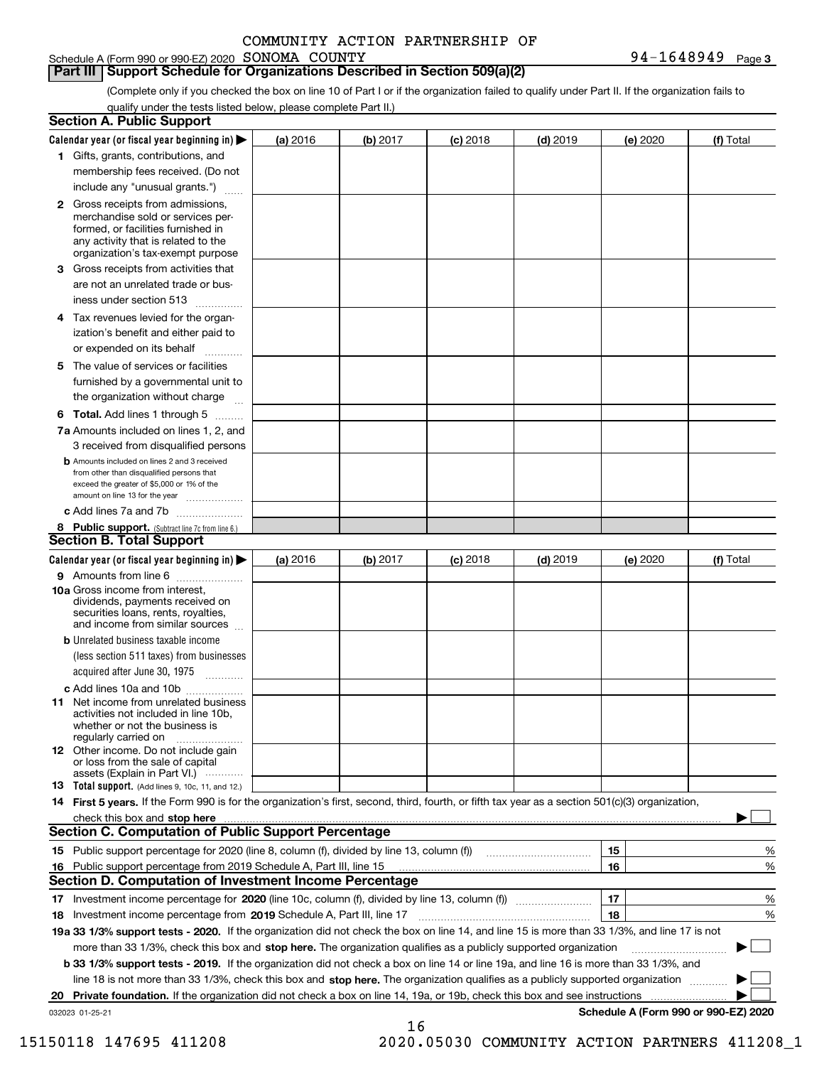COMMUNITY ACTION PARTNERSHIP OF

Schedule A (Form 990 or 990-EZ) 2020 SONOMA COUNTY 94-1648949 Page 3

## Part III Support Schedule for Organizations Described in Section 509(a)(2)

(Complete only if you checked the box on line 10 of Part I or if the organization failed to qualify under Part II. If the organization fails to qualify under the tests listed below, please complete Part II.)

### Section A. Public Support

| Calendar year (or fiscal year beginning in) ▶ | (a) 2016 | (b) 2017 | (c) 2018 | (d) 2019 | (e) 2020 | (f) Total |
|---|---|---|---|---|---|---|
| 1 Gifts, grants, contributions, and membership fees received. (Do not include any "unusual grants.") | | | | | | |
| 2 Gross receipts from admissions, merchandise sold or services performed, or facilities furnished in any activity that is related to the organization's tax-exempt purpose | | | | | | |
| 3 Gross receipts from activities that are not an unrelated trade or business under section 513 | | | | | | |
| 4 Tax revenues levied for the organization's benefit and either paid to or expended on its behalf | | | | | | |
| 5 The value of services or facilities furnished by a governmental unit to the organization without charge | | | | | | |
| 6 Total. Add lines 1 through 5 | | | | | | |
| 7a Amounts included on lines 1, 2, and 3 received from disqualified persons | | | | | | |
| b Amounts included on lines 2 and 3 received from other than disqualified persons that exceed the greater of $5,000 or 1% of the amount on line 13 for the year | | | | | | |
| c Add lines 7a and 7b | | | | | | |
| 8 Public support. (Subtract line 7c from line 6.) | | | | | | |

### Section B. Total Support

| Calendar year (or fiscal year beginning in) ▶ | (a) 2016 | (b) 2017 | (c) 2018 | (d) 2019 | (e) 2020 | (f) Total |
|---|---|---|---|---|---|---|
| 9 Amounts from line 6 | | | | | | |
| 10a Gross income from interest, dividends, payments received on securities loans, rents, royalties, and income from similar sources | | | | | | |
| b Unrelated business taxable income (less section 511 taxes) from businesses acquired after June 30, 1975 | | | | | | |
| c Add lines 10a and 10b | | | | | | |
| 11 Net income from unrelated business activities not included in line 10b, whether or not the business is regularly carried on | | | | | | |
| 12 Other income. Do not include gain or loss from the sale of capital assets (Explain in Part VI.) | | | | | | |
| 13 Total support. (Add lines 9, 10c, 11, and 12.) | | | | | | |

14 **First 5 years.** If the Form 990 is for the organization's first, second, third, fourth, or fifth tax year as a section 501(c)(3) organization, check this box and **stop here** ▶ ☐

### Section C. Computation of Public Support Percentage

| | | | |
|---|---|---|---|
| 15 | Public support percentage for 2020 (line 8, column (f), divided by line 13, column (f)) | 15 | % |
| 16 | Public support percentage from 2019 Schedule A, Part III, line 15 | 16 | % |

### Section D. Computation of Investment Income Percentage

| | | | |
|---|---|---|---|
| 17 | Investment income percentage for **2020** (line 10c, column (f), divided by line 13, column (f)) | 17 | % |
| 18 | Investment income percentage from **2019** Schedule A, Part III, line 17 | 18 | % |

**19a 33 1/3% support tests - 2020.** If the organization did not check the box on line 14, and line 15 is more than 33 1/3%, and line 17 is not more than 33 1/3%, check this box and **stop here.** The organization qualifies as a publicly supported organization ▶ ☐

**b 33 1/3% support tests - 2019.** If the organization did not check a box on line 14 or line 19a, and line 16 is more than 33 1/3%, and line 18 is not more than 33 1/3%, check this box and **stop here.** The organization qualifies as a publicly supported organization ▶ ☐

**20 Private foundation.** If the organization did not check a box on line 14, 19a, or 19b, check this box and see instructions ▶ ☐

032023 01-25-21

**Schedule A (Form 990 or 990-EZ) 2020**

15150118 147695 411208 2020.05030 COMMUNITY ACTION PARTNERS 411208_1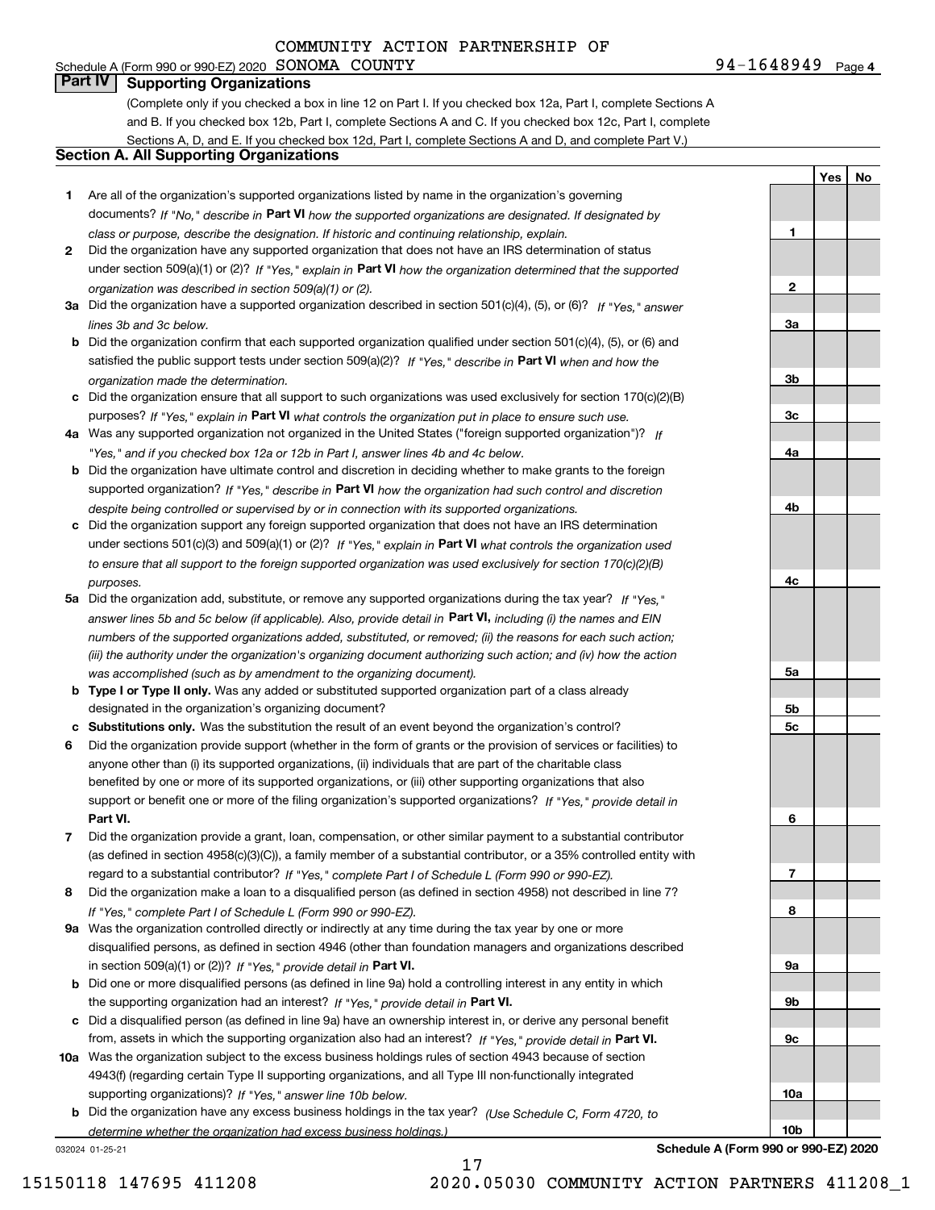COMMUNITY ACTION PARTNERSHIP OF

Schedule A (Form 990 or 990-EZ) 2020 SONOMA COUNTY 94-1648949 Page 4

## Part IV Supporting Organizations

(Complete only if you checked a box in line 12 on Part I. If you checked box 12a, Part I, complete Sections A and B. If you checked box 12b, Part I, complete Sections A and C. If you checked box 12c, Part I, complete Sections A, D, and E. If you checked box 12d, Part I, complete Sections A and D, and complete Part V.)

### Section A. All Supporting Organizations

| | | Line | Yes | No |
|---|---|---|---|---|
| **1** | Are all of the organization's supported organizations listed by name in the organization's governing documents? *If "No," describe in* **Part VI** *how the supported organizations are designated. If designated by class or purpose, describe the designation. If historic and continuing relationship, explain.* | 1 | | |
| **2** | Did the organization have any supported organization that does not have an IRS determination of status under section 509(a)(1) or (2)? *If "Yes," explain in* **Part VI** *how the organization determined that the supported organization was described in section 509(a)(1) or (2).* | 2 | | |
| **3a** | Did the organization have a supported organization described in section 501(c)(4), (5), or (6)? *If "Yes," answer lines 3b and 3c below.* | 3a | | |
| **b** | Did the organization confirm that each supported organization qualified under section 501(c)(4), (5), or (6) and satisfied the public support tests under section 509(a)(2)? *If "Yes," describe in* **Part VI** *when and how the organization made the determination.* | 3b | | |
| **c** | Did the organization ensure that all support to such organizations was used exclusively for section 170(c)(2)(B) purposes? *If "Yes," explain in* **Part VI** *what controls the organization put in place to ensure such use.* | 3c | | |
| **4a** | Was any supported organization not organized in the United States ("foreign supported organization")? *If "Yes," and if you checked box 12a or 12b in Part I, answer lines 4b and 4c below.* | 4a | | |
| **b** | Did the organization have ultimate control and discretion in deciding whether to make grants to the foreign supported organization? *If "Yes," describe in* **Part VI** *how the organization had such control and discretion despite being controlled or supervised by or in connection with its supported organizations.* | 4b | | |
| **c** | Did the organization support any foreign supported organization that does not have an IRS determination under sections 501(c)(3) and 509(a)(1) or (2)? *If "Yes," explain in* **Part VI** *what controls the organization used to ensure that all support to the foreign supported organization was used exclusively for section 170(c)(2)(B) purposes.* | 4c | | |
| **5a** | Did the organization add, substitute, or remove any supported organizations during the tax year? *If "Yes," answer lines 5b and 5c below (if applicable). Also, provide detail in* **Part VI,** *including (i) the names and EIN numbers of the supported organizations added, substituted, or removed; (ii) the reasons for each such action; (iii) the authority under the organization's organizing document authorizing such action; and (iv) how the action was accomplished (such as by amendment to the organizing document).* | 5a | | |
| **b** | **Type I or Type II only.** Was any added or substituted supported organization part of a class already designated in the organization's organizing document? | 5b | | |
| **c** | **Substitutions only.** Was the substitution the result of an event beyond the organization's control? | 5c | | |
| **6** | Did the organization provide support (whether in the form of grants or the provision of services or facilities) to anyone other than (i) its supported organizations, (ii) individuals that are part of the charitable class benefited by one or more of its supported organizations, or (iii) other supporting organizations that also support or benefit one or more of the filing organization's supported organizations? *If "Yes," provide detail in* **Part VI.** | 6 | | |
| **7** | Did the organization provide a grant, loan, compensation, or other similar payment to a substantial contributor (as defined in section 4958(c)(3)(C)), a family member of a substantial contributor, or a 35% controlled entity with regard to a substantial contributor? *If "Yes," complete Part I of Schedule L (Form 990 or 990-EZ).* | 7 | | |
| **8** | Did the organization make a loan to a disqualified person (as defined in section 4958) not described in line 7? *If "Yes," complete Part I of Schedule L (Form 990 or 990-EZ).* | 8 | | |
| **9a** | Was the organization controlled directly or indirectly at any time during the tax year by one or more disqualified persons, as defined in section 4946 (other than foundation managers and organizations described in section 509(a)(1) or (2))? *If "Yes," provide detail in* **Part VI.** | 9a | | |
| **b** | Did one or more disqualified persons (as defined in line 9a) hold a controlling interest in any entity in which the supporting organization had an interest? *If "Yes," provide detail in* **Part VI.** | 9b | | |
| **c** | Did a disqualified person (as defined in line 9a) have an ownership interest in, or derive any personal benefit from, assets in which the supporting organization also had an interest? *If "Yes," provide detail in* **Part VI.** | 9c | | |
| **10a** | Was the organization subject to the excess business holdings rules of section 4943 because of section 4943(f) (regarding certain Type II supporting organizations, and all Type III non-functionally integrated supporting organizations)? *If "Yes," answer line 10b below.* | 10a | | |
| **b** | Did the organization have any excess business holdings in the tax year? *(Use Schedule C, Form 4720, to determine whether the organization had excess business holdings.)* | 10b | | |

032024 01-25-21

**Schedule A (Form 990 or 990-EZ) 2020**

15150118 147695 411208 2020.05030 COMMUNITY ACTION PARTNERS 411208_1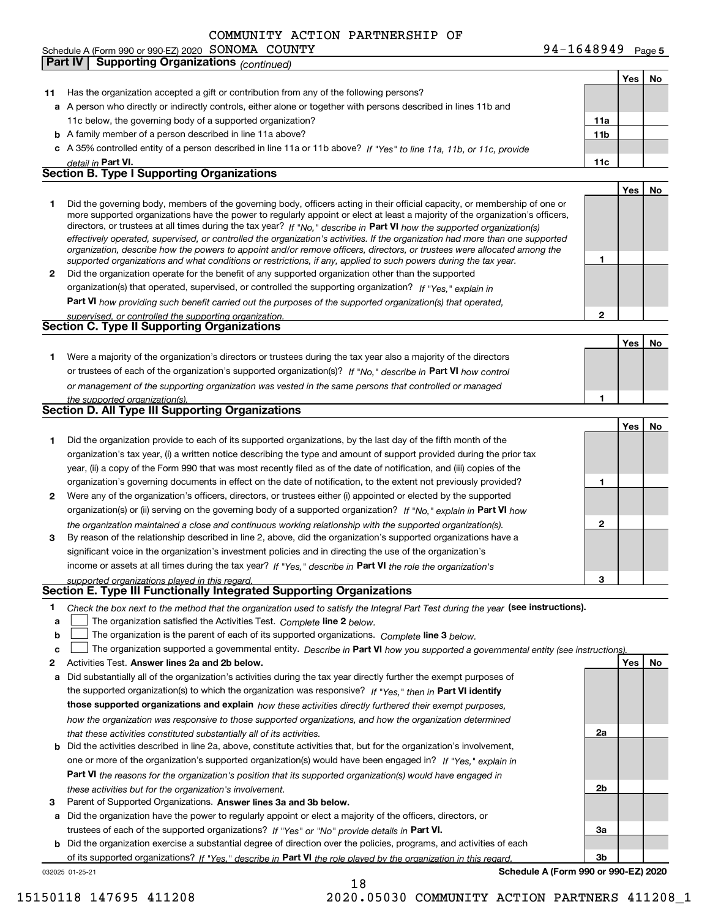COMMUNITY ACTION PARTNERSHIP OF

Schedule A (Form 990 or 990-EZ) 2020 SONOMA COUNTY 94-1648949 Page 5

## Part IV Supporting Organizations *(continued)*

| | | | Yes | No |
|---|---|---|---|---|
| **11** | Has the organization accepted a gift or contribution from any of the following persons? | | | |
| **a** | A person who directly or indirectly controls, either alone or together with persons described in lines 11b and 11c below, the governing body of a supported organization? | 11a | | |
| **b** | A family member of a person described in line 11a above? | 11b | | |
| **c** | A 35% controlled entity of a person described in line 11a or 11b above? *If "Yes" to line 11a, 11b, or 11c, provide detail in* **Part VI.** | 11c | | |

### Section B. Type I Supporting Organizations

| | | | Yes | No |
|---|---|---|---|---|
| **1** | Did the governing body, members of the governing body, officers acting in their official capacity, or membership of one or more supported organizations have the power to regularly appoint or elect at least a majority of the organization's officers, directors, or trustees at all times during the tax year? *If "No," describe in* **Part VI** *how the supported organization(s) effectively operated, supervised, or controlled the organization's activities. If the organization had more than one supported organization, describe how the powers to appoint and/or remove officers, directors, or trustees were allocated among the supported organizations and what conditions or restrictions, if any, applied to such powers during the tax year.* | 1 | | |
| **2** | Did the organization operate for the benefit of any supported organization other than the supported organization(s) that operated, supervised, or controlled the supporting organization? *If "Yes," explain in* **Part VI** *how providing such benefit carried out the purposes of the supported organization(s) that operated, supervised, or controlled the supporting organization.* | 2 | | |

### Section C. Type II Supporting Organizations

| | | | Yes | No |
|---|---|---|---|---|
| **1** | Were a majority of the organization's directors or trustees during the tax year also a majority of the directors or trustees of each of the organization's supported organization(s)? *If "No," describe in* **Part VI** *how control or management of the supporting organization was vested in the same persons that controlled or managed the supported organization(s).* | 1 | | |

### Section D. All Type III Supporting Organizations

| | | | Yes | No |
|---|---|---|---|---|
| **1** | Did the organization provide to each of its supported organizations, by the last day of the fifth month of the organization's tax year, (i) a written notice describing the type and amount of support provided during the prior tax year, (ii) a copy of the Form 990 that was most recently filed as of the date of notification, and (iii) copies of the organization's governing documents in effect on the date of notification, to the extent not previously provided? | 1 | | |
| **2** | Were any of the organization's officers, directors, or trustees either (i) appointed or elected by the supported organization(s) or (ii) serving on the governing body of a supported organization? *If "No," explain in* **Part VI** *how the organization maintained a close and continuous working relationship with the supported organization(s).* | 2 | | |
| **3** | By reason of the relationship described in line 2, above, did the organization's supported organizations have a significant voice in the organization's investment policies and in directing the use of the organization's income or assets at all times during the tax year? *If "Yes," describe in* **Part VI** *the role the organization's supported organizations played in this regard.* | 3 | | |

### Section E. Type III Functionally Integrated Supporting Organizations

**1** *Check the box next to the method that the organization used to satisfy the Integral Part Test during the year* **(see instructions).**

- **a** ☐ The organization satisfied the Activities Test. *Complete* **line 2** *below.*
- **b** ☐ The organization is the parent of each of its supported organizations. *Complete* **line 3** *below.*
- **c** ☐ The organization supported a governmental entity. *Describe in* **Part VI** *how you supported a governmental entity (see instructions).*

| | | | Yes | No |
|---|---|---|---|---|
| **2** | Activities Test. **Answer lines 2a and 2b below.** | | | |
| **a** | Did substantially all of the organization's activities during the tax year directly further the exempt purposes of the supported organization(s) to which the organization was responsive? *If "Yes," then in* **Part VI identify those supported organizations and explain** *how these activities directly furthered their exempt purposes, how the organization was responsive to those supported organizations, and how the organization determined that these activities constituted substantially all of its activities.* | 2a | | |
| **b** | Did the activities described in line 2a, above, constitute activities that, but for the organization's involvement, one or more of the organization's supported organization(s) would have been engaged in? *If "Yes," explain in* **Part VI** *the reasons for the organization's position that its supported organization(s) would have engaged in these activities but for the organization's involvement.* | 2b | | |
| **3** | Parent of Supported Organizations. **Answer lines 3a and 3b below.** | | | |
| **a** | Did the organization have the power to regularly appoint or elect a majority of the officers, directors, or trustees of each of the supported organizations? *If "Yes" or "No" provide details in* **Part VI.** | 3a | | |
| **b** | Did the organization exercise a substantial degree of direction over the policies, programs, and activities of each of its supported organizations? *If "Yes," describe in* **Part VI** *the role played by the organization in this regard.* | 3b | | |

032025 01-25-21 **Schedule A (Form 990 or 990-EZ) 2020**

15150118 147695 411208 2020.05030 COMMUNITY ACTION PARTNERS 411208_1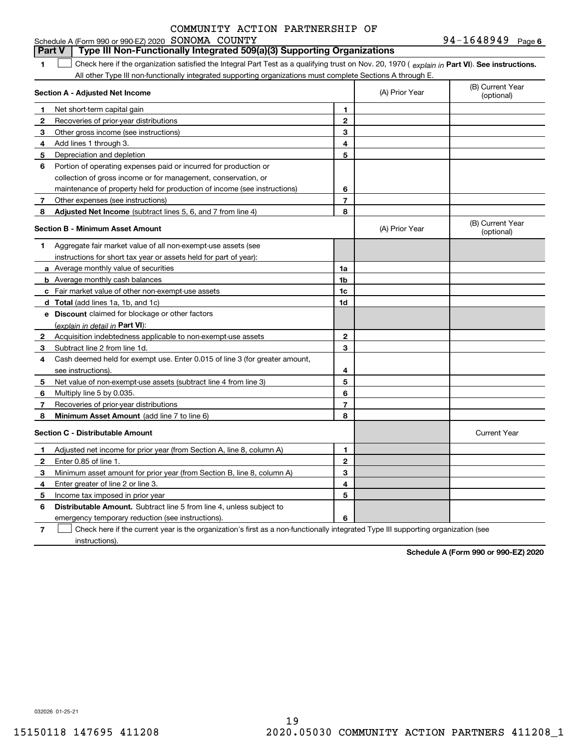COMMUNITY ACTION PARTNERSHIP OF

Schedule A (Form 990 or 990-EZ) 2020 SONOMA COUNTY 94-1648949 Page 6

## Part V Type III Non-Functionally Integrated 509(a)(3) Supporting Organizations

1 ☐ Check here if the organization satisfied the Integral Part Test as a qualifying trust on Nov. 20, 1970 ( *explain in* **Part VI**). **See instructions.** All other Type III non-functionally integrated supporting organizations must complete Sections A through E.

| Section A - Adjusted Net Income | | | (A) Prior Year | (B) Current Year (optional) |
|---|---|---|---|---|
| 1 | Net short-term capital gain | 1 | | |
| 2 | Recoveries of prior-year distributions | 2 | | |
| 3 | Other gross income (see instructions) | 3 | | |
| 4 | Add lines 1 through 3. | 4 | | |
| 5 | Depreciation and depletion | 5 | | |
| 6 | Portion of operating expenses paid or incurred for production or collection of gross income or for management, conservation, or maintenance of property held for production of income (see instructions) | 6 | | |
| 7 | Other expenses (see instructions) | 7 | | |
| 8 | **Adjusted Net Income** (subtract lines 5, 6, and 7 from line 4) | 8 | | |

| Section B - Minimum Asset Amount | | | (A) Prior Year | (B) Current Year (optional) |
|---|---|---|---|---|
| 1 | Aggregate fair market value of all non-exempt-use assets (see instructions for short tax year or assets held for part of year): | | | |
| a | Average monthly value of securities | 1a | | |
| b | Average monthly cash balances | 1b | | |
| c | Fair market value of other non-exempt-use assets | 1c | | |
| d | **Total** (add lines 1a, 1b, and 1c) | 1d | | |
| e | **Discount** claimed for blockage or other factors (*explain in detail in* **Part VI**): | | | |
| 2 | Acquisition indebtedness applicable to non-exempt-use assets | 2 | | |
| 3 | Subtract line 2 from line 1d. | 3 | | |
| 4 | Cash deemed held for exempt use. Enter 0.015 of line 3 (for greater amount, see instructions). | 4 | | |
| 5 | Net value of non-exempt-use assets (subtract line 4 from line 3) | 5 | | |
| 6 | Multiply line 5 by 0.035. | 6 | | |
| 7 | Recoveries of prior-year distributions | 7 | | |
| 8 | **Minimum Asset Amount** (add line 7 to line 6) | 8 | | |

| Section C - Distributable Amount | | | | Current Year |
|---|---|---|---|---|
| 1 | Adjusted net income for prior year (from Section A, line 8, column A) | 1 | | |
| 2 | Enter 0.85 of line 1. | 2 | | |
| 3 | Minimum asset amount for prior year (from Section B, line 8, column A) | 3 | | |
| 4 | Enter greater of line 2 or line 3. | 4 | | |
| 5 | Income tax imposed in prior year | 5 | | |
| 6 | **Distributable Amount.** Subtract line 5 from line 4, unless subject to emergency temporary reduction (see instructions). | 6 | | |

7 ☐ Check here if the current year is the organization's first as a non-functionally integrated Type III supporting organization (see instructions).

**Schedule A (Form 990 or 990-EZ) 2020**

032026 01-25-21

15150118 147695 411208 2020.05030 COMMUNITY ACTION PARTNERS 411208_1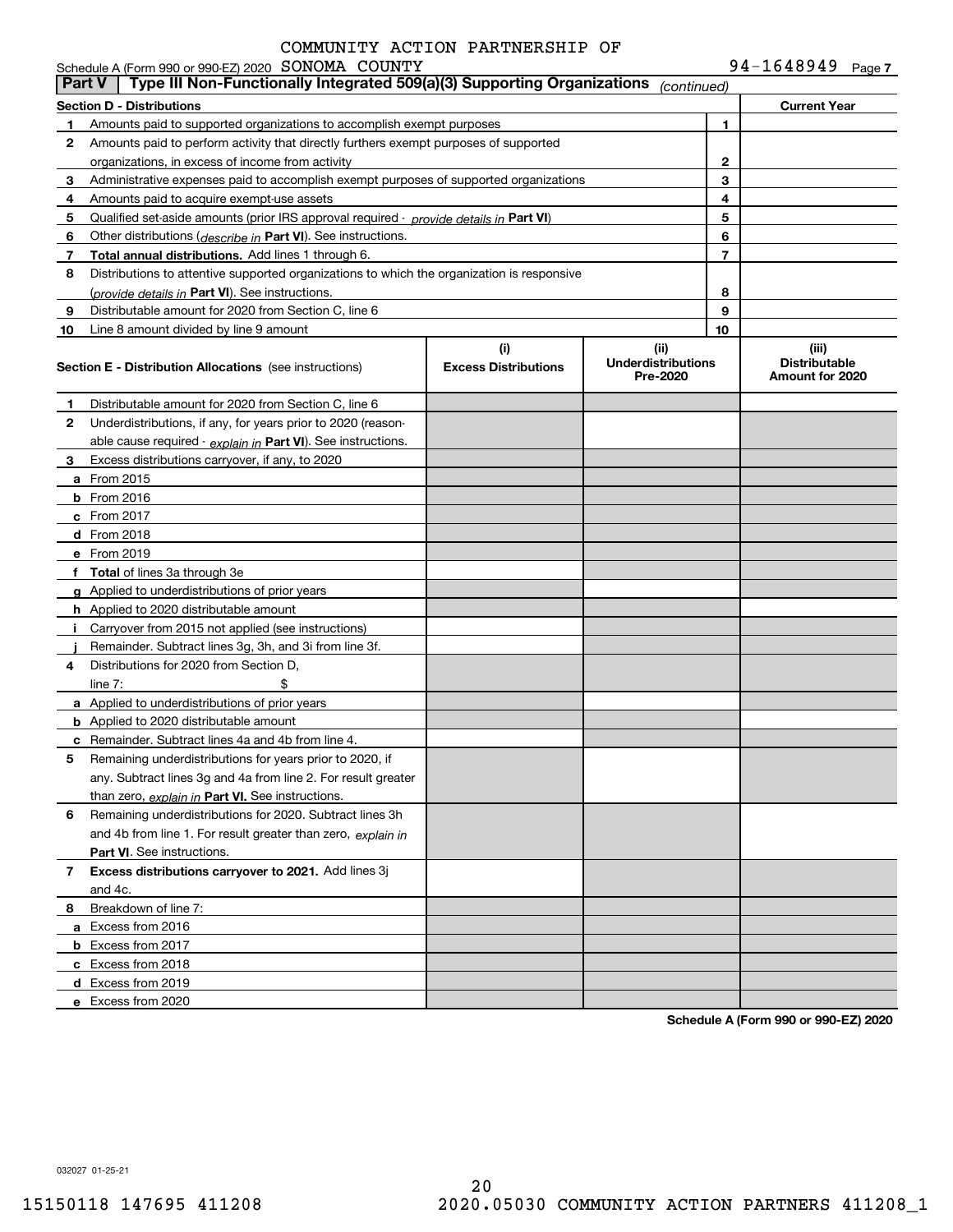COMMUNITY ACTION PARTNERSHIP OF

Schedule A (Form 990 or 990-EZ) 2020 SONOMA COUNTY 94-1648949 Page 7

## Part V | Type III Non-Functionally Integrated 509(a)(3) Supporting Organizations (continued)

| Section D - Distributions | | | Current Year |
|---|---|---|---|
| 1 | Amounts paid to supported organizations to accomplish exempt purposes | 1 | |
| 2 | Amounts paid to perform activity that directly furthers exempt purposes of supported organizations, in excess of income from activity | 2 | |
| 3 | Administrative expenses paid to accomplish exempt purposes of supported organizations | 3 | |
| 4 | Amounts paid to acquire exempt-use assets | 4 | |
| 5 | Qualified set-aside amounts (prior IRS approval required - *provide details in* **Part VI**) | 5 | |
| 6 | Other distributions (*describe in* **Part VI**). See instructions. | 6 | |
| 7 | **Total annual distributions.** Add lines 1 through 6. | 7 | |
| 8 | Distributions to attentive supported organizations to which the organization is responsive (*provide details in* **Part VI**). See instructions. | 8 | |
| 9 | Distributable amount for 2020 from Section C, line 6 | 9 | |
| 10 | Line 8 amount divided by line 9 amount | 10 | |

| Section E - Distribution Allocations (see instructions) | (i) Excess Distributions | (ii) Underdistributions Pre-2020 | (iii) Distributable Amount for 2020 |
|---|---|---|---|
| 1 Distributable amount for 2020 from Section C, line 6 | | | |
| 2 Underdistributions, if any, for years prior to 2020 (reasonable cause required - *explain in* **Part VI**). See instructions. | | | |
| 3 Excess distributions carryover, if any, to 2020 | | | |
| a From 2015 | | | |
| b From 2016 | | | |
| c From 2017 | | | |
| d From 2018 | | | |
| e From 2019 | | | |
| f **Total** of lines 3a through 3e | | | |
| g Applied to underdistributions of prior years | | | |
| h Applied to 2020 distributable amount | | | |
| i Carryover from 2015 not applied (see instructions) | | | |
| j Remainder. Subtract lines 3g, 3h, and 3i from line 3f. | | | |
| 4 Distributions for 2020 from Section D, line 7: $ | | | |
| a Applied to underdistributions of prior years | | | |
| b Applied to 2020 distributable amount | | | |
| c Remainder. Subtract lines 4a and 4b from line 4. | | | |
| 5 Remaining underdistributions for years prior to 2020, if any. Subtract lines 3g and 4a from line 2. For result greater than zero, *explain in* **Part VI.** See instructions. | | | |
| 6 Remaining underdistributions for 2020. Subtract lines 3h and 4b from line 1. For result greater than zero, *explain in* **Part VI**. See instructions. | | | |
| 7 **Excess distributions carryover to 2021.** Add lines 3j and 4c. | | | |
| 8 Breakdown of line 7: | | | |
| a Excess from 2016 | | | |
| b Excess from 2017 | | | |
| c Excess from 2018 | | | |
| d Excess from 2019 | | | |
| e Excess from 2020 | | | |

**Schedule A (Form 990 or 990-EZ) 2020**

032027 01-25-21

15150118 147695 411208 2020.05030 COMMUNITY ACTION PARTNERS 411208_1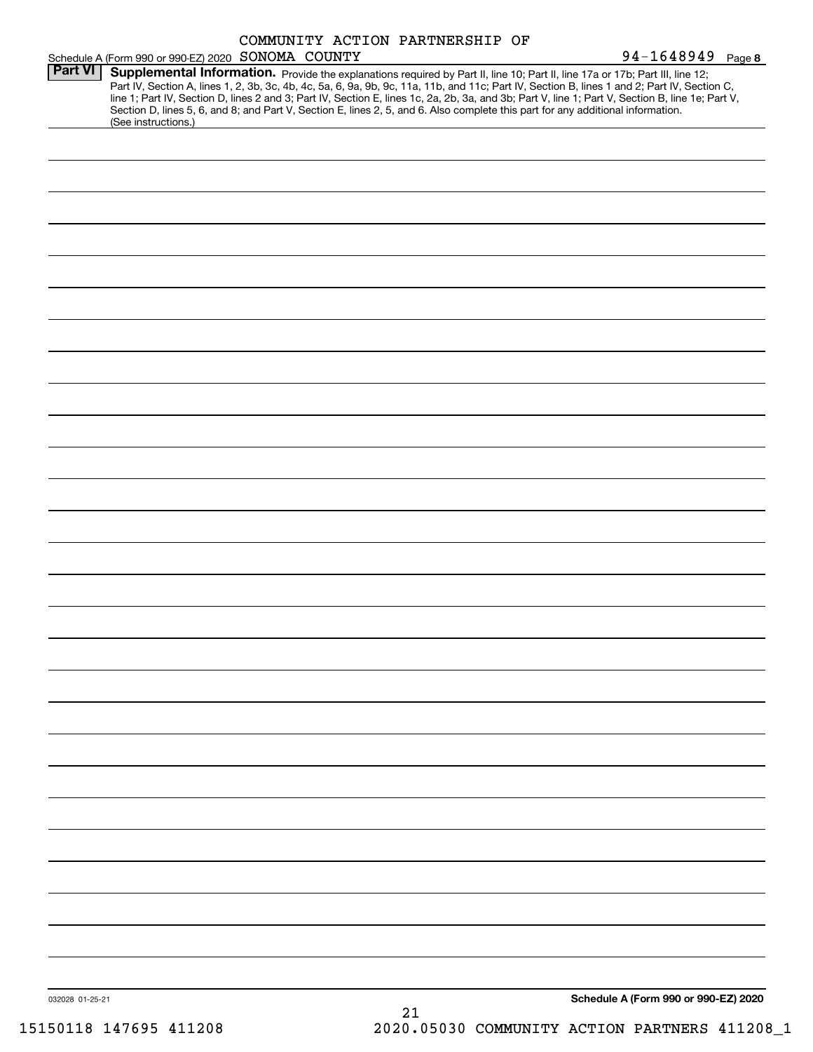COMMUNITY ACTION PARTNERSHIP OF

Schedule A (Form 990 or 990-EZ) 2020 SONOMA COUNTY 94-1648949 Page **8**

**Part VI** **Supplemental Information.** Provide the explanations required by Part II, line 10; Part II, line 17a or 17b; Part III, line 12; Part IV, Section A, lines 1, 2, 3b, 3c, 4b, 4c, 5a, 6, 9a, 9b, 9c, 11a, 11b, and 11c; Part IV, Section B, lines 1 and 2; Part IV, Section C, line 1; Part IV, Section D, lines 2 and 3; Part IV, Section E, lines 1c, 2a, 2b, 3a, and 3b; Part V, line 1; Part V, Section B, line 1e; Part V, Section D, lines 5, 6, and 8; and Part V, Section E, lines 2, 5, and 6. Also complete this part for any additional information. (See instructions.)

032028 01-25-21 **Schedule A (Form 990 or 990-EZ) 2020**

15150118 147695 411208 2020.05030 COMMUNITY ACTION PARTNERS 411208_1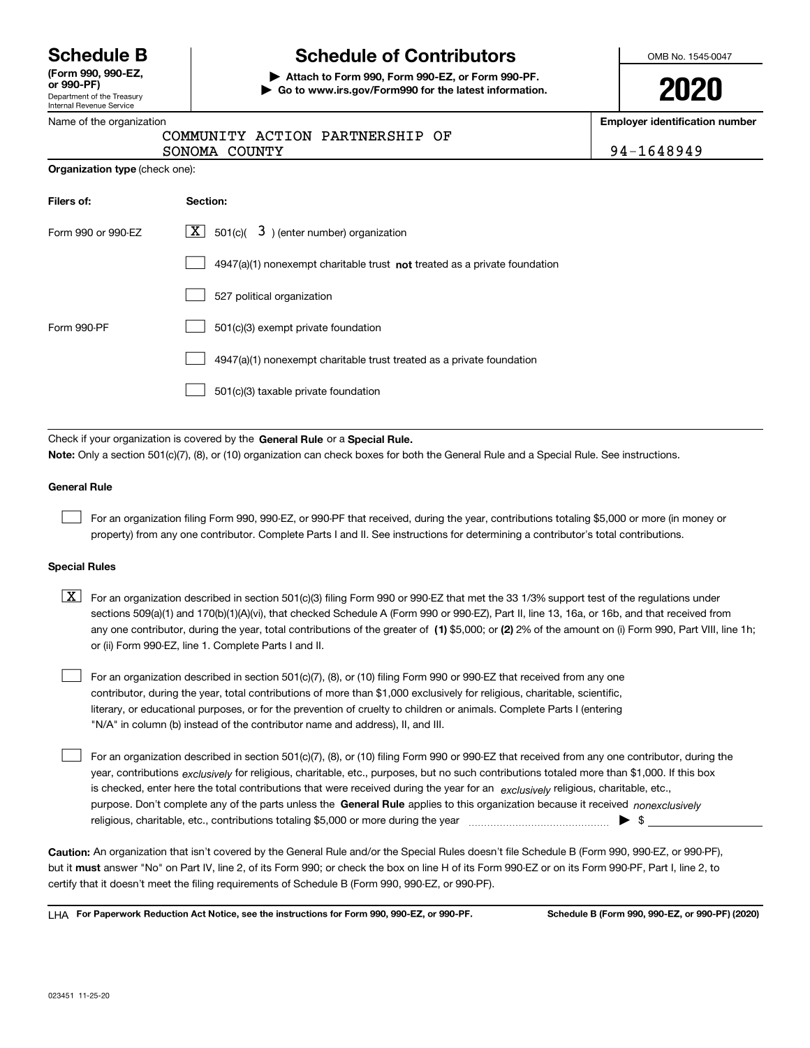# Schedule B

**(Form 990, 990-EZ, or 990-PF)**

Department of the Treasury
Internal Revenue Service

## Schedule of Contributors

▶ **Attach to Form 990, Form 990-EZ, or Form 990-PF.**
▶ **Go to www.irs.gov/Form990 for the latest information.**

OMB No. 1545-0047

**2020**

| Name of the organization | Employer identification number |
|---|---|
| COMMUNITY ACTION PARTNERSHIP OF SONOMA COUNTY | 94-1648949 |

**Organization type** (check one):

| **Filers of:** | **Section:** |
|---|---|
| Form 990 or 990-EZ | [X] 501(c)( 3 ) (enter number) organization |
| | [ ] 4947(a)(1) nonexempt charitable trust **not** treated as a private foundation |
| | [ ] 527 political organization |
| Form 990-PF | [ ] 501(c)(3) exempt private foundation |
| | [ ] 4947(a)(1) nonexempt charitable trust treated as a private foundation |
| | [ ] 501(c)(3) taxable private foundation |

Check if your organization is covered by the **General Rule** or a **Special Rule.**

**Note:** Only a section 501(c)(7), (8), or (10) organization can check boxes for both the General Rule and a Special Rule. See instructions.

### General Rule

[ ] For an organization filing Form 990, 990-EZ, or 990-PF that received, during the year, contributions totaling $5,000 or more (in money or property) from any one contributor. Complete Parts I and II. See instructions for determining a contributor's total contributions.

### Special Rules

[X] For an organization described in section 501(c)(3) filing Form 990 or 990-EZ that met the 33 1/3% support test of the regulations under sections 509(a)(1) and 170(b)(1)(A)(vi), that checked Schedule A (Form 990 or 990-EZ), Part II, line 13, 16a, or 16b, and that received from any one contributor, during the year, total contributions of the greater of **(1)** $5,000; or **(2)** 2% of the amount on (i) Form 990, Part VIII, line 1h; or (ii) Form 990-EZ, line 1. Complete Parts I and II.

[ ] For an organization described in section 501(c)(7), (8), or (10) filing Form 990 or 990-EZ that received from any one contributor, during the year, total contributions of more than $1,000 exclusively for religious, charitable, scientific, literary, or educational purposes, or for the prevention of cruelty to children or animals. Complete Parts I (entering "N/A" in column (b) instead of the contributor name and address), II, and III.

[ ] For an organization described in section 501(c)(7), (8), or (10) filing Form 990 or 990-EZ that received from any one contributor, during the year, contributions *exclusively* for religious, charitable, etc., purposes, but no such contributions totaled more than $1,000. If this box is checked, enter here the total contributions that were received during the year for an *exclusively* religious, charitable, etc., purpose. Don't complete any of the parts unless the **General Rule** applies to this organization because it received *nonexclusively* religious, charitable, etc., contributions totaling $5,000 or more during the year ▶ $ ____________

**Caution:** An organization that isn't covered by the General Rule and/or the Special Rules doesn't file Schedule B (Form 990, 990-EZ, or 990-PF), but it **must** answer "No" on Part IV, line 2, of its Form 990; or check the box on line H of its Form 990-EZ or on its Form 990-PF, Part I, line 2, to certify that it doesn't meet the filing requirements of Schedule B (Form 990, 990-EZ, or 990-PF).

LHA **For Paperwork Reduction Act Notice, see the instructions for Form 990, 990-EZ, or 990-PF.** **Schedule B (Form 990, 990-EZ, or 990-PF) (2020)**

023451 11-25-20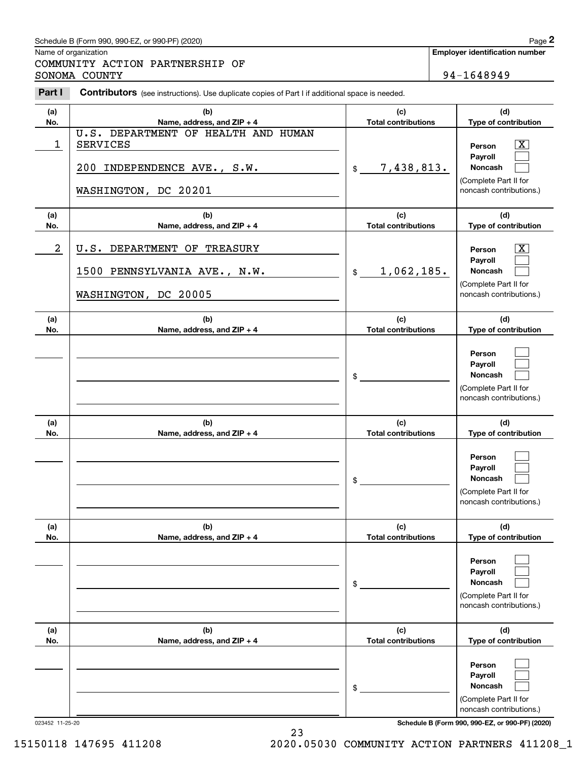Schedule B (Form 990, 990-EZ, or 990-PF) (2020)

Name of organization: COMMUNITY ACTION PARTNERSHIP OF SONOMA COUNTY

**Employer identification number:** 94-1648949

## Part I Contributors (see instructions). Use duplicate copies of Part I if additional space is needed.

| (a) No. | (b) Name, address, and ZIP + 4 | (c) Total contributions | (d) Type of contribution |
|---|---|---|---|
| 1 | U.S. DEPARTMENT OF HEALTH AND HUMAN SERVICES<br>200 INDEPENDENCE AVE., S.W.<br>WASHINGTON, DC 20201 | $ 7,438,813. | Person [X]<br>Payroll [ ]<br>Noncash [ ]<br>(Complete Part II for noncash contributions.) |
| 2 | U.S. DEPARTMENT OF TREASURY<br>1500 PENNSYLVANIA AVE., N.W.<br>WASHINGTON, DC 20005 | $ 1,062,185. | Person [X]<br>Payroll [ ]<br>Noncash [ ]<br>(Complete Part II for noncash contributions.) |
| | | $ | Person [ ]<br>Payroll [ ]<br>Noncash [ ]<br>(Complete Part II for noncash contributions.) |
| | | $ | Person [ ]<br>Payroll [ ]<br>Noncash [ ]<br>(Complete Part II for noncash contributions.) |
| | | $ | Person [ ]<br>Payroll [ ]<br>Noncash [ ]<br>(Complete Part II for noncash contributions.) |
| | | $ | Person [ ]<br>Payroll [ ]<br>Noncash [ ]<br>(Complete Part II for noncash contributions.) |

023452 11-25-20

Schedule B (Form 990, 990-EZ, or 990-PF) (2020)

15150118 147695 411208 2020.05030 COMMUNITY ACTION PARTNERS 411208_1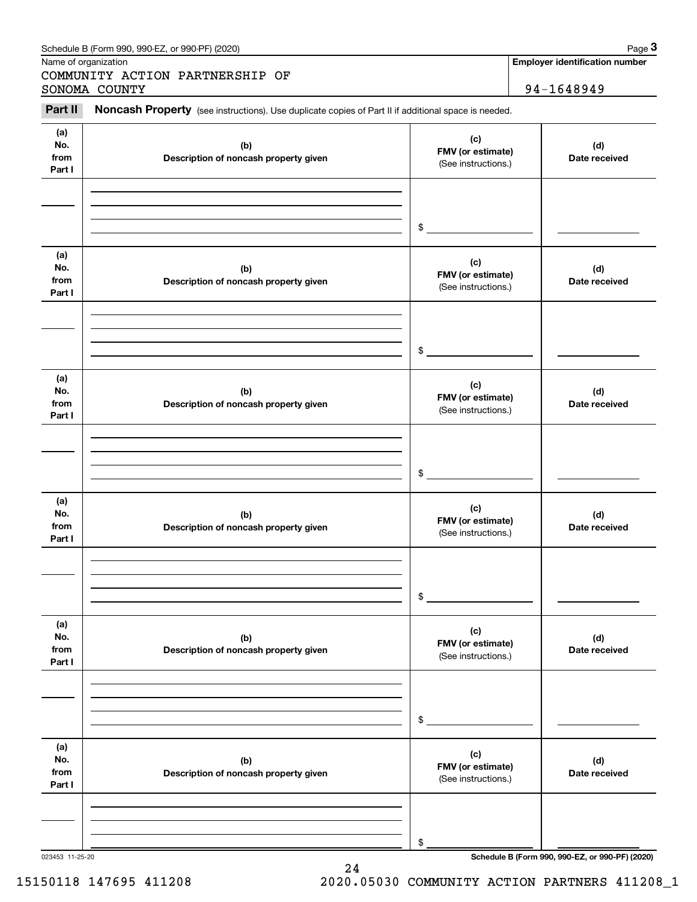Name of organization

COMMUNITY ACTION PARTNERSHIP OF SONOMA COUNTY

**Employer identification number**

94-1648949

**Part II** **Noncash Property** (see instructions). Use duplicate copies of Part II if additional space is needed.

| (a) No. from Part I | (b) Description of noncash property given | (c) FMV (or estimate) (See instructions.) | (d) Date received |
|---|---|---|---|
| | | $ | |

| (a) No. from Part I | (b) Description of noncash property given | (c) FMV (or estimate) (See instructions.) | (d) Date received |
|---|---|---|---|
| | | $ | |

| (a) No. from Part I | (b) Description of noncash property given | (c) FMV (or estimate) (See instructions.) | (d) Date received |
|---|---|---|---|
| | | $ | |

| (a) No. from Part I | (b) Description of noncash property given | (c) FMV (or estimate) (See instructions.) | (d) Date received |
|---|---|---|---|
| | | $ | |

| (a) No. from Part I | (b) Description of noncash property given | (c) FMV (or estimate) (See instructions.) | (d) Date received |
|---|---|---|---|
| | | $ | |

| (a) No. from Part I | (b) Description of noncash property given | (c) FMV (or estimate) (See instructions.) | (d) Date received |
|---|---|---|---|
| | | $ | |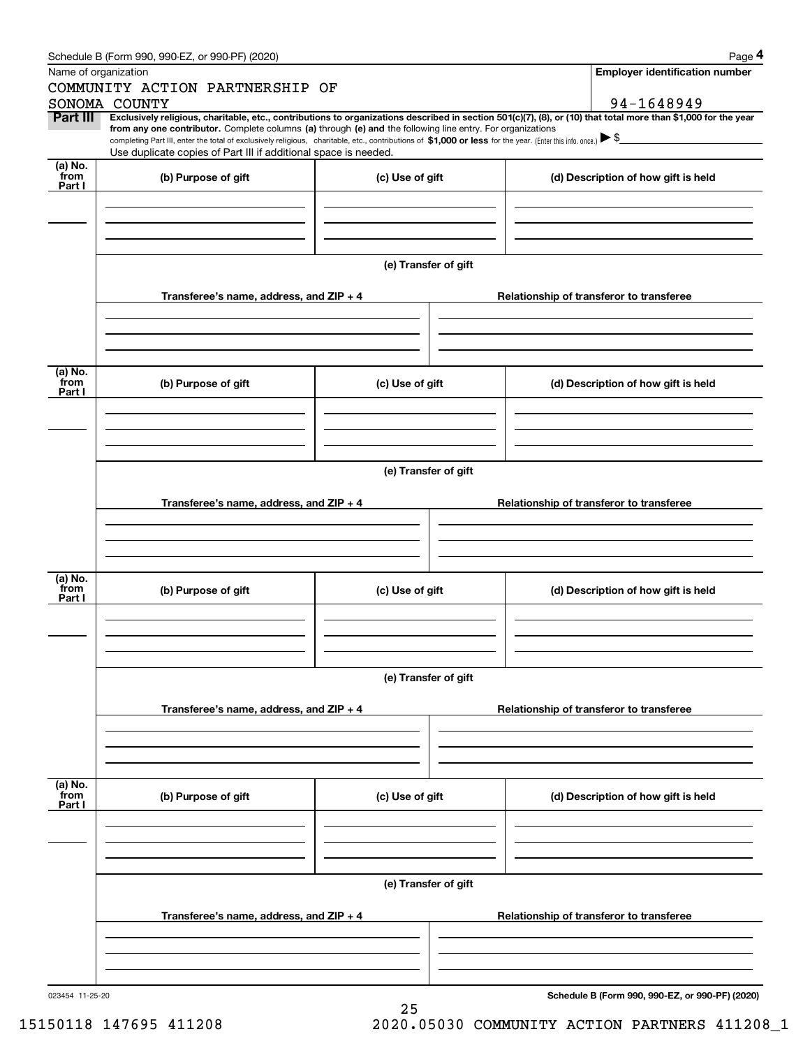Name of organization

COMMUNITY ACTION PARTNERSHIP OF SONOMA COUNTY

**Employer identification number**

94-1648949

**Part III** **Exclusively religious, charitable, etc., contributions to organizations described in section 501(c)(7), (8), or (10) that total more than $1,000 for the year from any one contributor.** Complete columns **(a)** through **(e) and** the following line entry. For organizations completing Part III, enter the total of exclusively religious, charitable, etc., contributions of **$1,000 or less** for the year. (Enter this info. once.) ▶ $

Use duplicate copies of Part III if additional space is needed.

| (a) No. from Part I | (b) Purpose of gift | (c) Use of gift | (d) Description of how gift is held |
|---|---|---|---|
| | | | |

**(e) Transfer of gift**

| Transferee's name, address, and ZIP + 4 | Relationship of transferor to transferee |
|---|---|
| | |

| (a) No. from Part I | (b) Purpose of gift | (c) Use of gift | (d) Description of how gift is held |
|---|---|---|---|
| | | | |

**(e) Transfer of gift**

| Transferee's name, address, and ZIP + 4 | Relationship of transferor to transferee |
|---|---|
| | |

| (a) No. from Part I | (b) Purpose of gift | (c) Use of gift | (d) Description of how gift is held |
|---|---|---|---|
| | | | |

**(e) Transfer of gift**

| Transferee's name, address, and ZIP + 4 | Relationship of transferor to transferee |
|---|---|
| | |

| (a) No. from Part I | (b) Purpose of gift | (c) Use of gift | (d) Description of how gift is held |
|---|---|---|---|
| | | | |

**(e) Transfer of gift**

| Transferee's name, address, and ZIP + 4 | Relationship of transferor to transferee |
|---|---|
| | |

**Schedule B (Form 990, 990-EZ, or 990-PF) (2020)**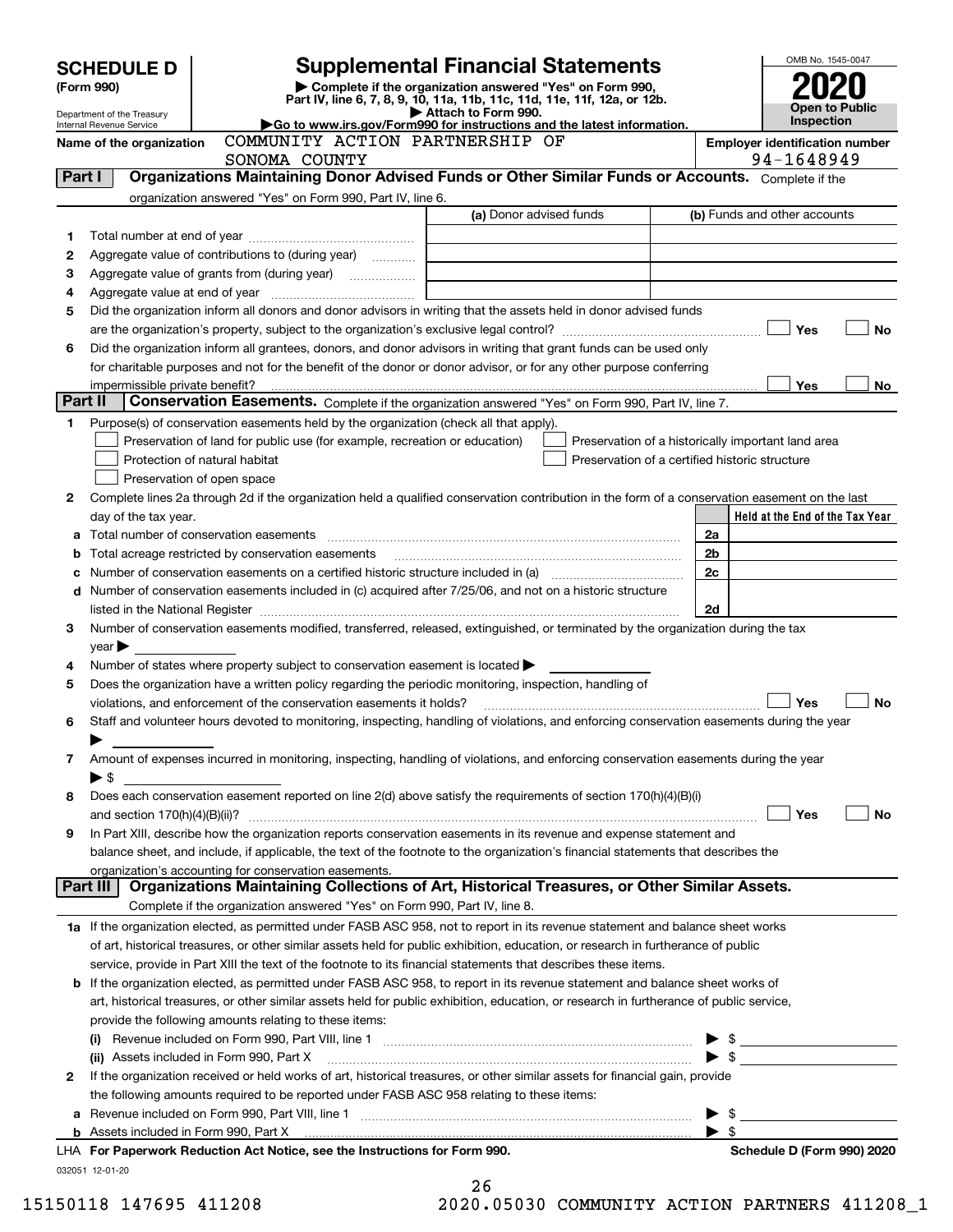# SCHEDULE D (Form 990)

Department of the Treasury
Internal Revenue Service

## Supplemental Financial Statements

▶ Complete if the organization answered "Yes" on Form 990, Part IV, line 6, 7, 8, 9, 10, 11a, 11b, 11c, 11d, 11e, 11f, 12a, or 12b.
▶ Attach to Form 990.
▶ Go to www.irs.gov/Form990 for instructions and the latest information.

OMB No. 1545-0047

**2020**

**Open to Public Inspection**

**Name of the organization:** COMMUNITY ACTION PARTNERSHIP OF SONOMA COUNTY

**Employer identification number:** 94-1648949

## Part I — Organizations Maintaining Donor Advised Funds or Other Similar Funds or Accounts.

Complete if the organization answered "Yes" on Form 990, Part IV, line 6.

| | | (a) Donor advised funds | (b) Funds and other accounts |
|---|---|---|---|
| 1 | Total number at end of year | | |
| 2 | Aggregate value of contributions to (during year) | | |
| 3 | Aggregate value of grants from (during year) | | |
| 4 | Aggregate value at end of year | | |

5 Did the organization inform all donors and donor advisors in writing that the assets held in donor advised funds are the organization's property, subject to the organization's exclusive legal control? ☐ Yes ☐ No

6 Did the organization inform all grantees, donors, and donor advisors in writing that grant funds can be used only for charitable purposes and not for the benefit of the donor or donor advisor, or for any other purpose conferring impermissible private benefit? ☐ Yes ☐ No

## Part II — Conservation Easements.

Complete if the organization answered "Yes" on Form 990, Part IV, line 7.

1 Purpose(s) of conservation easements held by the organization (check all that apply).

- ☐ Preservation of land for public use (for example, recreation or education)
- ☐ Protection of natural habitat
- ☐ Preservation of open space
- ☐ Preservation of a historically important land area
- ☐ Preservation of a certified historic structure

2 Complete lines 2a through 2d if the organization held a qualified conservation contribution in the form of a conservation easement on the last day of the tax year.

| | | | Held at the End of the Tax Year |
|---|---|---|---|
| a | Total number of conservation easements | 2a | |
| b | Total acreage restricted by conservation easements | 2b | |
| c | Number of conservation easements on a certified historic structure included in (a) | 2c | |
| d | Number of conservation easements included in (c) acquired after 7/25/06, and not on a historic structure listed in the National Register | 2d | |

3 Number of conservation easements modified, transferred, released, extinguished, or terminated by the organization during the tax year ▶

4 Number of states where property subject to conservation easement is located ▶

5 Does the organization have a written policy regarding the periodic monitoring, inspection, handling of violations, and enforcement of the conservation easements it holds? ☐ Yes ☐ No

6 Staff and volunteer hours devoted to monitoring, inspecting, handling of violations, and enforcing conservation easements during the year ▶

7 Amount of expenses incurred in monitoring, inspecting, handling of violations, and enforcing conservation easements during the year ▶ $

8 Does each conservation easement reported on line 2(d) above satisfy the requirements of section 170(h)(4)(B)(i) and section 170(h)(4)(B)(ii)? ☐ Yes ☐ No

9 In Part XIII, describe how the organization reports conservation easements in its revenue and expense statement and balance sheet, and include, if applicable, the text of the footnote to the organization's financial statements that describes the organization's accounting for conservation easements.

## Part III — Organizations Maintaining Collections of Art, Historical Treasures, or Other Similar Assets.

Complete if the organization answered "Yes" on Form 990, Part IV, line 8.

1a If the organization elected, as permitted under FASB ASC 958, not to report in its revenue statement and balance sheet works of art, historical treasures, or other similar assets held for public exhibition, education, or research in furtherance of public service, provide in Part XIII the text of the footnote to its financial statements that describes these items.

b If the organization elected, as permitted under FASB ASC 958, to report in its revenue statement and balance sheet works of art, historical treasures, or other similar assets held for public exhibition, education, or research in furtherance of public service, provide the following amounts relating to these items:

(i) Revenue included on Form 990, Part VIII, line 1 ▶ $

(ii) Assets included in Form 990, Part X ▶ $

2 If the organization received or held works of art, historical treasures, or other similar assets for financial gain, provide the following amounts required to be reported under FASB ASC 958 relating to these items:

a Revenue included on Form 990, Part VIII, line 1 ▶ $

b Assets included in Form 990, Part X ▶ $

LHA For Paperwork Reduction Act Notice, see the Instructions for Form 990. — Schedule D (Form 990) 2020

032051 12-01-20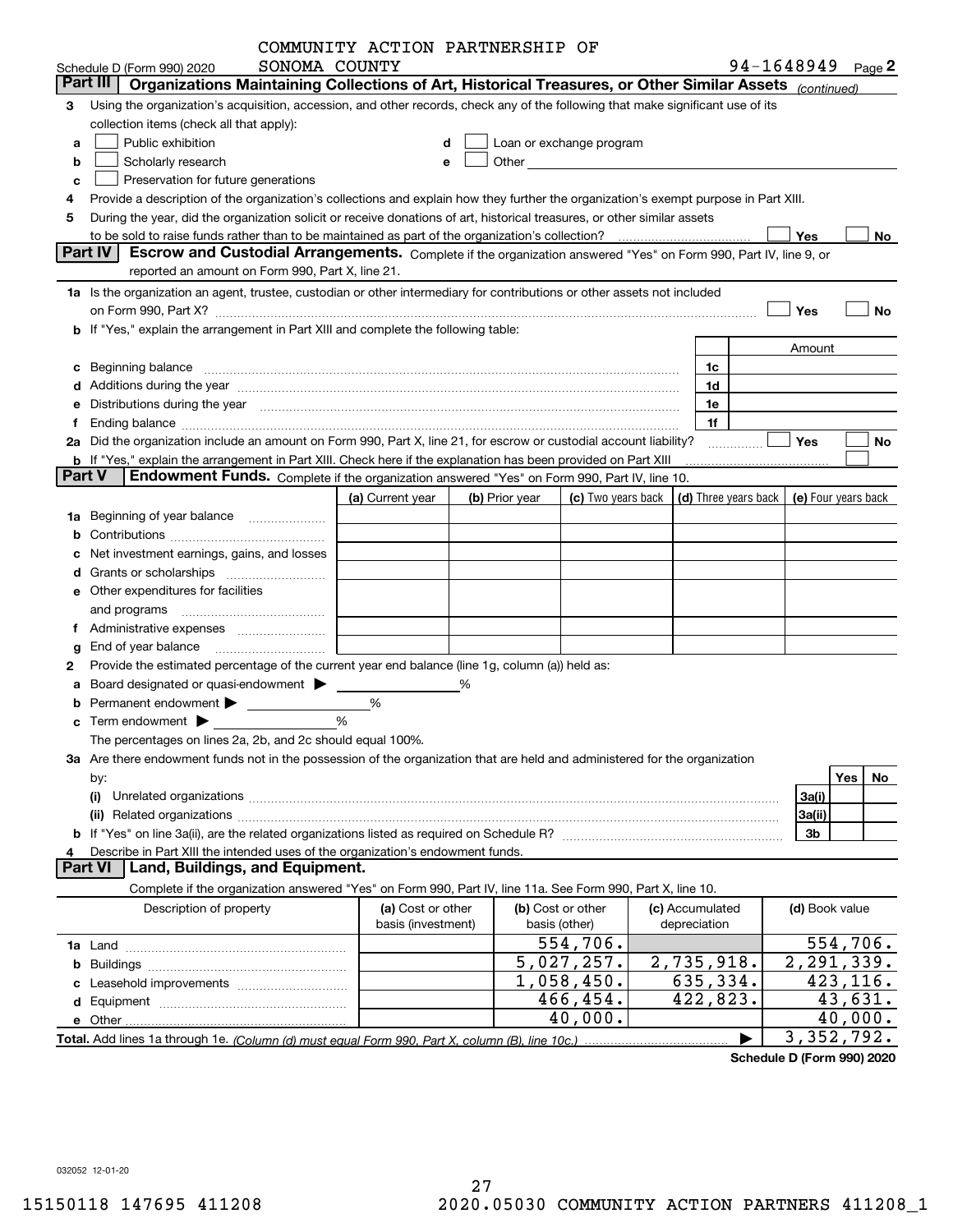COMMUNITY ACTION PARTNERSHIP OF SONOMA COUNTY

Schedule D (Form 990) 2020 94-1648949 Page 2

## Part III Organizations Maintaining Collections of Art, Historical Treasures, or Other Similar Assets *(continued)*

3 Using the organization's acquisition, accession, and other records, check any of the following that make significant use of its collection items (check all that apply):

a ☐ Public exhibition  
b ☐ Scholarly research  
c ☐ Preservation for future generations  
d ☐ Loan or exchange program  
e ☐ Other

4 Provide a description of the organization's collections and explain how they further the organization's exempt purpose in Part XIII.

5 During the year, did the organization solicit or receive donations of art, historical treasures, or other similar assets to be sold to raise funds rather than to be maintained as part of the organization's collection? ☐ Yes ☐ No

## Part IV Escrow and Custodial Arrangements.

Complete if the organization answered "Yes" on Form 990, Part IV, line 9, or reported an amount on Form 990, Part X, line 21.

1a Is the organization an agent, trustee, custodian or other intermediary for contributions or other assets not included on Form 990, Part X? ☐ Yes ☐ No

b If "Yes," explain the arrangement in Part XIII and complete the following table:

| | | Amount |
|---|---|---|
| c Beginning balance | 1c | |
| d Additions during the year | 1d | |
| e Distributions during the year | 1e | |
| f Ending balance | 1f | |

2a Did the organization include an amount on Form 990, Part X, line 21, for escrow or custodial account liability? ☐ Yes ☐ No

b If "Yes," explain the arrangement in Part XIII. Check here if the explanation has been provided on Part XIII ☐

## Part V Endowment Funds.

Complete if the organization answered "Yes" on Form 990, Part IV, line 10.

| | (a) Current year | (b) Prior year | (c) Two years back | (d) Three years back | (e) Four years back |
|---|---|---|---|---|---|
| 1a Beginning of year balance | | | | | |
| b Contributions | | | | | |
| c Net investment earnings, gains, and losses | | | | | |
| d Grants or scholarships | | | | | |
| e Other expenditures for facilities and programs | | | | | |
| f Administrative expenses | | | | | |
| g End of year balance | | | | | |

2 Provide the estimated percentage of the current year end balance (line 1g, column (a)) held as:

a Board designated or quasi-endowment ▶ ______ %  
b Permanent endowment ▶ ______ %  
c Term endowment ▶ ______ %

The percentages on lines 2a, 2b, and 2c should equal 100%.

3a Are there endowment funds not in the possession of the organization that are held and administered for the organization by:

| | | Yes | No |
|---|---|---|---|
| (i) Unrelated organizations | 3a(i) | | |
| (ii) Related organizations | 3a(ii) | | |
| b If "Yes" on line 3a(ii), are the related organizations listed as required on Schedule R? | 3b | | |

4 Describe in Part XIII the intended uses of the organization's endowment funds.

## Part VI Land, Buildings, and Equipment.

Complete if the organization answered "Yes" on Form 990, Part IV, line 11a. See Form 990, Part X, line 10.

| Description of property | (a) Cost or other basis (investment) | (b) Cost or other basis (other) | (c) Accumulated depreciation | (d) Book value |
|---|---|---|---|---|
| 1a Land | | 554,706. | | 554,706. |
| b Buildings | | 5,027,257. | 2,735,918. | 2,291,339. |
| c Leasehold improvements | | 1,058,450. | 635,334. | 423,116. |
| d Equipment | | 466,454. | 422,823. | 43,631. |
| e Other | | 40,000. | | 40,000. |
| **Total.** Add lines 1a through 1e. *(Column (d) must equal Form 990, Part X, column (B), line 10c.)* ▶ | | | | 3,352,792. |

**Schedule D (Form 990) 2020**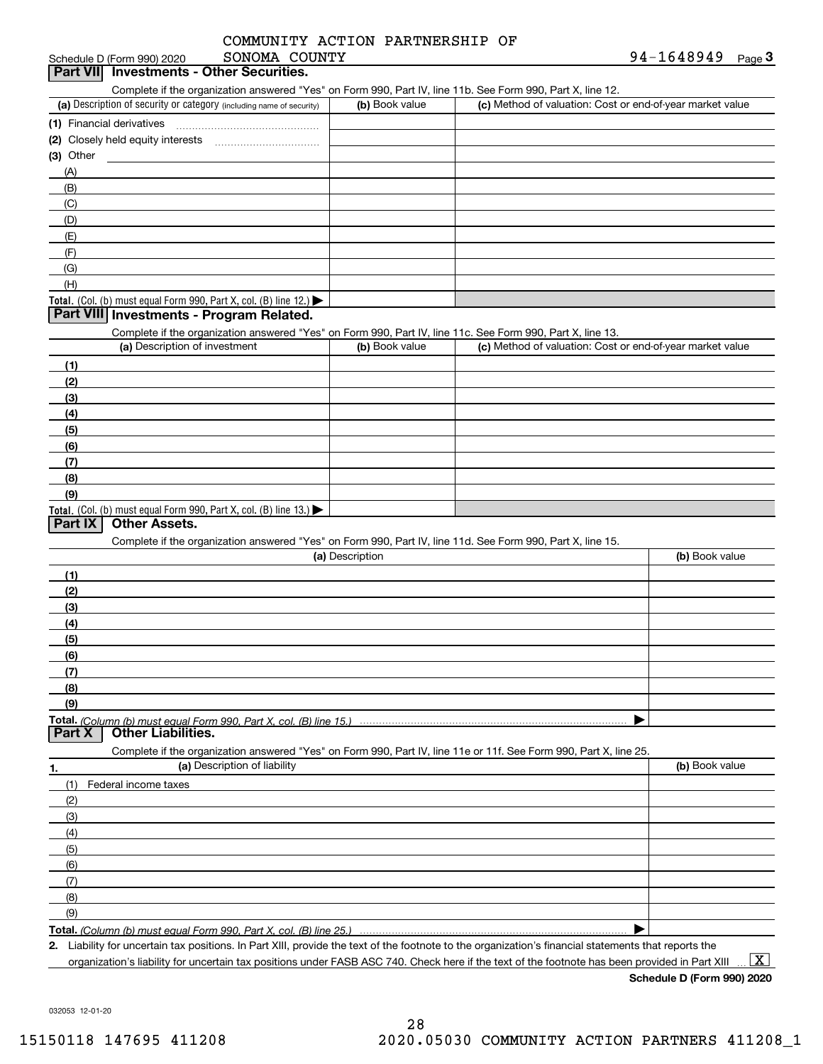COMMUNITY ACTION PARTNERSHIP OF SONOMA COUNTY

Schedule D (Form 990) 2020 — 94-1648949 — Page 3

## Part VII Investments - Other Securities.

Complete if the organization answered "Yes" on Form 990, Part IV, line 11b. See Form 990, Part X, line 12.

| (a) Description of security or category (including name of security) | (b) Book value | (c) Method of valuation: Cost or end-of-year market value |
|---|---|---|
| (1) Financial derivatives | | |
| (2) Closely held equity interests | | |
| (3) Other | | |
| (A) | | |
| (B) | | |
| (C) | | |
| (D) | | |
| (E) | | |
| (F) | | |
| (G) | | |
| (H) | | |
| **Total.** (Col. (b) must equal Form 990, Part X, col. (B) line 12.) ▶ | | |

## Part VIII Investments - Program Related.

Complete if the organization answered "Yes" on Form 990, Part IV, line 11c. See Form 990, Part X, line 13.

| (a) Description of investment | (b) Book value | (c) Method of valuation: Cost or end-of-year market value |
|---|---|---|
| (1) | | |
| (2) | | |
| (3) | | |
| (4) | | |
| (5) | | |
| (6) | | |
| (7) | | |
| (8) | | |
| (9) | | |
| **Total.** (Col. (b) must equal Form 990, Part X, col. (B) line 13.) ▶ | | |

## Part IX Other Assets.

Complete if the organization answered "Yes" on Form 990, Part IV, line 11d. See Form 990, Part X, line 15.

| (a) Description | (b) Book value |
|---|---|
| (1) | |
| (2) | |
| (3) | |
| (4) | |
| (5) | |
| (6) | |
| (7) | |
| (8) | |
| (9) | |
| **Total.** *(Column (b) must equal Form 990, Part X, col. (B) line 15.)* ▶ | |

## Part X Other Liabilities.

Complete if the organization answered "Yes" on Form 990, Part IV, line 11e or 11f. See Form 990, Part X, line 25.

| 1. (a) Description of liability | (b) Book value |
|---|---|
| (1) Federal income taxes | |
| (2) | |
| (3) | |
| (4) | |
| (5) | |
| (6) | |
| (7) | |
| (8) | |
| (9) | |
| **Total.** *(Column (b) must equal Form 990, Part X, col. (B) line 25.)* ▶ | |

**2.** Liability for uncertain tax positions. In Part XIII, provide the text of the footnote to the organization's financial statements that reports the organization's liability for uncertain tax positions under FASB ASC 740. Check here if the text of the footnote has been provided in Part XIII ... [X]

**Schedule D (Form 990) 2020**

032053 12-01-20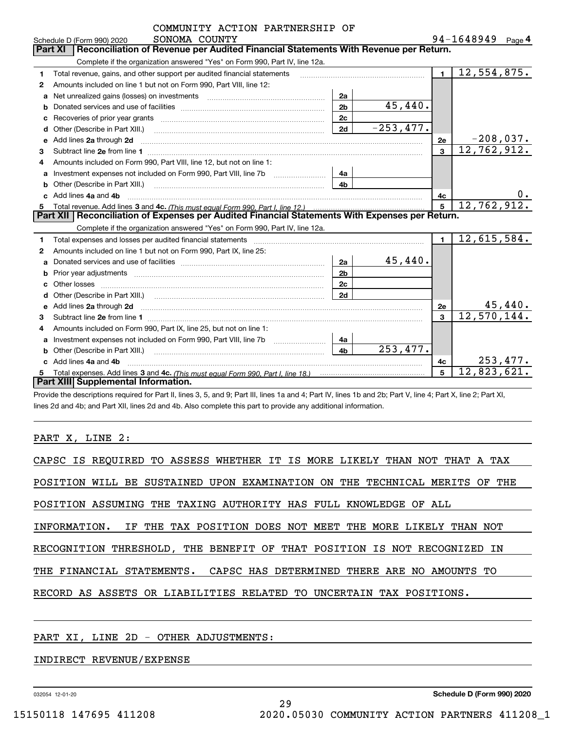COMMUNITY ACTION PARTNERSHIP OF SONOMA COUNTY

Schedule D (Form 990) 2020 94-1648949 Page 4

## Part XI Reconciliation of Revenue per Audited Financial Statements With Revenue per Return.

Complete if the organization answered "Yes" on Form 990, Part IV, line 12a.

| | | | | | |
|---|---|---|---|---|---|
| 1 | Total revenue, gains, and other support per audited financial statements | | | 1 | 12,554,875. |
| 2 | Amounts included on line 1 but not on Form 990, Part VIII, line 12: | | | | |
| a | Net unrealized gains (losses) on investments | 2a | | | |
| b | Donated services and use of facilities | 2b | 45,440. | | |
| c | Recoveries of prior year grants | 2c | | | |
| d | Other (Describe in Part XIII.) | 2d | -253,477. | | |
| e | Add lines 2a through 2d | | | 2e | -208,037. |
| 3 | Subtract line 2e from line 1 | | | 3 | 12,762,912. |
| 4 | Amounts included on Form 990, Part VIII, line 12, but not on line 1: | | | | |
| a | Investment expenses not included on Form 990, Part VIII, line 7b | 4a | | | |
| b | Other (Describe in Part XIII.) | 4b | | | |
| c | Add lines 4a and 4b | | | 4c | 0. |
| 5 | Total revenue. Add lines 3 and 4c. *(This must equal Form 990, Part I, line 12.)* | | | 5 | 12,762,912. |

## Part XII Reconciliation of Expenses per Audited Financial Statements With Expenses per Return.

Complete if the organization answered "Yes" on Form 990, Part IV, line 12a.

| | | | | | |
|---|---|---|---|---|---|
| 1 | Total expenses and losses per audited financial statements | | | 1 | 12,615,584. |
| 2 | Amounts included on line 1 but not on Form 990, Part IX, line 25: | | | | |
| a | Donated services and use of facilities | 2a | 45,440. | | |
| b | Prior year adjustments | 2b | | | |
| c | Other losses | 2c | | | |
| d | Other (Describe in Part XIII.) | 2d | | | |
| e | Add lines 2a through 2d | | | 2e | 45,440. |
| 3 | Subtract line 2e from line 1 | | | 3 | 12,570,144. |
| 4 | Amounts included on Form 990, Part IX, line 25, but not on line 1: | | | | |
| a | Investment expenses not included on Form 990, Part VIII, line 7b | 4a | | | |
| b | Other (Describe in Part XIII.) | 4b | 253,477. | | |
| c | Add lines 4a and 4b | | | 4c | 253,477. |
| 5 | Total expenses. Add lines 3 and 4c. *(This must equal Form 990, Part I, line 18.)* | | | 5 | 12,823,621. |

## Part XIII Supplemental Information.

Provide the descriptions required for Part II, lines 3, 5, and 9; Part III, lines 1a and 4; Part IV, lines 1b and 2b; Part V, line 4; Part X, line 2; Part XI, lines 2d and 4b; and Part XII, lines 2d and 4b. Also complete this part to provide any additional information.

PART X, LINE 2:

CAPSC IS REQUIRED TO ASSESS WHETHER IT IS MORE LIKELY THAN NOT THAT A TAX POSITION WILL BE SUSTAINED UPON EXAMINATION ON THE TECHNICAL MERITS OF THE POSITION ASSUMING THE TAXING AUTHORITY HAS FULL KNOWLEDGE OF ALL INFORMATION. IF THE TAX POSITION DOES NOT MEET THE MORE LIKELY THAN NOT RECOGNITION THRESHOLD, THE BENEFIT OF THAT POSITION IS NOT RECOGNIZED IN THE FINANCIAL STATEMENTS. CAPSC HAS DETERMINED THERE ARE NO AMOUNTS TO RECORD AS ASSETS OR LIABILITIES RELATED TO UNCERTAIN TAX POSITIONS.

PART XI, LINE 2D - OTHER ADJUSTMENTS:

INDIRECT REVENUE/EXPENSE

032054 12-01-20 Schedule D (Form 990) 2020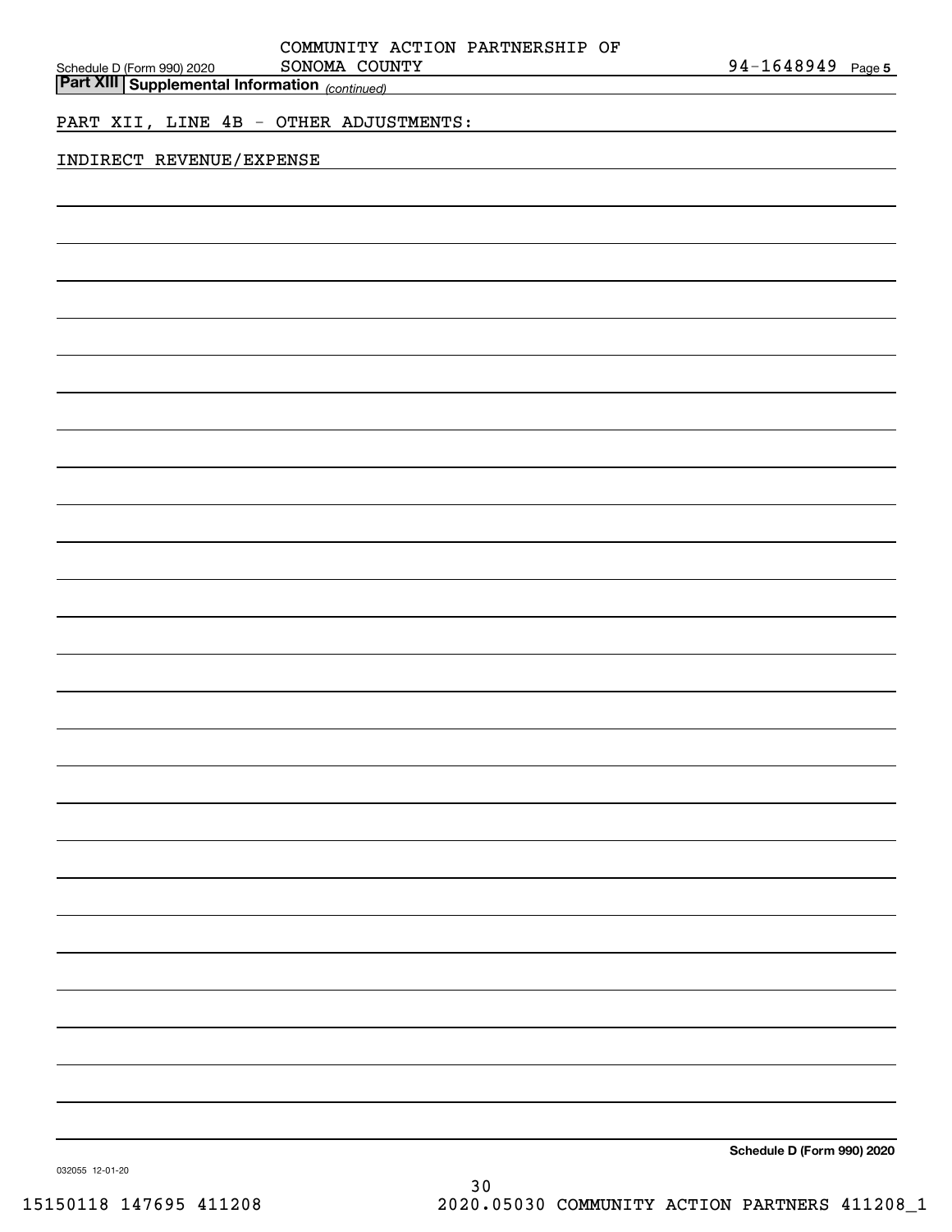COMMUNITY ACTION PARTNERSHIP OF SONOMA COUNTY

Schedule D (Form 990) 2020 — 94-1648949 Page 5

**Part XIII | Supplemental Information** *(continued)*

PART XII, LINE 4B - OTHER ADJUSTMENTS:

INDIRECT REVENUE/EXPENSE

**Schedule D (Form 990) 2020**

032055 12-01-20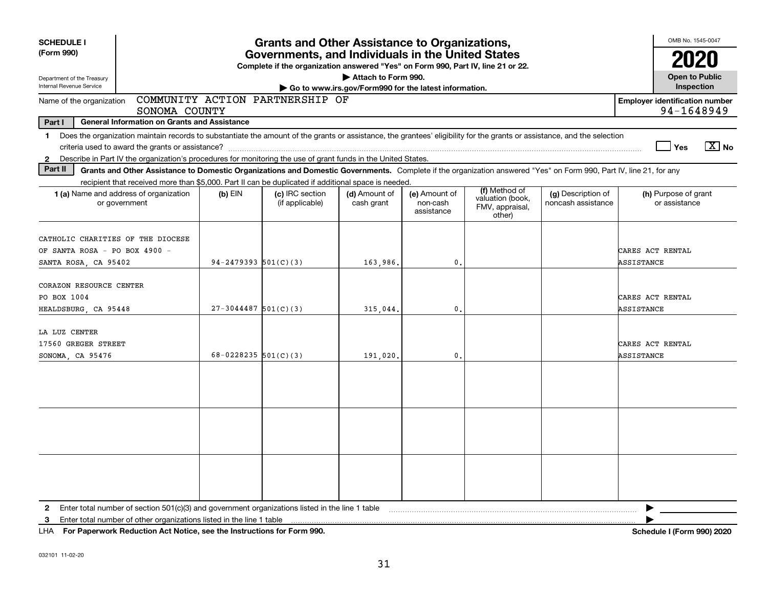**SCHEDULE I**
**(Form 990)**

Department of the Treasury
Internal Revenue Service

# Grants and Other Assistance to Organizations, Governments, and Individuals in the United States

**Complete if the organization answered "Yes" on Form 990, Part IV, line 21 or 22.**
▶ Attach to Form 990.
▶ Go to www.irs.gov/Form990 for the latest information.

OMB No. 1545-0047

**2020**

**Open to Public Inspection**

Name of the organization: COMMUNITY ACTION PARTNERSHIP OF SONOMA COUNTY

**Employer identification number:** 94-1648949

**Part I — General Information on Grants and Assistance**

1 Does the organization maintain records to substantiate the amount of the grants or assistance, the grantees' eligibility for the grants or assistance, and the selection criteria used to award the grants or assistance? ☐ Yes ☒ No

2 Describe in Part IV the organization's procedures for monitoring the use of grant funds in the United States.

**Part II — Grants and Other Assistance to Domestic Organizations and Domestic Governments.** Complete if the organization answered "Yes" on Form 990, Part IV, line 21, for any recipient that received more than $5,000. Part II can be duplicated if additional space is needed.

| 1 (a) Name and address of organization or government | (b) EIN | (c) IRC section (if applicable) | (d) Amount of cash grant | (e) Amount of non-cash assistance | (f) Method of valuation (book, FMV, appraisal, other) | (g) Description of noncash assistance | (h) Purpose of grant or assistance |
|---|---|---|---|---|---|---|---|
| CATHOLIC CHARITIES OF THE DIOCESE OF SANTA ROSA - PO BOX 4900 - SANTA ROSA, CA 95402 | 94-2479393 | 501(C)(3) | 163,986. | 0. | | | CARES ACT RENTAL ASSISTANCE |
| CORAZON RESOURCE CENTER PO BOX 1004 HEALDSBURG, CA 95448 | 27-3044487 | 501(C)(3) | 315,044. | 0. | | | CARES ACT RENTAL ASSISTANCE |
| LA LUZ CENTER 17560 GREGER STREET SONOMA, CA 95476 | 68-0228235 | 501(C)(3) | 191,020. | 0. | | | CARES ACT RENTAL ASSISTANCE |
| | | | | | | | |
| | | | | | | | |
| | | | | | | | |

2 Enter total number of section 501(c)(3) and government organizations listed in the line 1 table ▶

3 Enter total number of other organizations listed in the line 1 table ▶

LHA **For Paperwork Reduction Act Notice, see the Instructions for Form 990.** **Schedule I (Form 990) 2020**

032101 11-02-20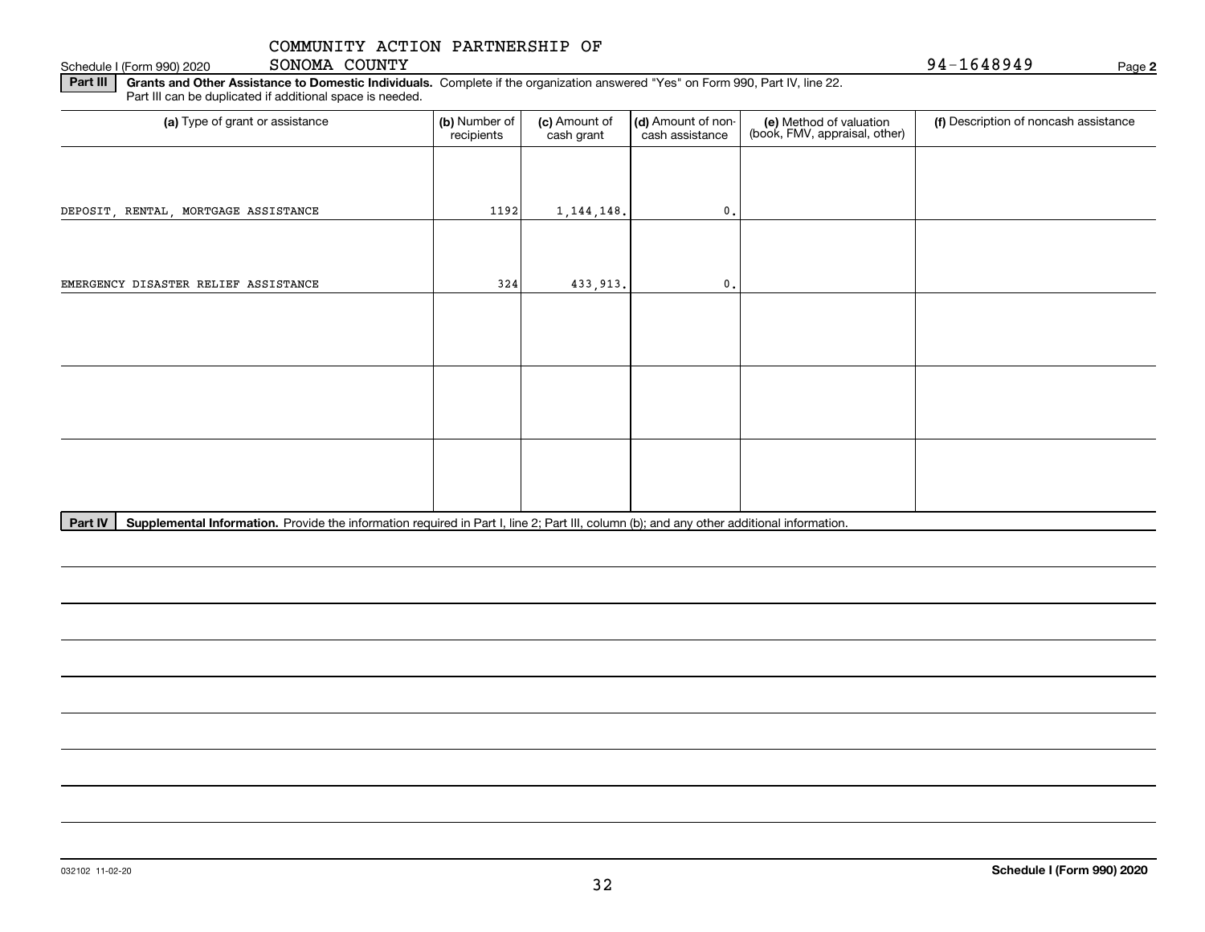COMMUNITY ACTION PARTNERSHIP OF SONOMA COUNTY

Schedule I (Form 990) 2020

94-1648949

**Part III** **Grants and Other Assistance to Domestic Individuals.** Complete if the organization answered "Yes" on Form 990, Part IV, line 22. Part III can be duplicated if additional space is needed.

| (a) Type of grant or assistance | (b) Number of recipients | (c) Amount of cash grant | (d) Amount of non-cash assistance | (e) Method of valuation (book, FMV, appraisal, other) | (f) Description of noncash assistance |
|---|---|---|---|---|---|
| DEPOSIT, RENTAL, MORTGAGE ASSISTANCE | 1192 | 1,144,148. | 0. | | |
| EMERGENCY DISASTER RELIEF ASSISTANCE | 324 | 433,913. | 0. | | |
| | | | | | |
| | | | | | |
| | | | | | |

**Part IV** **Supplemental Information.** Provide the information required in Part I, line 2; Part III, column (b); and any other additional information.

032102 11-02-20

**Schedule I (Form 990) 2020**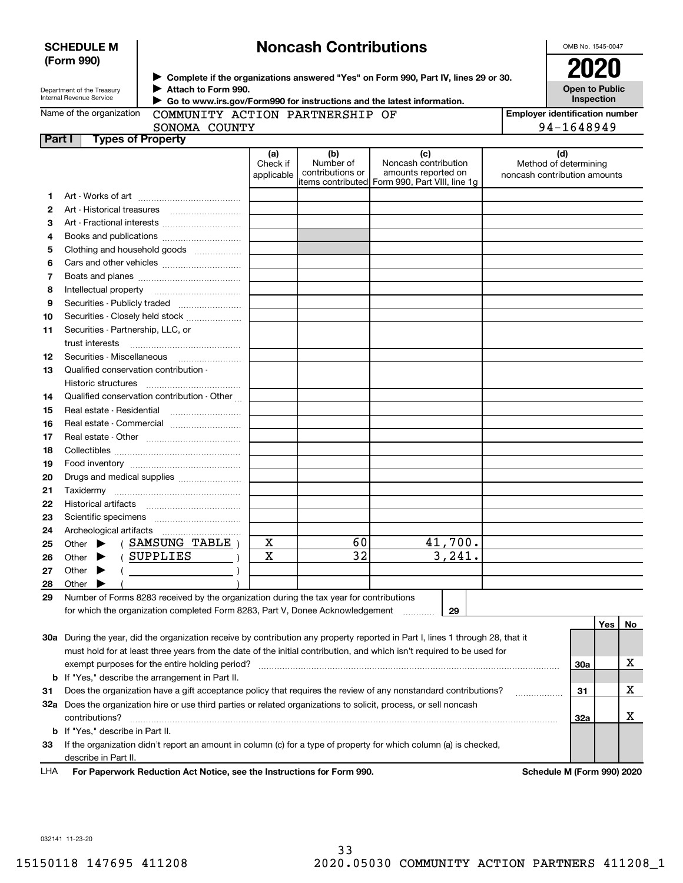**SCHEDULE M (Form 990)**

Department of the Treasury
Internal Revenue Service

# Noncash Contributions

▶ Complete if the organizations answered "Yes" on Form 990, Part IV, lines 29 or 30.
▶ Attach to Form 990.
▶ Go to www.irs.gov/Form990 for instructions and the latest information.

OMB No. 1545-0047

**2020**

**Open to Public Inspection**

Name of the organization: COMMUNITY ACTION PARTNERSHIP OF SONOMA COUNTY

Employer identification number: 94-1648949

## Part I Types of Property

| | | (a) Check if applicable | (b) Number of contributions or items contributed | (c) Noncash contribution amounts reported on Form 990, Part VIII, line 1g | (d) Method of determining noncash contribution amounts |
|---|---|---|---|---|---|
| 1 | Art - Works of art | | | | |
| 2 | Art - Historical treasures | | | | |
| 3 | Art - Fractional interests | | | | |
| 4 | Books and publications | | | | |
| 5 | Clothing and household goods | | | | |
| 6 | Cars and other vehicles | | | | |
| 7 | Boats and planes | | | | |
| 8 | Intellectual property | | | | |
| 9 | Securities - Publicly traded | | | | |
| 10 | Securities - Closely held stock | | | | |
| 11 | Securities - Partnership, LLC, or trust interests | | | | |
| 12 | Securities - Miscellaneous | | | | |
| 13 | Qualified conservation contribution - Historic structures | | | | |
| 14 | Qualified conservation contribution - Other | | | | |
| 15 | Real estate - Residential | | | | |
| 16 | Real estate - Commercial | | | | |
| 17 | Real estate - Other | | | | |
| 18 | Collectibles | | | | |
| 19 | Food inventory | | | | |
| 20 | Drugs and medical supplies | | | | |
| 21 | Taxidermy | | | | |
| 22 | Historical artifacts | | | | |
| 23 | Scientific specimens | | | | |
| 24 | Archeological artifacts | | | | |
| 25 | Other ▶ ( SAMSUNG TABLE ) | X | 60 | 41,700. | |
| 26 | Other ▶ ( SUPPLIES ) | X | 32 | 3,241. | |
| 27 | Other ▶ ( ) | | | | |
| 28 | Other ▶ ( ) | | | | |

29 Number of Forms 8283 received by the organization during the tax year for contributions for which the organization completed Form 8283, Part V, Donee Acknowledgement . . . . . . **29**

| | | | Yes | No |
|---|---|---|---|---|
| 30a | During the year, did the organization receive by contribution any property reported in Part I, lines 1 through 28, that it must hold for at least three years from the date of the initial contribution, and which isn't required to be used for exempt purposes for the entire holding period? | 30a | | X |
| b | If "Yes," describe the arrangement in Part II. | | | |
| 31 | Does the organization have a gift acceptance policy that requires the review of any nonstandard contributions? | 31 | | X |
| 32a | Does the organization hire or use third parties or related organizations to solicit, process, or sell noncash contributions? | 32a | | X |
| b | If "Yes," describe in Part II. | | | |
| 33 | If the organization didn't report an amount in column (c) for a type of property for which column (a) is checked, describe in Part II. | | | |

LHA **For Paperwork Reduction Act Notice, see the Instructions for Form 990.** **Schedule M (Form 990) 2020**

032141 11-23-20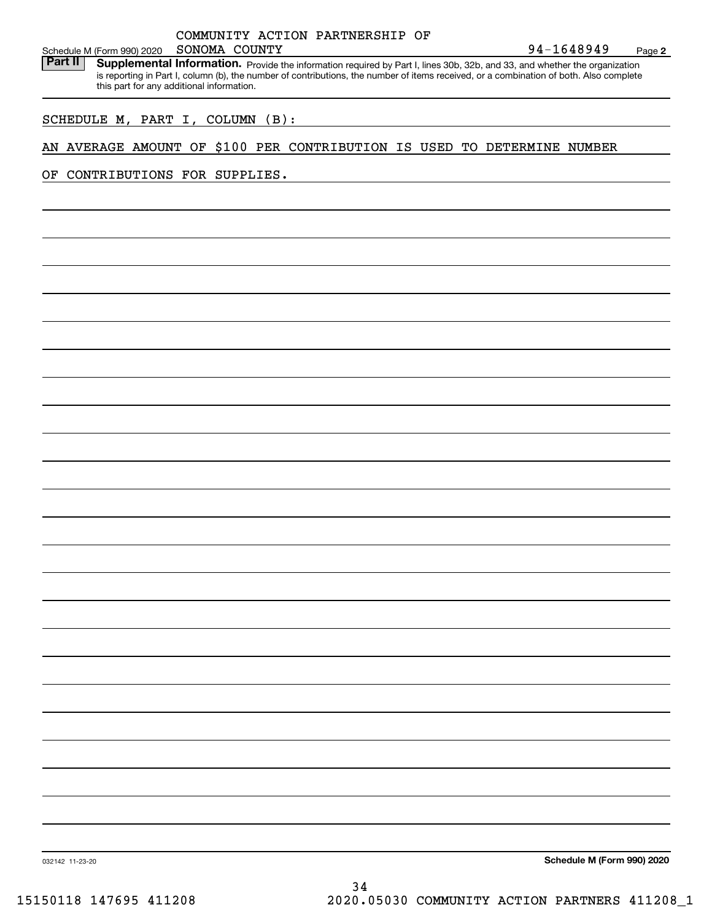Schedule M (Form 990) 2020 COMMUNITY ACTION PARTNERSHIP OF SONOMA COUNTY 94-1648949 Page **2**

**Part II** **Supplemental Information.** Provide the information required by Part I, lines 30b, 32b, and 33, and whether the organization is reporting in Part I, column (b), the number of contributions, the number of items received, or a combination of both. Also complete this part for any additional information.

SCHEDULE M, PART I, COLUMN (B):

AN AVERAGE AMOUNT OF $100 PER CONTRIBUTION IS USED TO DETERMINE NUMBER OF CONTRIBUTIONS FOR SUPPLIES.

032142 11-23-20

**Schedule M (Form 990) 2020**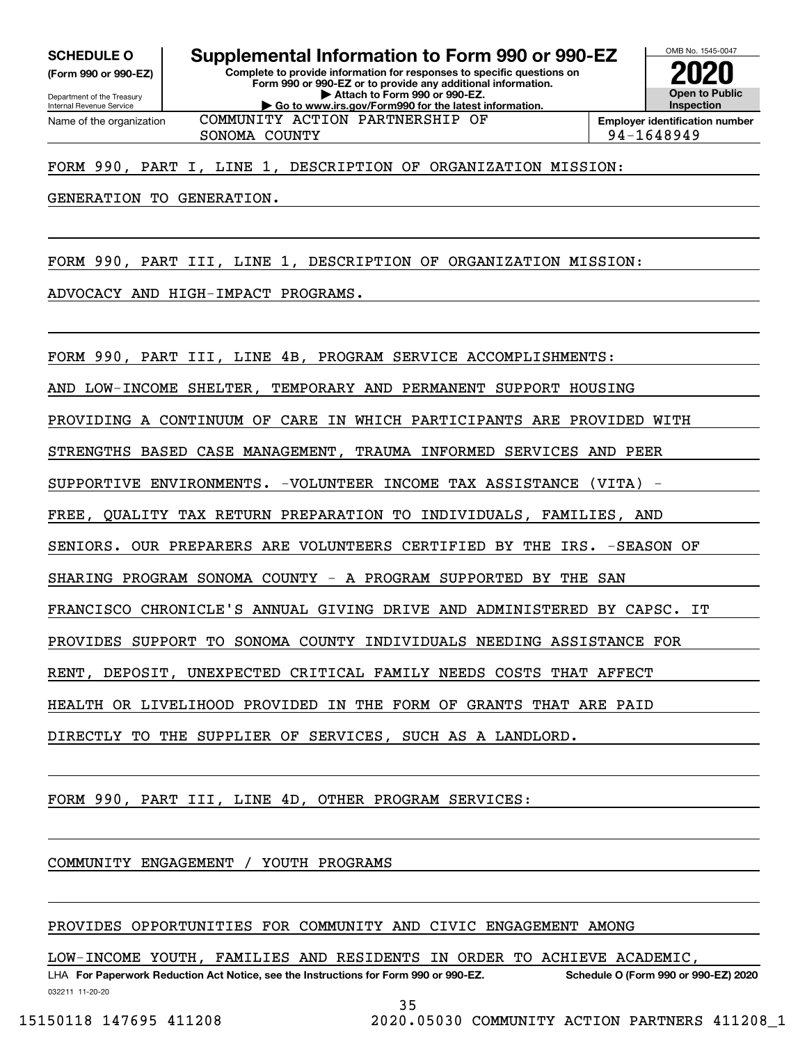**SCHEDULE O**
**(Form 990 or 990-EZ)**

Department of the Treasury
Internal Revenue Service

# Supplemental Information to Form 990 or 990-EZ

**Complete to provide information for responses to specific questions on Form 990 or 990-EZ or to provide any additional information.**
**▶ Attach to Form 990 or 990-EZ.**
**▶ Go to www.irs.gov/Form990 for the latest information.**

OMB No. 1545-0047
**2020**
**Open to Public Inspection**

| Name of the organization | Employer identification number |
|---|---|
| COMMUNITY ACTION PARTNERSHIP OF SONOMA COUNTY | 94-1648949 |

FORM 990, PART I, LINE 1, DESCRIPTION OF ORGANIZATION MISSION:

GENERATION TO GENERATION.

FORM 990, PART III, LINE 1, DESCRIPTION OF ORGANIZATION MISSION:

ADVOCACY AND HIGH-IMPACT PROGRAMS.

FORM 990, PART III, LINE 4B, PROGRAM SERVICE ACCOMPLISHMENTS:

AND LOW-INCOME SHELTER, TEMPORARY AND PERMANENT SUPPORT HOUSING PROVIDING A CONTINUUM OF CARE IN WHICH PARTICIPANTS ARE PROVIDED WITH STRENGTHS BASED CASE MANAGEMENT, TRAUMA INFORMED SERVICES AND PEER SUPPORTIVE ENVIRONMENTS. -VOLUNTEER INCOME TAX ASSISTANCE (VITA) - FREE, QUALITY TAX RETURN PREPARATION TO INDIVIDUALS, FAMILIES, AND SENIORS. OUR PREPARERS ARE VOLUNTEERS CERTIFIED BY THE IRS. -SEASON OF SHARING PROGRAM SONOMA COUNTY - A PROGRAM SUPPORTED BY THE SAN FRANCISCO CHRONICLE'S ANNUAL GIVING DRIVE AND ADMINISTERED BY CAPSC. IT PROVIDES SUPPORT TO SONOMA COUNTY INDIVIDUALS NEEDING ASSISTANCE FOR RENT, DEPOSIT, UNEXPECTED CRITICAL FAMILY NEEDS COSTS THAT AFFECT HEALTH OR LIVELIHOOD PROVIDED IN THE FORM OF GRANTS THAT ARE PAID DIRECTLY TO THE SUPPLIER OF SERVICES, SUCH AS A LANDLORD.

FORM 990, PART III, LINE 4D, OTHER PROGRAM SERVICES:

COMMUNITY ENGAGEMENT / YOUTH PROGRAMS

PROVIDES OPPORTUNITIES FOR COMMUNITY AND CIVIC ENGAGEMENT AMONG LOW-INCOME YOUTH, FAMILIES AND RESIDENTS IN ORDER TO ACHIEVE ACADEMIC,

LHA **For Paperwork Reduction Act Notice, see the Instructions for Form 990 or 990-EZ.** **Schedule O (Form 990 or 990-EZ) 2020**
032211 11-20-20

15150118 147695 411208 2020.05030 COMMUNITY ACTION PARTNERS 411208_1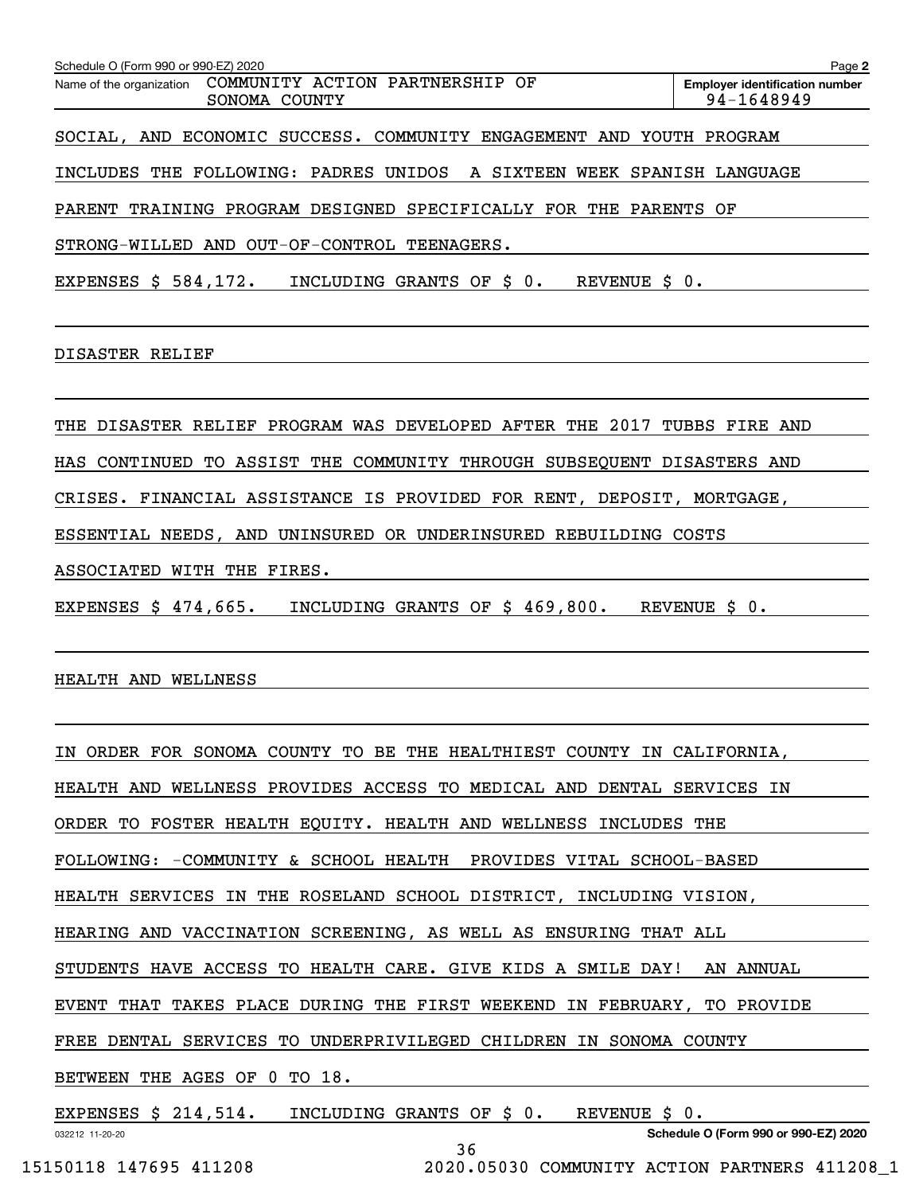SOCIAL, AND ECONOMIC SUCCESS. COMMUNITY ENGAGEMENT AND YOUTH PROGRAM INCLUDES THE FOLLOWING: PADRES UNIDOS A SIXTEEN WEEK SPANISH LANGUAGE PARENT TRAINING PROGRAM DESIGNED SPECIFICALLY FOR THE PARENTS OF STRONG-WILLED AND OUT-OF-CONTROL TEENAGERS.

EXPENSES $ 584,172. INCLUDING GRANTS OF $ 0. REVENUE $ 0.

DISASTER RELIEF

THE DISASTER RELIEF PROGRAM WAS DEVELOPED AFTER THE 2017 TUBBS FIRE AND HAS CONTINUED TO ASSIST THE COMMUNITY THROUGH SUBSEQUENT DISASTERS AND CRISES. FINANCIAL ASSISTANCE IS PROVIDED FOR RENT, DEPOSIT, MORTGAGE, ESSENTIAL NEEDS, AND UNINSURED OR UNDERINSURED REBUILDING COSTS ASSOCIATED WITH THE FIRES.

EXPENSES $ 474,665. INCLUDING GRANTS OF $ 469,800. REVENUE $ 0.

HEALTH AND WELLNESS

IN ORDER FOR SONOMA COUNTY TO BE THE HEALTHIEST COUNTY IN CALIFORNIA, HEALTH AND WELLNESS PROVIDES ACCESS TO MEDICAL AND DENTAL SERVICES IN ORDER TO FOSTER HEALTH EQUITY. HEALTH AND WELLNESS INCLUDES THE FOLLOWING: -COMMUNITY & SCHOOL HEALTH PROVIDES VITAL SCHOOL-BASED HEALTH SERVICES IN THE ROSELAND SCHOOL DISTRICT, INCLUDING VISION, HEARING AND VACCINATION SCREENING, AS WELL AS ENSURING THAT ALL STUDENTS HAVE ACCESS TO HEALTH CARE. GIVE KIDS A SMILE DAY! AN ANNUAL EVENT THAT TAKES PLACE DURING THE FIRST WEEKEND IN FEBRUARY, TO PROVIDE FREE DENTAL SERVICES TO UNDERPRIVILEGED CHILDREN IN SONOMA COUNTY BETWEEN THE AGES OF 0 TO 18.

EXPENSES $ 214,514. INCLUDING GRANTS OF $ 0. REVENUE $ 0.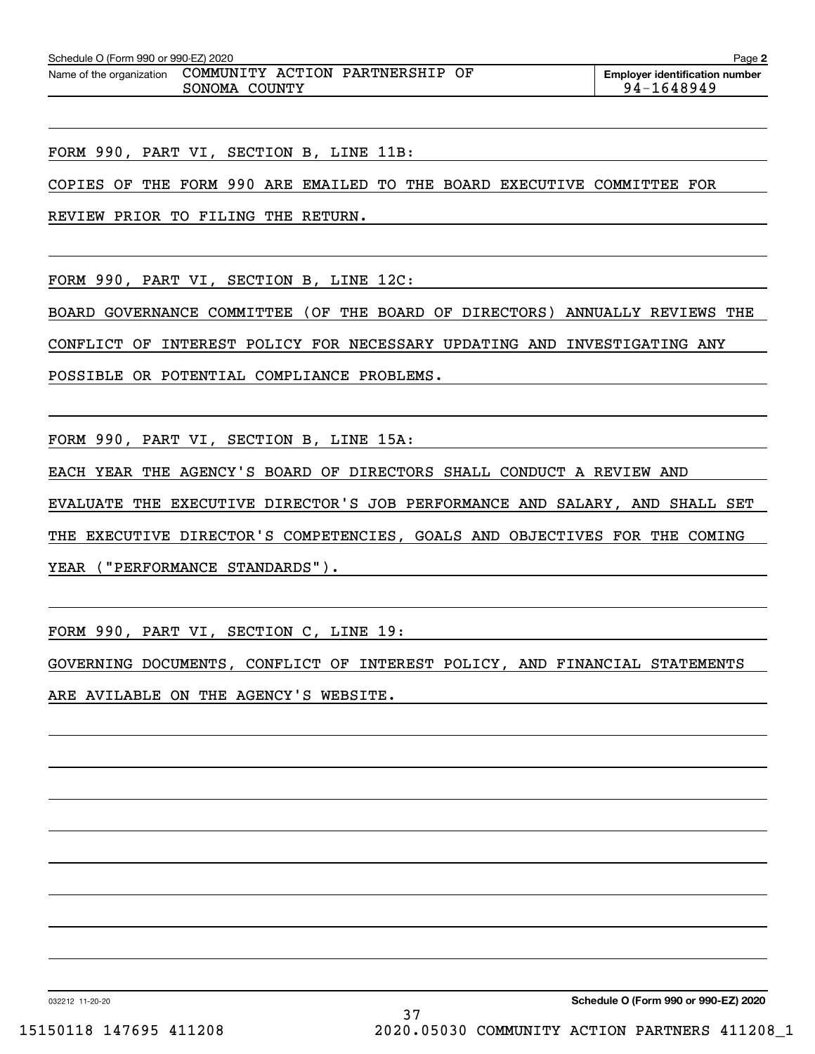Schedule O (Form 990 or 990-EZ) 2020

Name of the organization: COMMUNITY ACTION PARTNERSHIP OF SONOMA COUNTY

Employer identification number: 94-1648949

FORM 990, PART VI, SECTION B, LINE 11B:

COPIES OF THE FORM 990 ARE EMAILED TO THE BOARD EXECUTIVE COMMITTEE FOR REVIEW PRIOR TO FILING THE RETURN.

FORM 990, PART VI, SECTION B, LINE 12C:

BOARD GOVERNANCE COMMITTEE (OF THE BOARD OF DIRECTORS) ANNUALLY REVIEWS THE CONFLICT OF INTEREST POLICY FOR NECESSARY UPDATING AND INVESTIGATING ANY POSSIBLE OR POTENTIAL COMPLIANCE PROBLEMS.

FORM 990, PART VI, SECTION B, LINE 15A:

EACH YEAR THE AGENCY'S BOARD OF DIRECTORS SHALL CONDUCT A REVIEW AND EVALUATE THE EXECUTIVE DIRECTOR'S JOB PERFORMANCE AND SALARY, AND SHALL SET THE EXECUTIVE DIRECTOR'S COMPETENCIES, GOALS AND OBJECTIVES FOR THE COMING YEAR ("PERFORMANCE STANDARDS").

FORM 990, PART VI, SECTION C, LINE 19:

GOVERNING DOCUMENTS, CONFLICT OF INTEREST POLICY, AND FINANCIAL STATEMENTS ARE AVILABLE ON THE AGENCY'S WEBSITE.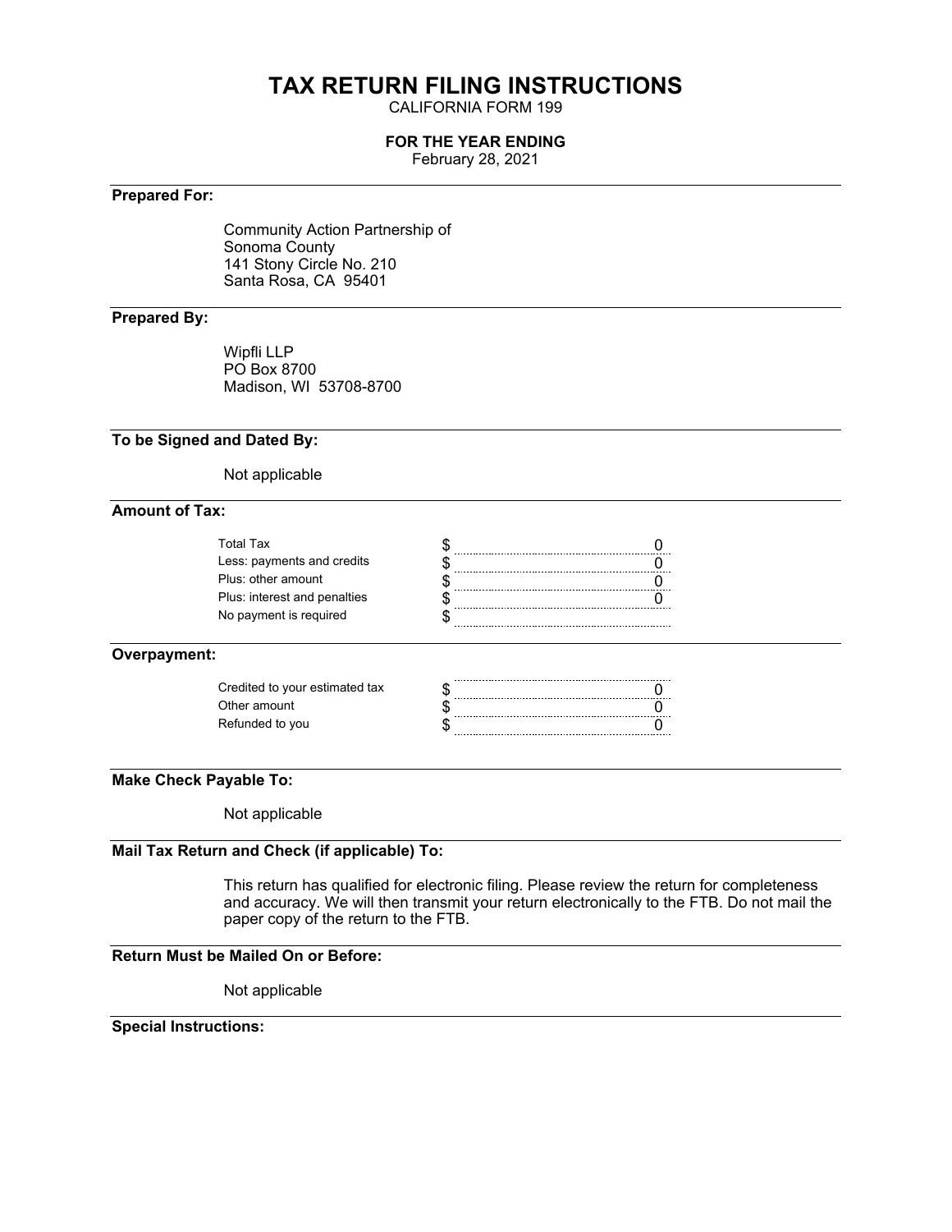# TAX RETURN FILING INSTRUCTIONS

CALIFORNIA FORM 199

**FOR THE YEAR ENDING**

February 28, 2021

---

**Prepared For:**

Community Action Partnership of
Sonoma County
141 Stony Circle No. 210
Santa Rosa, CA 95401

---

**Prepared By:**

Wipfli LLP
PO Box 8700
Madison, WI 53708-8700

---

**To be Signed and Dated By:**

Not applicable

---

**Amount of Tax:**

| | | |
|---|---|---|
| Total Tax | $ | 0 |
| Less: payments and credits | $ | 0 |
| Plus: other amount | $ | 0 |
| Plus: interest and penalties | $ | 0 |
| No payment is required | $ | |

---

**Overpayment:**

| | | |
|---|---|---|
| Credited to your estimated tax | $ | 0 |
| Other amount | $ | 0 |
| Refunded to you | $ | 0 |

---

**Make Check Payable To:**

Not applicable

---

**Mail Tax Return and Check (if applicable) To:**

This return has qualified for electronic filing. Please review the return for completeness and accuracy. We will then transmit your return electronically to the FTB. Do not mail the paper copy of the return to the FTB.

---

**Return Must be Mailed On or Before:**

Not applicable

---

**Special Instructions:**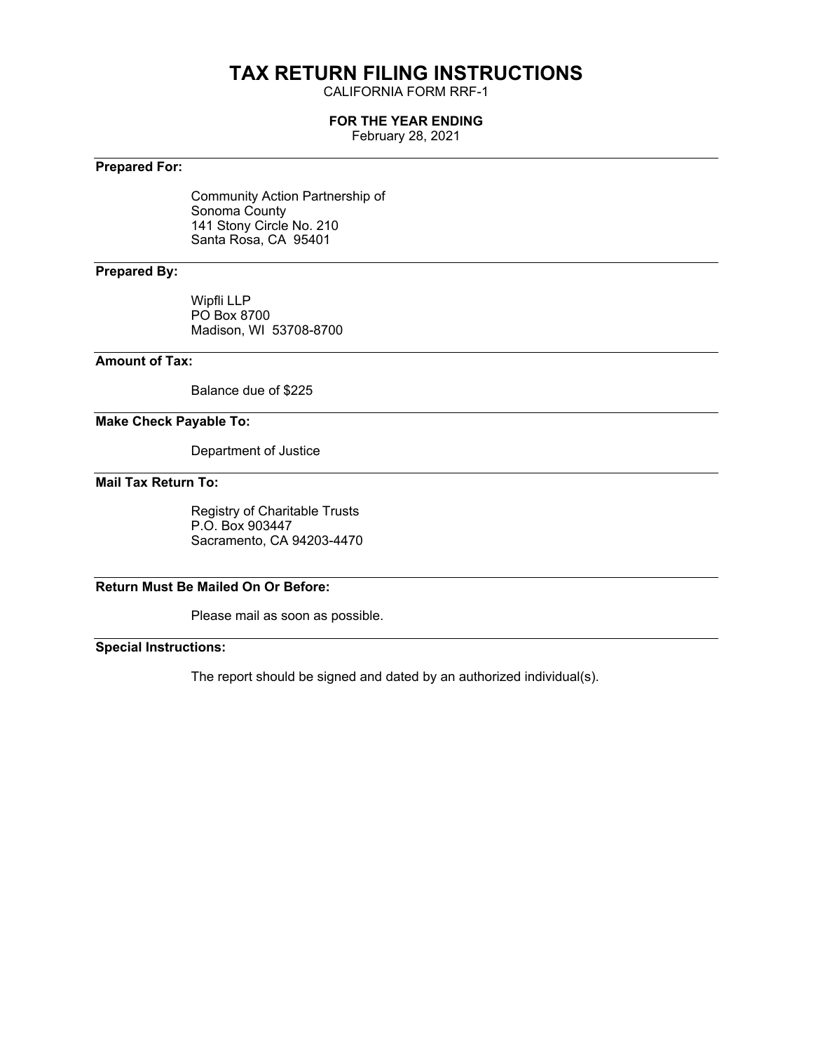# TAX RETURN FILING INSTRUCTIONS

CALIFORNIA FORM RRF-1

**FOR THE YEAR ENDING**

February 28, 2021

---

**Prepared For:**

Community Action Partnership of
Sonoma County
141 Stony Circle No. 210
Santa Rosa, CA 95401

---

**Prepared By:**

Wipfli LLP
PO Box 8700
Madison, WI 53708-8700

---

**Amount of Tax:**

Balance due of $225

---

**Make Check Payable To:**

Department of Justice

---

**Mail Tax Return To:**

Registry of Charitable Trusts
P.O. Box 903447
Sacramento, CA 94203-4470

---

**Return Must Be Mailed On Or Before:**

Please mail as soon as possible.

---

**Special Instructions:**

The report should be signed and dated by an authorized individual(s).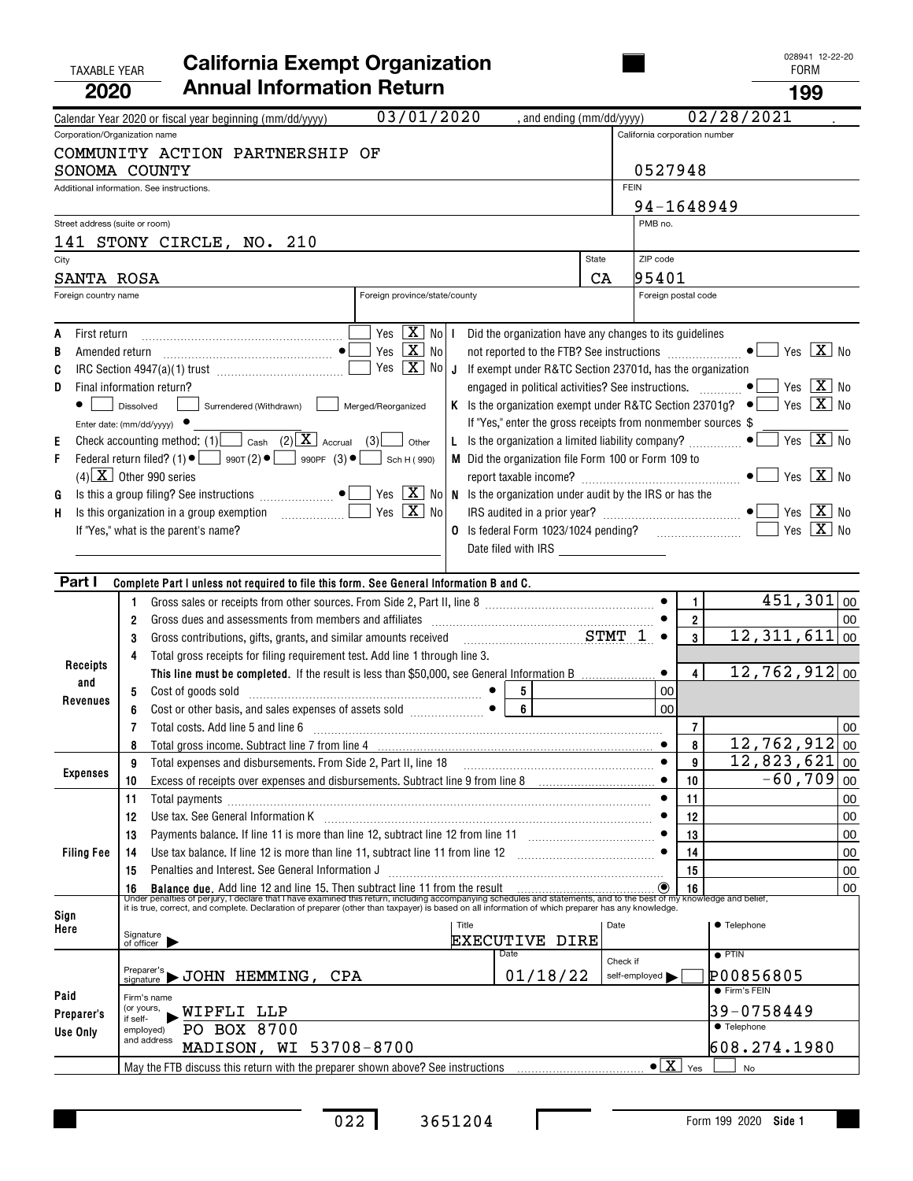TAXABLE YEAR **2020**

# California Exempt Organization Annual Information Return

028941 12-22-20

FORM **199**

Calendar Year 2020 or fiscal year beginning (mm/dd/yyyy) 03/01/2020 , and ending (mm/dd/yyyy) 02/28/2021 .

Corporation/Organization name: COMMUNITY ACTION PARTNERSHIP OF SONOMA COUNTY

California corporation number: 0527948

Additional information. See instructions.

FEIN: 94-1648949

Street address (suite or room): 141 STONY CIRCLE, NO. 210

PMB no.

City: SANTA ROSA | State: CA | ZIP code: 95401

Foreign country name | Foreign province/state/county | Foreign postal code

- **A** First return: Yes [ ] No [X]
- **B** Amended return: Yes [ ] No [X]
- **C** IRC Section 4947(a)(1) trust: Yes [ ] No [X]
- **D** Final information return? [ ] Dissolved [ ] Surrendered (Withdrawn) [ ] Merged/Reorganized
  Enter date: (mm/dd/yyyy)
- **E** Check accounting method: (1) [ ] Cash (2) [X] Accrual (3) [ ] Other
- **F** Federal return filed? (1) [ ] 990T (2) [ ] 990PF (3) [ ] Sch H (990) (4) [X] Other 990 series
- **G** Is this a group filing? See instructions: Yes [ ] No [X]
- **H** Is this organization in a group exemption: Yes [ ] No [X]
  If "Yes," what is the parent's name?
- **I** Did the organization have any changes to its guidelines not reported to the FTB? See instructions: Yes [ ] No [X]
- **J** If exempt under R&TC Section 23701d, has the organization engaged in political activities? See instructions: Yes [ ] No [X]
- **K** Is the organization exempt under R&TC Section 23701g? Yes [ ] No [X]
  If "Yes," enter the gross receipts from nonmember sources $
- **L** Is the organization a limited liability company? Yes [ ] No [X]
- **M** Did the organization file Form 100 or Form 109 to report taxable income? Yes [ ] No [X]
- **N** Is the organization under audit by the IRS or has the IRS audited in a prior year? Yes [ ] No [X]
- **O** Is federal Form 1023/1024 pending? Yes [ ] No [X]
  Date filed with IRS

## Part I Complete Part I unless not required to file this form. See General Information B and C.

| Section | Line | Description | | Amount |
|---|---|---|---|---|
| Receipts and Revenues | 1 | Gross sales or receipts from other sources. From Side 2, Part II, line 8 | 1 | 451,301 00 |
| | 2 | Gross dues and assessments from members and affiliates | 2 | 00 |
| | 3 | Gross contributions, gifts, grants, and similar amounts received STMT 1 | 3 | 12,311,611 00 |
| | 4 | Total gross receipts for filing requirement test. Add line 1 through line 3. **This line must be completed.** If the result is less than $50,000, see General Information B | 4 | 12,762,912 00 |
| | 5 | Cost of goods sold | 5 | 00 |
| | 6 | Cost or other basis, and sales expenses of assets sold | 6 | 00 |
| | 7 | Total costs. Add line 5 and line 6 | 7 | 00 |
| | 8 | Total gross income. Subtract line 7 from line 4 | 8 | 12,762,912 00 |
| Expenses | 9 | Total expenses and disbursements. From Side 2, Part II, line 18 | 9 | 12,823,621 00 |
| | 10 | Excess of receipts over expenses and disbursements. Subtract line 9 from line 8 | 10 | -60,709 00 |
| Filing Fee | 11 | Total payments | 11 | 00 |
| | 12 | Use tax. See General Information K | 12 | 00 |
| | 13 | Payments balance. If line 11 is more than line 12, subtract line 12 from line 11 | 13 | 00 |
| | 14 | Use tax balance. If line 12 is more than line 11, subtract line 11 from line 12 | 14 | 00 |
| | 15 | Penalties and Interest. See General Information J | 15 | 00 |
| | 16 | **Balance due.** Add line 12 and line 15. Then subtract line 11 from the result | 16 | 00 |

Under penalties of perjury, I declare that I have examined this return, including accompanying schedules and statements, and to the best of my knowledge and belief, it is true, correct, and complete. Declaration of preparer (other than taxpayer) is based on all information of which preparer has any knowledge.

**Sign Here** — Signature of officer | Title: EXECUTIVE DIRE | Date | Telephone

**Paid Preparer's Use Only**

- Preparer's signature: JOHN HEMMING, CPA
- Date: 01/18/22
- Check if self-employed [ ]
- PTIN: P00856805
- Firm's name (or yours, if self-employed) and address: WIPFLI LLP, PO BOX 8700, MADISON, WI 53708-8700
- Firm's FEIN: 39-0758449
- Telephone: 608.274.1980

May the FTB discuss this return with the preparer shown above? See instructions [X] Yes [ ] No

022 3651204

Form 199 2020 Side 1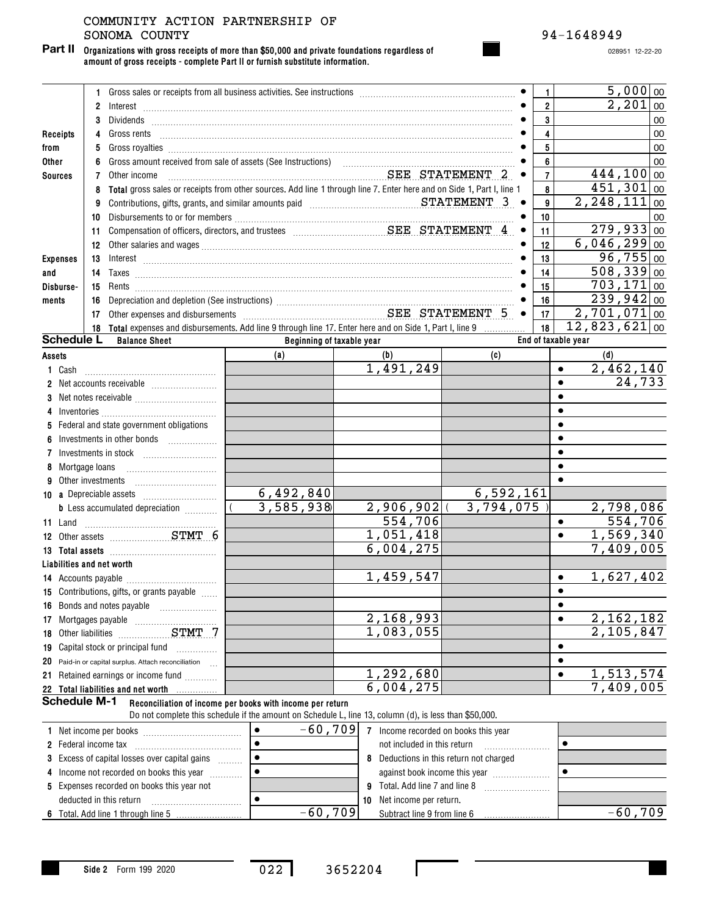COMMUNITY ACTION PARTNERSHIP OF SONOMA COUNTY

94-1648949

**Part II** **Organizations with gross receipts of more than $50,000 and private foundations regardless of amount of gross receipts - complete Part II or furnish substitute information.**

| Section | Line | Description | Line No. | Amount |
|---|---|---|---|---|
| Receipts from Other Sources | 1 | Gross sales or receipts from all business activities. See instructions | 1 | 5,000 00 |
| | 2 | Interest | 2 | 2,201 00 |
| | 3 | Dividends | 3 | 00 |
| | 4 | Gross rents | 4 | 00 |
| | 5 | Gross royalties | 5 | 00 |
| | 6 | Gross amount received from sale of assets (See Instructions) | 6 | 00 |
| | 7 | Other income SEE STATEMENT 2 | 7 | 444,100 00 |
| | 8 | **Total** gross sales or receipts from other sources. Add line 1 through line 7. Enter here and on Side 1, Part I, line 1 | 8 | 451,301 00 |
| Expenses and Disbursements | 9 | Contributions, gifts, grants, and similar amounts paid STATEMENT 3 | 9 | 2,248,111 00 |
| | 10 | Disbursements to or for members | 10 | 00 |
| | 11 | Compensation of officers, directors, and trustees SEE STATEMENT 4 | 11 | 279,933 00 |
| | 12 | Other salaries and wages | 12 | 6,046,299 00 |
| | 13 | Interest | 13 | 96,755 00 |
| | 14 | Taxes | 14 | 508,339 00 |
| | 15 | Rents | 15 | 703,171 00 |
| | 16 | Depreciation and depletion (See instructions) | 16 | 239,942 00 |
| | 17 | Other expenses and disbursements SEE STATEMENT 5 | 17 | 2,701,071 00 |
| | 18 | **Total** expenses and disbursements. Add line 9 through line 17. Enter here and on Side 1, Part I, line 9 | 18 | 12,823,621 00 |

**Schedule L** **Balance Sheet**

| Assets | Beginning of taxable year (a) | Beginning of taxable year (b) | End of taxable year (c) | End of taxable year (d) |
|---|---|---|---|---|
| 1 Cash | | 1,491,249 | | 2,462,140 |
| 2 Net accounts receivable | | | | 24,733 |
| 3 Net notes receivable | | | | |
| 4 Inventories | | | | |
| 5 Federal and state government obligations | | | | |
| 6 Investments in other bonds | | | | |
| 7 Investments in stock | | | | |
| 8 Mortgage loans | | | | |
| 9 Other investments | | | | |
| 10 a Depreciable assets | 6,492,840 | | 6,592,161 | |
| b Less accumulated depreciation | ( 3,585,938 ) | 2,906,902 | ( 3,794,075 ) | 2,798,086 |
| 11 Land | | 554,706 | | 554,706 |
| 12 Other assets STMT 6 | | 1,051,418 | | 1,569,340 |
| 13 **Total assets** | | 6,004,275 | | 7,409,005 |
| **Liabilities and net worth** | | | | |
| 14 Accounts payable | | 1,459,547 | | 1,627,402 |
| 15 Contributions, gifts, or grants payable | | | | |
| 16 Bonds and notes payable | | | | |
| 17 Mortgages payable | | 2,168,993 | | 2,162,182 |
| 18 Other liabilities STMT 7 | | 1,083,055 | | 2,105,847 |
| 19 Capital stock or principal fund | | | | |
| 20 Paid-in or capital surplus. Attach reconciliation | | | | |
| 21 Retained earnings or income fund | | 1,292,680 | | 1,513,574 |
| 22 **Total liabilities and net worth** | | 6,004,275 | | 7,409,005 |

**Schedule M-1** **Reconciliation of income per books with income per return**

Do not complete this schedule if the amount on Schedule L, line 13, column (d), is less than $50,000.

| | | | |
|---|---|---|---|
| 1 Net income per books | -60,709 | 7 Income recorded on books this year not included in this return | |
| 2 Federal income tax | | 8 Deductions in this return not charged against book income this year | |
| 3 Excess of capital losses over capital gains | | 9 Total. Add line 7 and line 8 | |
| 4 Income not recorded on books this year | | 10 Net income per return. Subtract line 9 from line 6 | -60,709 |
| 5 Expenses recorded on books this year not deducted in this return | | | |
| 6 Total. Add line 1 through line 5 | -60,709 | | |

Side 2 Form 199 2020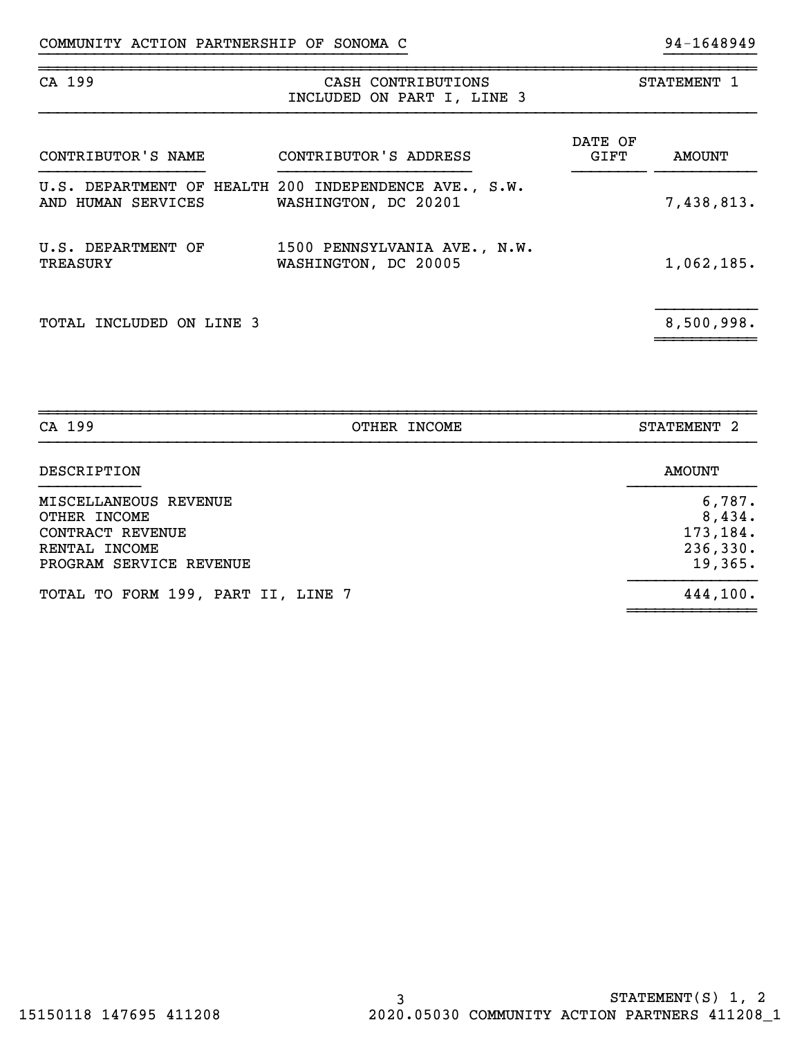COMMUNITY ACTION PARTNERSHIP OF SONOMA C 94-1648949

## CA 199 — CASH CONTRIBUTIONS INCLUDED ON PART I, LINE 3 — STATEMENT 1

| CONTRIBUTOR'S NAME | CONTRIBUTOR'S ADDRESS | DATE OF GIFT | AMOUNT |
|---|---|---|---|
| U.S. DEPARTMENT OF HEALTH AND HUMAN SERVICES | 200 INDEPENDENCE AVE., S.W. WASHINGTON, DC 20201 | | 7,438,813. |
| U.S. DEPARTMENT OF TREASURY | 1500 PENNSYLVANIA AVE., N.W. WASHINGTON, DC 20005 | | 1,062,185. |
| TOTAL INCLUDED ON LINE 3 | | | 8,500,998. |

## CA 199 — OTHER INCOME — STATEMENT 2

| DESCRIPTION | AMOUNT |
|---|---|
| MISCELLANEOUS REVENUE | 6,787. |
| OTHER INCOME | 8,434. |
| CONTRACT REVENUE | 173,184. |
| RENTAL INCOME | 236,330. |
| PROGRAM SERVICE REVENUE | 19,365. |
| TOTAL TO FORM 199, PART II, LINE 7 | 444,100. |

STATEMENT(S) 1, 2

15150118 147695 411208 2020.05030 COMMUNITY ACTION PARTNERS 411208_1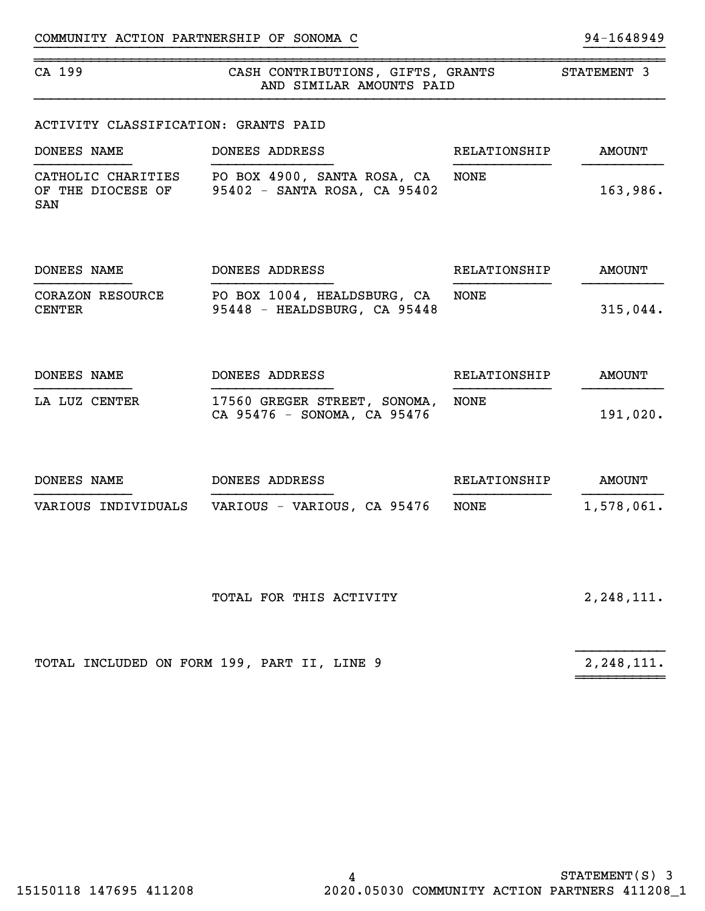COMMUNITY ACTION PARTNERSHIP OF SONOMA C 94-1648949

## CA 199 — CASH CONTRIBUTIONS, GIFTS, GRANTS AND SIMILAR AMOUNTS PAID — STATEMENT 3

ACTIVITY CLASSIFICATION: GRANTS PAID

| DONEES NAME | DONEES ADDRESS | RELATIONSHIP | AMOUNT |
|---|---|---|---|
| CATHOLIC CHARITIES OF THE DIOCESE OF SAN | PO BOX 4900, SANTA ROSA, CA 95402 - SANTA ROSA, CA 95402 | NONE | 163,986. |
| CORAZON RESOURCE CENTER | PO BOX 1004, HEALDSBURG, CA 95448 - HEALDSBURG, CA 95448 | NONE | 315,044. |
| LA LUZ CENTER | 17560 GREGER STREET, SONOMA, CA 95476 - SONOMA, CA 95476 | NONE | 191,020. |
| VARIOUS INDIVIDUALS | VARIOUS - VARIOUS, CA 95476 | NONE | 1,578,061. |
| | TOTAL FOR THIS ACTIVITY | | 2,248,111. |

TOTAL INCLUDED ON FORM 199, PART II, LINE 9 — 2,248,111.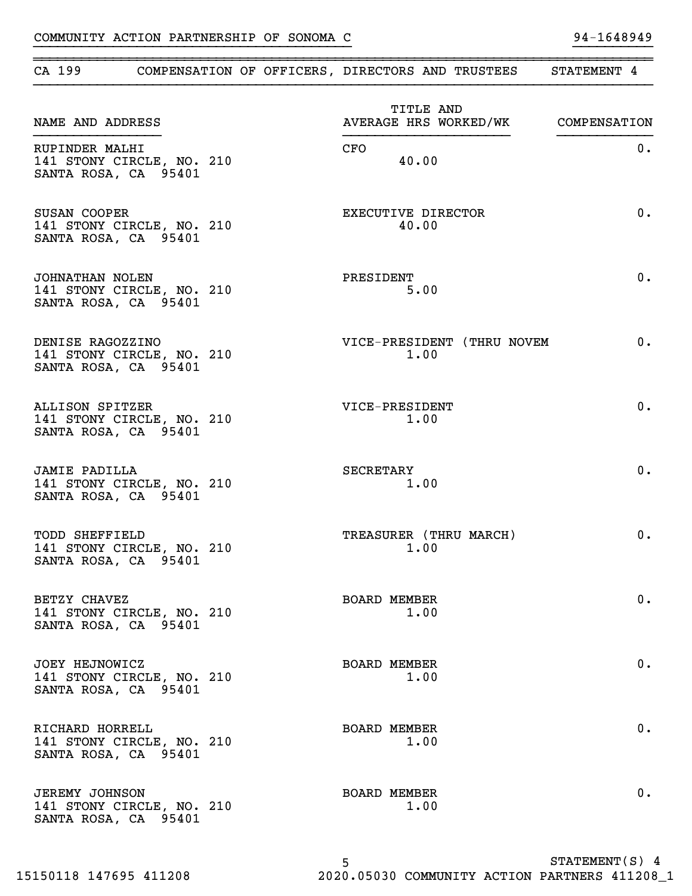COMMUNITY ACTION PARTNERSHIP OF SONOMA C 94-1648949

## CA 199 COMPENSATION OF OFFICERS, DIRECTORS AND TRUSTEES STATEMENT 4

| NAME AND ADDRESS | TITLE AND AVERAGE HRS WORKED/WK | COMPENSATION |
|---|---|---|
| RUPINDER MALHI<br>141 STONY CIRCLE, NO. 210<br>SANTA ROSA, CA 95401 | CFO<br>40.00 | 0. |
| SUSAN COOPER<br>141 STONY CIRCLE, NO. 210<br>SANTA ROSA, CA 95401 | EXECUTIVE DIRECTOR<br>40.00 | 0. |
| JOHNATHAN NOLEN<br>141 STONY CIRCLE, NO. 210<br>SANTA ROSA, CA 95401 | PRESIDENT<br>5.00 | 0. |
| DENISE RAGOZZINO<br>141 STONY CIRCLE, NO. 210<br>SANTA ROSA, CA 95401 | VICE-PRESIDENT (THRU NOVEM<br>1.00 | 0. |
| ALLISON SPITZER<br>141 STONY CIRCLE, NO. 210<br>SANTA ROSA, CA 95401 | VICE-PRESIDENT<br>1.00 | 0. |
| JAMIE PADILLA<br>141 STONY CIRCLE, NO. 210<br>SANTA ROSA, CA 95401 | SECRETARY<br>1.00 | 0. |
| TODD SHEFFIELD<br>141 STONY CIRCLE, NO. 210<br>SANTA ROSA, CA 95401 | TREASURER (THRU MARCH)<br>1.00 | 0. |
| BETZY CHAVEZ<br>141 STONY CIRCLE, NO. 210<br>SANTA ROSA, CA 95401 | BOARD MEMBER<br>1.00 | 0. |
| JOEY HEJNOWICZ<br>141 STONY CIRCLE, NO. 210<br>SANTA ROSA, CA 95401 | BOARD MEMBER<br>1.00 | 0. |
| RICHARD HORRELL<br>141 STONY CIRCLE, NO. 210<br>SANTA ROSA, CA 95401 | BOARD MEMBER<br>1.00 | 0. |
| JEREMY JOHNSON<br>141 STONY CIRCLE, NO. 210<br>SANTA ROSA, CA 95401 | BOARD MEMBER<br>1.00 | 0. |

STATEMENT(S) 4

15150118 147695 411208 2020.05030 COMMUNITY ACTION PARTNERS 411208_1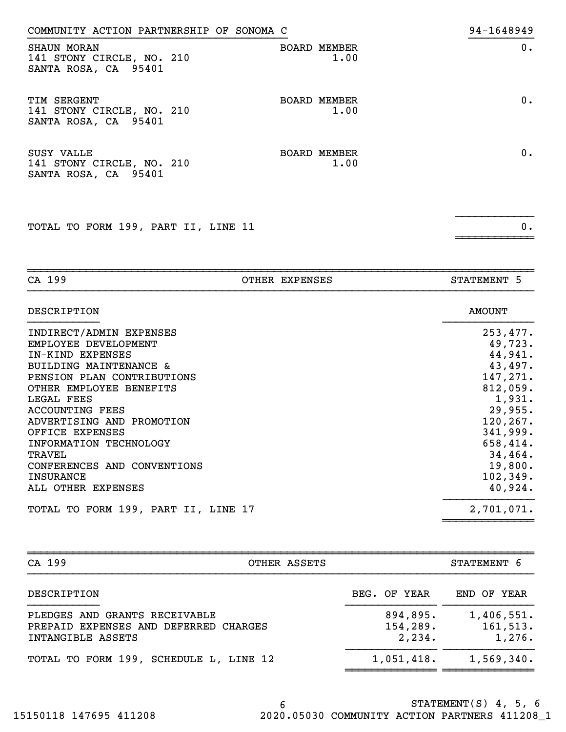COMMUNITY ACTION PARTNERSHIP OF SONOMA C 94-1648949

| | | |
|---|---|---|
| SHAUN MORAN<br>141 STONY CIRCLE, NO. 210<br>SANTA ROSA, CA 95401 | BOARD MEMBER<br>1.00 | 0. |
| TIM SERGENT<br>141 STONY CIRCLE, NO. 210<br>SANTA ROSA, CA 95401 | BOARD MEMBER<br>1.00 | 0. |
| SUSY VALLE<br>141 STONY CIRCLE, NO. 210<br>SANTA ROSA, CA 95401 | BOARD MEMBER<br>1.00 | 0. |
| TOTAL TO FORM 199, PART II, LINE 11 | | 0. |

## CA 199 — OTHER EXPENSES — STATEMENT 5

| DESCRIPTION | AMOUNT |
|---|---|
| INDIRECT/ADMIN EXPENSES | 253,477. |
| EMPLOYEE DEVELOPMENT | 49,723. |
| IN-KIND EXPENSES | 44,941. |
| BUILDING MAINTENANCE & | 43,497. |
| PENSION PLAN CONTRIBUTIONS | 147,271. |
| OTHER EMPLOYEE BENEFITS | 812,059. |
| LEGAL FEES | 1,931. |
| ACCOUNTING FEES | 29,955. |
| ADVERTISING AND PROMOTION | 120,267. |
| OFFICE EXPENSES | 341,999. |
| INFORMATION TECHNOLOGY | 658,414. |
| TRAVEL | 34,464. |
| CONFERENCES AND CONVENTIONS | 19,800. |
| INSURANCE | 102,349. |
| ALL OTHER EXPENSES | 40,924. |
| TOTAL TO FORM 199, PART II, LINE 17 | 2,701,071. |

## CA 199 — OTHER ASSETS — STATEMENT 6

| DESCRIPTION | BEG. OF YEAR | END OF YEAR |
|---|---|---|
| PLEDGES AND GRANTS RECEIVABLE | 894,895. | 1,406,551. |
| PREPAID EXPENSES AND DEFERRED CHARGES | 154,289. | 161,513. |
| INTANGIBLE ASSETS | 2,234. | 1,276. |
| TOTAL TO FORM 199, SCHEDULE L, LINE 12 | 1,051,418. | 1,569,340. |

STATEMENT(S) 4, 5, 6

15150118 147695 411208 2020.05030 COMMUNITY ACTION PARTNERS 411208_1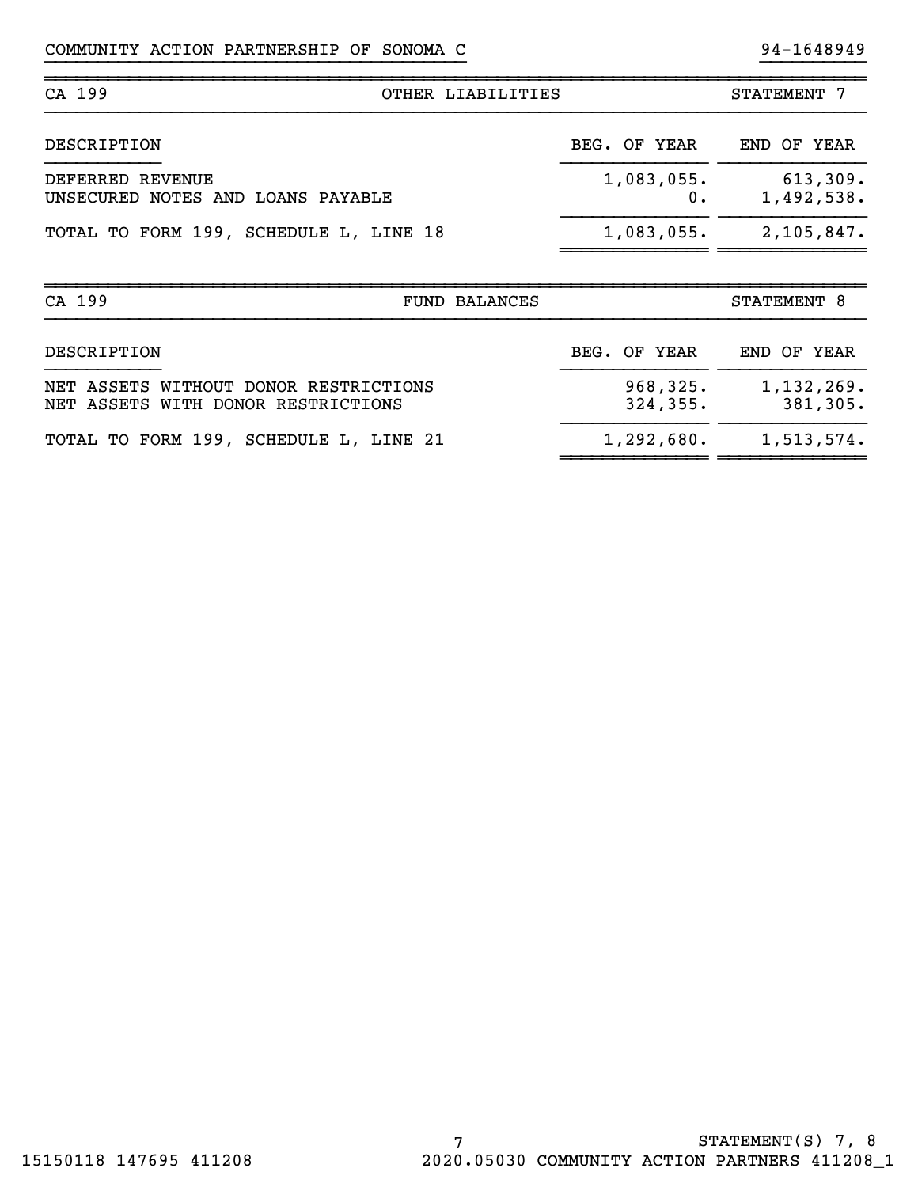COMMUNITY ACTION PARTNERSHIP OF SONOMA C 94-1648949

## CA 199 — OTHER LIBERTIES — STATEMENT 7

| DESCRIPTION | BEG. OF YEAR | END OF YEAR |
|---|---|---|
| DEFERRED REVENUE | 1,083,055. | 613,309. |
| UNSECURED NOTES AND LOANS PAYABLE | 0. | 1,492,538. |
| TOTAL TO FORM 199, SCHEDULE L, LINE 18 | 1,083,055. | 2,105,847. |

## CA 199 — FUND BALANCES — STATEMENT 8

| DESCRIPTION | BEG. OF YEAR | END OF YEAR |
|---|---|---|
| NET ASSETS WITHOUT DONOR RESTRICTIONS | 968,325. | 1,132,269. |
| NET ASSETS WITH DONOR RESTRICTIONS | 324,355. | 381,305. |
| TOTAL TO FORM 199, SCHEDULE L, LINE 21 | 1,292,680. | 1,513,574. |

STATEMENT(S) 7, 8

15150118 147695 411208 2020.05030 COMMUNITY ACTION PARTNERS 411208_1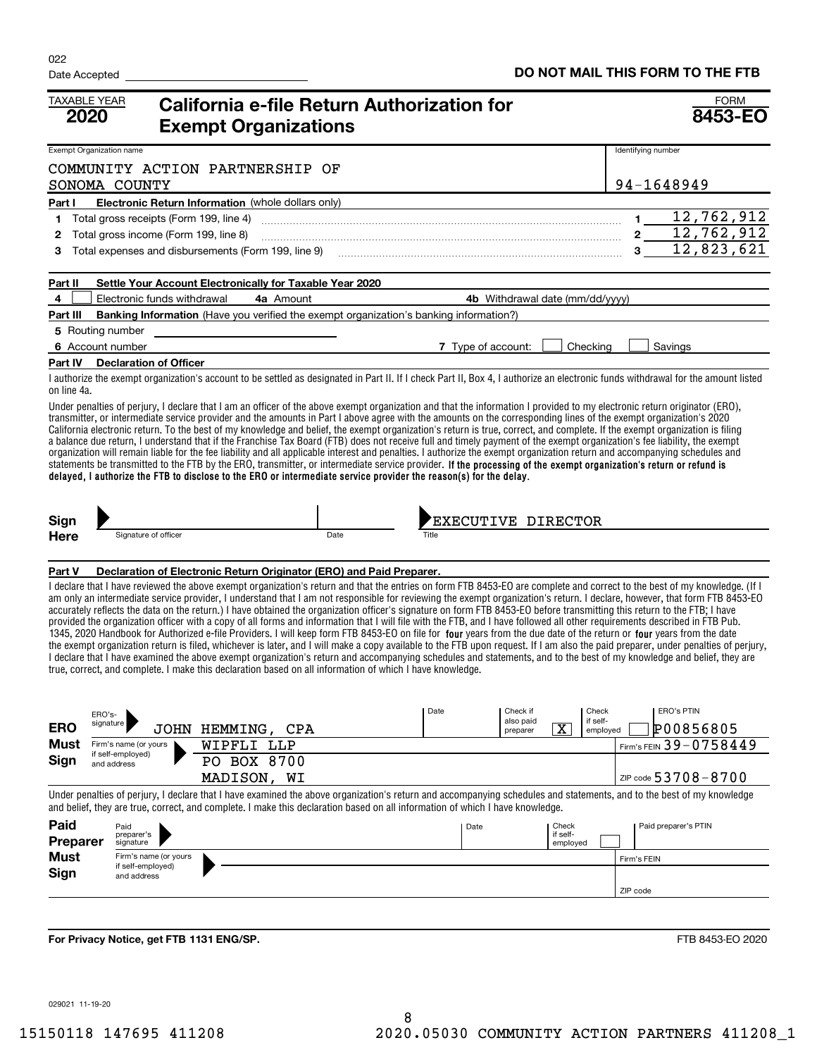022

Date Accepted

**DO NOT MAIL THIS FORM TO THE FTB**

TAXABLE YEAR **2020**

# California e-file Return Authorization for Exempt Organizations

FORM **8453-EO**

| Exempt Organization name | Identifying number |
|---|---|
| COMMUNITY ACTION PARTNERSHIP OF SONOMA COUNTY | 94-1648949 |

**Part I Electronic Return Information** (whole dollars only)

| | | | |
|---|---|---|---|
| 1 | Total gross receipts (Form 199, line 4) | 1 | 12,762,912 |
| 2 | Total gross income (Form 199, line 8) | 2 | 12,762,912 |
| 3 | Total expenses and disbursements (Form 199, line 9) | 3 | 12,823,621 |

**Part II Settle Your Account Electronically for Taxable Year 2020**

4 ☐ Electronic funds withdrawal **4a** Amount **4b** Withdrawal date (mm/dd/yyyy)

**Part III Banking Information** (Have you verified the exempt organization's banking information?)

**5** Routing number

**6** Account number **7** Type of account: ☐ Checking ☐ Savings

**Part IV Declaration of Officer**

I authorize the exempt organization's account to be settled as designated in Part II. If I check Part II, Box 4, I authorize an electronic funds withdrawal for the amount listed on line 4a.

Under penalties of perjury, I declare that I am an officer of the above exempt organization and that the information I provided to my electronic return originator (ERO), transmitter, or intermediate service provider and the amounts in Part I above agree with the amounts on the corresponding lines of the exempt organization's 2020 California electronic return. To the best of my knowledge and belief, the exempt organization's return is true, correct, and complete. If the exempt organization is filing a balance due return, I understand that if the Franchise Tax Board (FTB) does not receive full and timely payment of the exempt organization's fee liability, the exempt organization will remain liable for the fee liability and all applicable interest and penalties. I authorize the exempt organization return and accompanying schedules and statements be transmitted to the FTB by the ERO, transmitter, or intermediate service provider. **If the processing of the exempt organization's return or refund is delayed, I authorize the FTB to disclose to the ERO or intermediate service provider the reason(s) for the delay.**

**Sign Here** Signature of officer ___ Date ___ Title: EXECUTIVE DIRECTOR

**Part V Declaration of Electronic Return Originator (ERO) and Paid Preparer.**

I declare that I have reviewed the above exempt organization's return and that the entries on form FTB 8453-EO are complete and correct to the best of my knowledge. (If I am only an intermediate service provider, I understand that I am not responsible for reviewing the exempt organization's return. I declare, however, that form FTB 8453-EO accurately reflects the data on the return.) I have obtained the organization officer's signature on form FTB 8453-EO before transmitting this return to the FTB; I have provided the organization officer with a copy of all forms and information that I will file with the FTB, and I have followed all other requirements described in FTB Pub. 1345, 2020 Handbook for Authorized e-file Providers. I will keep form FTB 8453-EO on file for **four** years from the due date of the return or **four** years from the date the exempt organization return is filed, whichever is later, and I will make a copy available to the FTB upon request. If I am also the paid preparer, under penalties of perjury, I declare that I have examined the above exempt organization's return and accompanying schedules and statements, and to the best of my knowledge and belief, they are true, correct, and complete. I make this declaration based on all information of which I have knowledge.

**ERO Must Sign**

| | | | | | |
|---|---|---|---|---|---|
| ERO's signature | JOHN HEMMING, CPA | Date | Check if also paid preparer ☒ | Check if self-employed ☐ | ERO's PTIN P00856805 |
| Firm's name (or yours if self-employed) and address | WIPFLI LLP<br>PO BOX 8700<br>MADISON, WI | | | | Firm's FEIN 39-0758449<br>ZIP code 53708-8700 |

Under penalties of perjury, I declare that I have examined the above exempt organization's return and accompanying schedules and statements, and to the best of my knowledge and belief, they are true, correct, and complete. I make this declaration based on all information of which I have knowledge.

**Paid Preparer Must Sign**

| | | | | |
|---|---|---|---|---|
| Paid preparer's signature | | Date | Check if self-employed ☐ | Paid preparer's PTIN |
| Firm's name (or yours if self-employed) and address | | | | Firm's FEIN<br>ZIP code |

**For Privacy Notice, get FTB 1131 ENG/SP.**

FTB 8453-EO 2020

029021 11-19-20

15150118 147695 411208 2020.05030 COMMUNITY ACTION PARTNERS 411208_1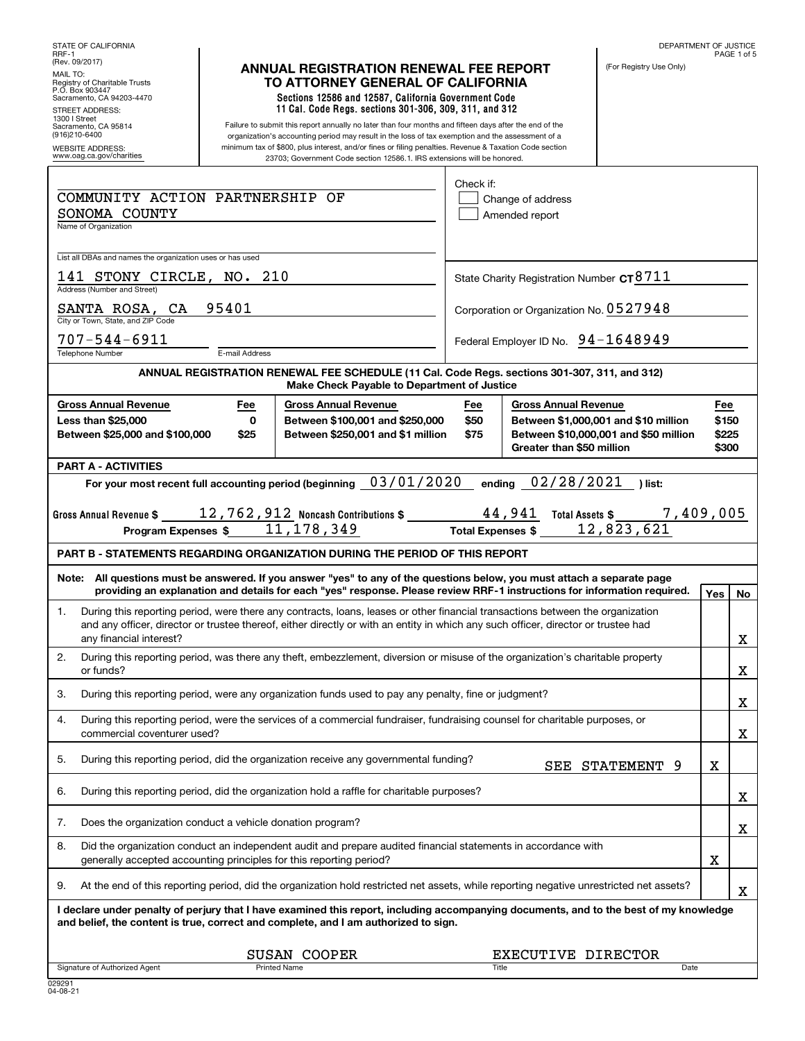STATE OF CALIFORNIA
RRF-1
(Rev. 09/2017)

MAIL TO:
Registry of Charitable Trusts
P.O. Box 903447
Sacramento, CA 94203-4470

STREET ADDRESS:
1300 I Street
Sacramento, CA 95814
(916)210-6400

WEBSITE ADDRESS:
www.oag.ca.gov/charities

DEPARTMENT OF JUSTICE

(For Registry Use Only)

# ANNUAL REGISTRATION RENEWAL FEE REPORT TO ATTORNEY GENERAL OF CALIFORNIA

**Sections 12586 and 12587, California Government Code**
**11 Cal. Code Regs. sections 301-306, 309, 311, and 312**

Failure to submit this report annually no later than four months and fifteen days after the end of the organization's accounting period may result in the loss of tax exemption and the assessment of a minimum tax of $800, plus interest, and/or fines or filing penalties. Revenue & Taxation Code section 23703; Government Code section 12586.1. IRS extensions will be honored.

Name of Organization: COMMUNITY ACTION PARTNERSHIP OF SONOMA COUNTY

List all DBAs and names the organization uses or has used:

Address (Number and Street): 141 STONY CIRCLE, NO. 210

City or Town, State, and ZIP Code: SANTA ROSA, CA 95401

Telephone Number: 707-544-6911

E-mail Address:

Check if:
- [ ] Change of address
- [ ] Amended report

State Charity Registration Number CT8711

Corporation or Organization No. 0527948

Federal Employer ID No. 94-1648949

**ANNUAL REGISTRATION RENEWAL FEE SCHEDULE (11 Cal. Code Regs. sections 301-307, 311, and 312)**
**Make Check Payable to Department of Justice**

| Gross Annual Revenue | Fee | Gross Annual Revenue | Fee | Gross Annual Revenue | Fee |
|---|---|---|---|---|---|
| Less than $25,000 | 0 | Between $100,001 and $250,000 | $50 | Between $1,000,001 and $10 million | $150 |
| Between $25,000 and $100,000 | $25 | Between $250,001 and $1 million | $75 | Between $10,000,001 and $50 million | $225 |
| | | | | Greater than $50 million | $300 |

**PART A - ACTIVITIES**

For your most recent full accounting period (beginning 03/01/2020 ending 02/28/2021 ) list:

Gross Annual Revenue $ 12,762,912 Noncash Contributions $ 44,941 Total Assets $ 7,409,005

Program Expenses $ 11,178,349 Total Expenses $ 12,823,621

**PART B - STATEMENTS REGARDING ORGANIZATION DURING THE PERIOD OF THIS REPORT**

**Note: All questions must be answered. If you answer "yes" to any of the questions below, you must attach a separate page providing an explanation and details for each "yes" response. Please review RRF-1 instructions for information required.**

| | Question | Yes | No |
|---|---|---|---|
| 1. | During this reporting period, were there any contracts, loans, leases or other financial transactions between the organization and any officer, director or trustee thereof, either directly or with an entity in which any such officer, director or trustee had any financial interest? | | X |
| 2. | During this reporting period, was there any theft, embezzlement, diversion or misuse of the organization's charitable property or funds? | | X |
| 3. | During this reporting period, were any organization funds used to pay any penalty, fine or judgment? | | X |
| 4. | During this reporting period, were the services of a commercial fundraiser, fundraising counsel for charitable purposes, or commercial coventurer used? | | X |
| 5. | During this reporting period, did the organization receive any governmental funding? SEE STATEMENT 9 | X | |
| 6. | During this reporting period, did the organization hold a raffle for charitable purposes? | | X |
| 7. | Does the organization conduct a vehicle donation program? | | X |
| 8. | Did the organization conduct an independent audit and prepare audited financial statements in accordance with generally accepted accounting principles for this reporting period? | X | |
| 9. | At the end of this reporting period, did the organization hold restricted net assets, while reporting negative unrestricted net assets? | | X |

**I declare under penalty of perjury that I have examined this report, including accompanying documents, and to the best of my knowledge and belief, the content is true, correct and complete, and I am authorized to sign.**

| Signature of Authorized Agent | Printed Name | Title | Date |
|---|---|---|---|
| | SUSAN COOPER | EXECUTIVE DIRECTOR | |

029291
04-08-21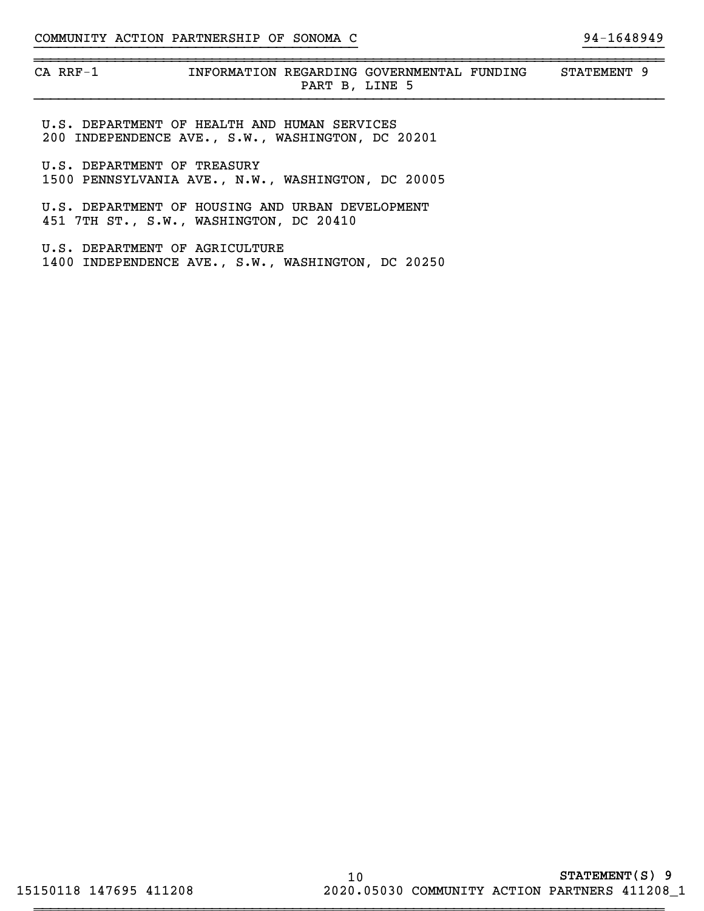| CA RRF-1 | INFORMATION REGARDING GOVERNMENTAL FUNDING PART B, LINE 5 | STATEMENT 9 |
|---|---|---|

U.S. DEPARTMENT OF HEALTH AND HUMAN SERVICES
200 INDEPENDENCE AVE., S.W., WASHINGTON, DC 20201

U.S. DEPARTMENT OF TREASURY
1500 PENNSYLVANIA AVE., N.W., WASHINGTON, DC 20005

U.S. DEPARTMENT OF HOUSING AND URBAN DEVELOPMENT
451 7TH ST., S.W., WASHINGTON, DC 20410

U.S. DEPARTMENT OF AGRICULTURE
1400 INDEPENDENCE AVE., S.W., WASHINGTON, DC 20250